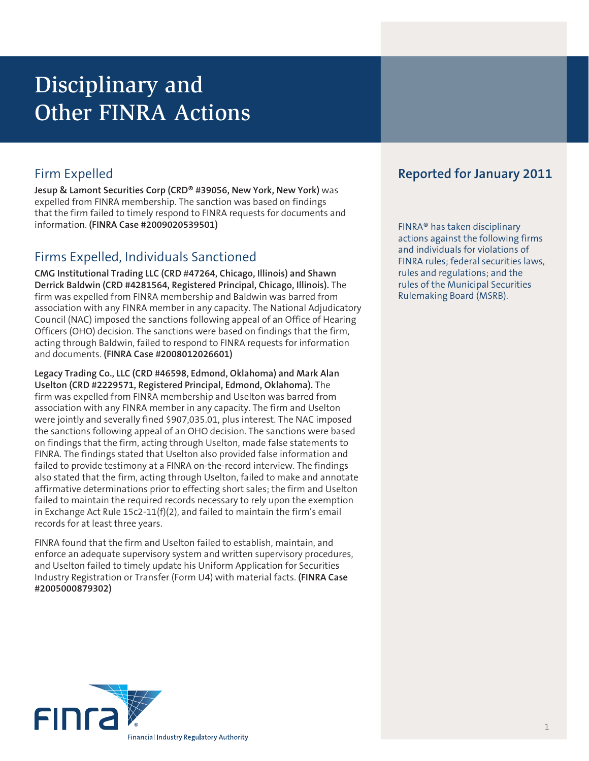# Disciplinary and Other FINRA Actions

## Reported for January 2011

FINRA® has taken disciplinary actions against the following firms and individuals for violations of FINRA rules; federal securities laws, rules and regulations; and the rules of the Municipal Securities Rulemaking Board (MSRB).

## Firm Expelled

**Jesup & Lamont Securities Corp (CRD® #39056, New York, New York)** was expelled from FINRA membership. The sanction was based on findings that the firm failed to timely respond to FINRA requests for documents and information. **(FINRA Case #2009020539501)**

## Firms Expelled, Individuals Sanctioned

**CMG Institutional Trading LLC (CRD #47264, Chicago, Illinois) and Shawn Derrick Baldwin (CRD #4281564, Registered Principal, Chicago, Illinois).** The firm was expelled from FINRA membership and Baldwin was barred from association with any FINRA member in any capacity. The National Adjudicatory Council (NAC) imposed the sanctions following appeal of an Office of Hearing Officers (OHO) decision. The sanctions were based on findings that the firm, acting through Baldwin, failed to respond to FINRA requests for information and documents. **(FINRA Case #2008012026601)**

**Legacy Trading Co., LLC (CRD #46598, Edmond, Oklahoma) and Mark Alan Uselton (CRD #2229571, Registered Principal, Edmond, Oklahoma).** The firm was expelled from FINRA membership and Uselton was barred from association with any FINRA member in any capacity. The firm and Uselton were jointly and severally fined $907,035.01, plus interest. The NAC imposed the sanctions following appeal of an OHO decision. The sanctions were based on findings that the firm, acting through Uselton, made false statements to FINRA. The findings stated that Uselton also provided false information and failed to provide testimony at a FINRA on-the-record interview. The findings also stated that the firm, acting through Uselton, failed to make and annotate affirmative determinations prior to effecting short sales; the firm and Uselton failed to maintain the required records necessary to rely upon the exemption in Exchange Act Rule 15c2-11(f)(2), and failed to maintain the firm's email records for at least three years.

FINRA found that the firm and Uselton failed to establish, maintain, and enforce an adequate supervisory system and written supervisory procedures, and Uselton failed to timely update his Uniform Application for Securities Industry Registration or Transfer (Form U4) with material facts. **(FINRA Case #2005000879302)**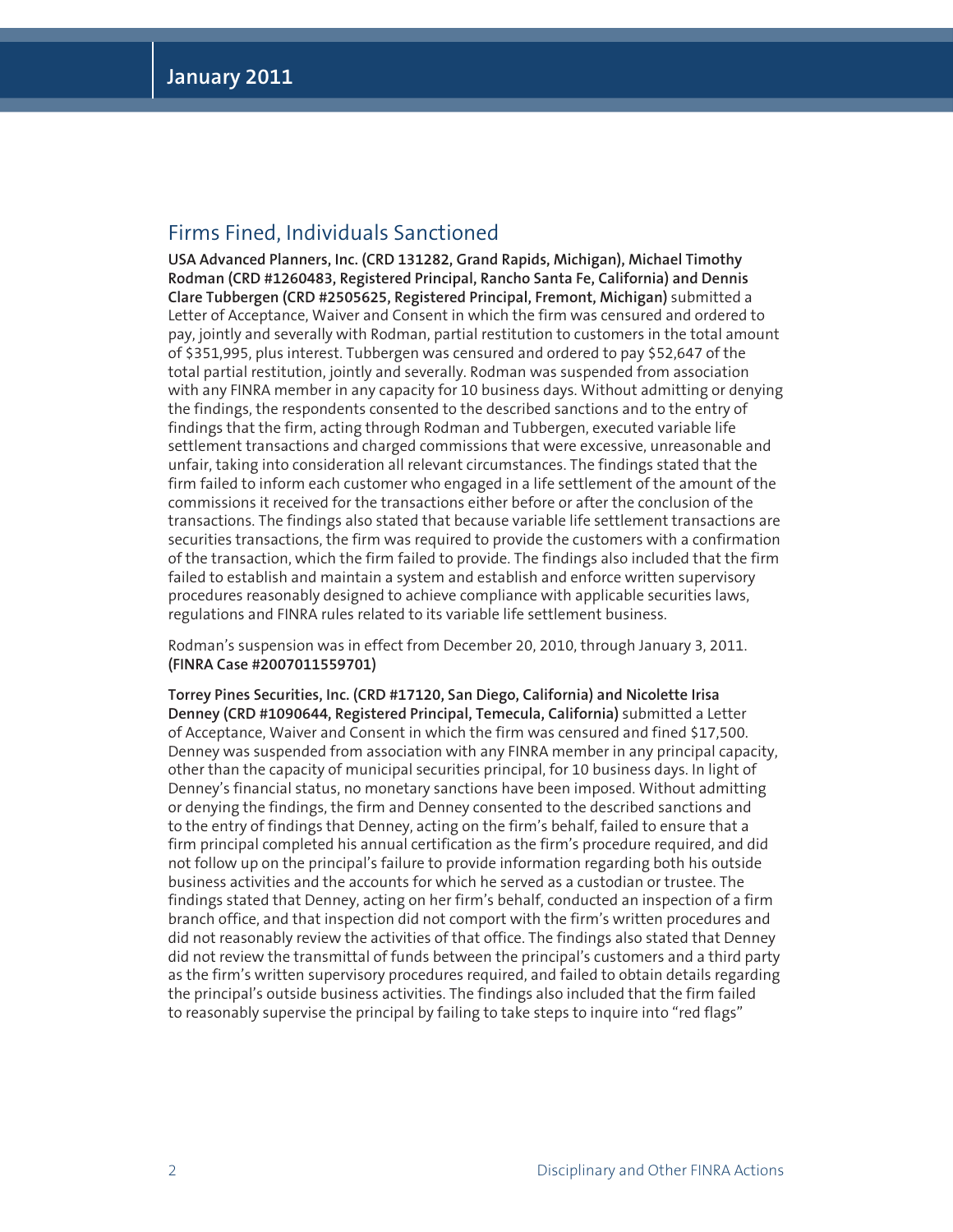## Firms Fined, Individuals Sanctioned

**USA Advanced Planners, Inc. (CRD 131282, Grand Rapids, Michigan), Michael Timothy Rodman (CRD #1260483, Registered Principal, Rancho Santa Fe, California) and Dennis Clare Tubbergen (CRD #2505625, Registered Principal, Fremont, Michigan)** submitted a Letter of Acceptance, Waiver and Consent in which the firm was censured and ordered to pay, jointly and severally with Rodman, partial restitution to customers in the total amount of $351,995, plus interest. Tubbergen was censured and ordered to pay $52,647 of the total partial restitution, jointly and severally. Rodman was suspended from association with any FINRA member in any capacity for 10 business days. Without admitting or denying the findings, the respondents consented to the described sanctions and to the entry of findings that the firm, acting through Rodman and Tubbergen, executed variable life settlement transactions and charged commissions that were excessive, unreasonable and unfair, taking into consideration all relevant circumstances. The findings stated that the firm failed to inform each customer who engaged in a life settlement of the amount of the commissions it received for the transactions either before or after the conclusion of the transactions. The findings also stated that because variable life settlement transactions are securities transactions, the firm was required to provide the customers with a confirmation of the transaction, which the firm failed to provide. The findings also included that the firm failed to establish and maintain a system and establish and enforce written supervisory procedures reasonably designed to achieve compliance with applicable securities laws, regulations and FINRA rules related to its variable life settlement business.

Rodman's suspension was in effect from December 20, 2010, through January 3, 2011. **(FINRA Case #2007011559701)**

**Torrey Pines Securities, Inc. (CRD #17120, San Diego, California) and Nicolette Irisa Denney (CRD #1090644, Registered Principal, Temecula, California)** submitted a Letter of Acceptance, Waiver and Consent in which the firm was censured and fined $17,500. Denney was suspended from association with any FINRA member in any principal capacity, other than the capacity of municipal securities principal, for 10 business days. In light of Denney's financial status, no monetary sanctions have been imposed. Without admitting or denying the findings, the firm and Denney consented to the described sanctions and to the entry of findings that Denney, acting on the firm's behalf, failed to ensure that a firm principal completed his annual certification as the firm's procedure required, and did not follow up on the principal's failure to provide information regarding both his outside business activities and the accounts for which he served as a custodian or trustee. The findings stated that Denney, acting on her firm's behalf, conducted an inspection of a firm branch office, and that inspection did not comport with the firm's written procedures and did not reasonably review the activities of that office. The findings also stated that Denney did not review the transmittal of funds between the principal's customers and a third party as the firm's written supervisory procedures required, and failed to obtain details regarding the principal's outside business activities. The findings also included that the firm failed to reasonably supervise the principal by failing to take steps to inquire into "red flags"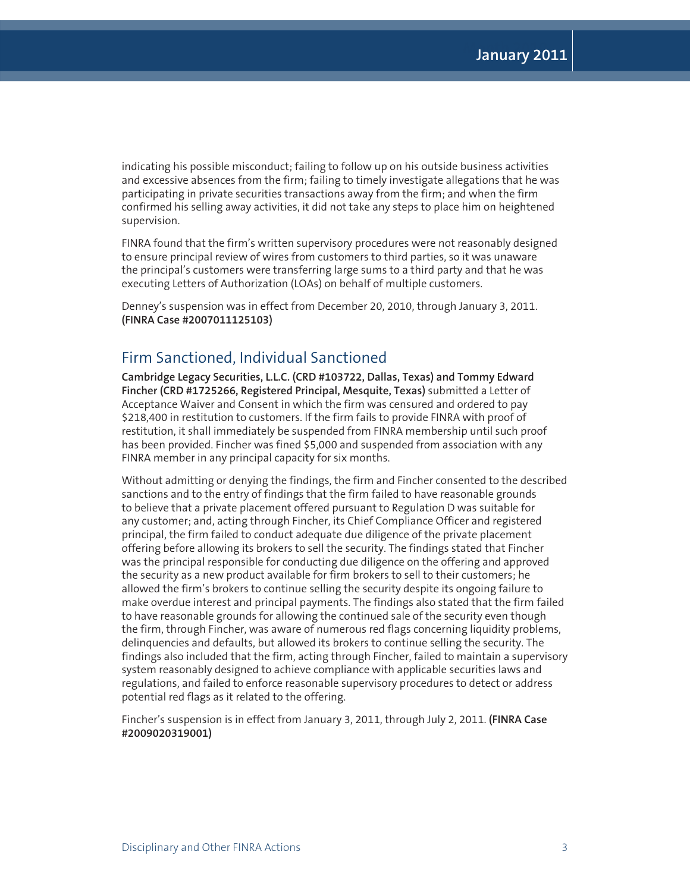indicating his possible misconduct; failing to follow up on his outside business activities and excessive absences from the firm; failing to timely investigate allegations that he was participating in private securities transactions away from the firm; and when the firm confirmed his selling away activities, it did not take any steps to place him on heightened supervision.

FINRA found that the firm's written supervisory procedures were not reasonably designed to ensure principal review of wires from customers to third parties, so it was unaware the principal's customers were transferring large sums to a third party and that he was executing Letters of Authorization (LOAs) on behalf of multiple customers.

Denney's suspension was in effect from December 20, 2010, through January 3, 2011. **(FINRA Case #2007011125103)**

## Firm Sanctioned, Individual Sanctioned

**Cambridge Legacy Securities, L.L.C. (CRD #103722, Dallas, Texas) and Tommy Edward Fincher (CRD #1725266, Registered Principal, Mesquite, Texas)** submitted a Letter of Acceptance Waiver and Consent in which the firm was censured and ordered to pay $218,400 in restitution to customers. If the firm fails to provide FINRA with proof of restitution, it shall immediately be suspended from FINRA membership until such proof has been provided. Fincher was fined $5,000 and suspended from association with any FINRA member in any principal capacity for six months.

Without admitting or denying the findings, the firm and Fincher consented to the described sanctions and to the entry of findings that the firm failed to have reasonable grounds to believe that a private placement offered pursuant to Regulation D was suitable for any customer; and, acting through Fincher, its Chief Compliance Officer and registered principal, the firm failed to conduct adequate due diligence of the private placement offering before allowing its brokers to sell the security. The findings stated that Fincher was the principal responsible for conducting due diligence on the offering and approved the security as a new product available for firm brokers to sell to their customers; he allowed the firm's brokers to continue selling the security despite its ongoing failure to make overdue interest and principal payments. The findings also stated that the firm failed to have reasonable grounds for allowing the continued sale of the security even though the firm, through Fincher, was aware of numerous red flags concerning liquidity problems, delinquencies and defaults, but allowed its brokers to continue selling the security. The findings also included that the firm, acting through Fincher, failed to maintain a supervisory system reasonably designed to achieve compliance with applicable securities laws and regulations, and failed to enforce reasonable supervisory procedures to detect or address potential red flags as it related to the offering.

Fincher's suspension is in effect from January 3, 2011, through July 2, 2011. **(FINRA Case #2009020319001)**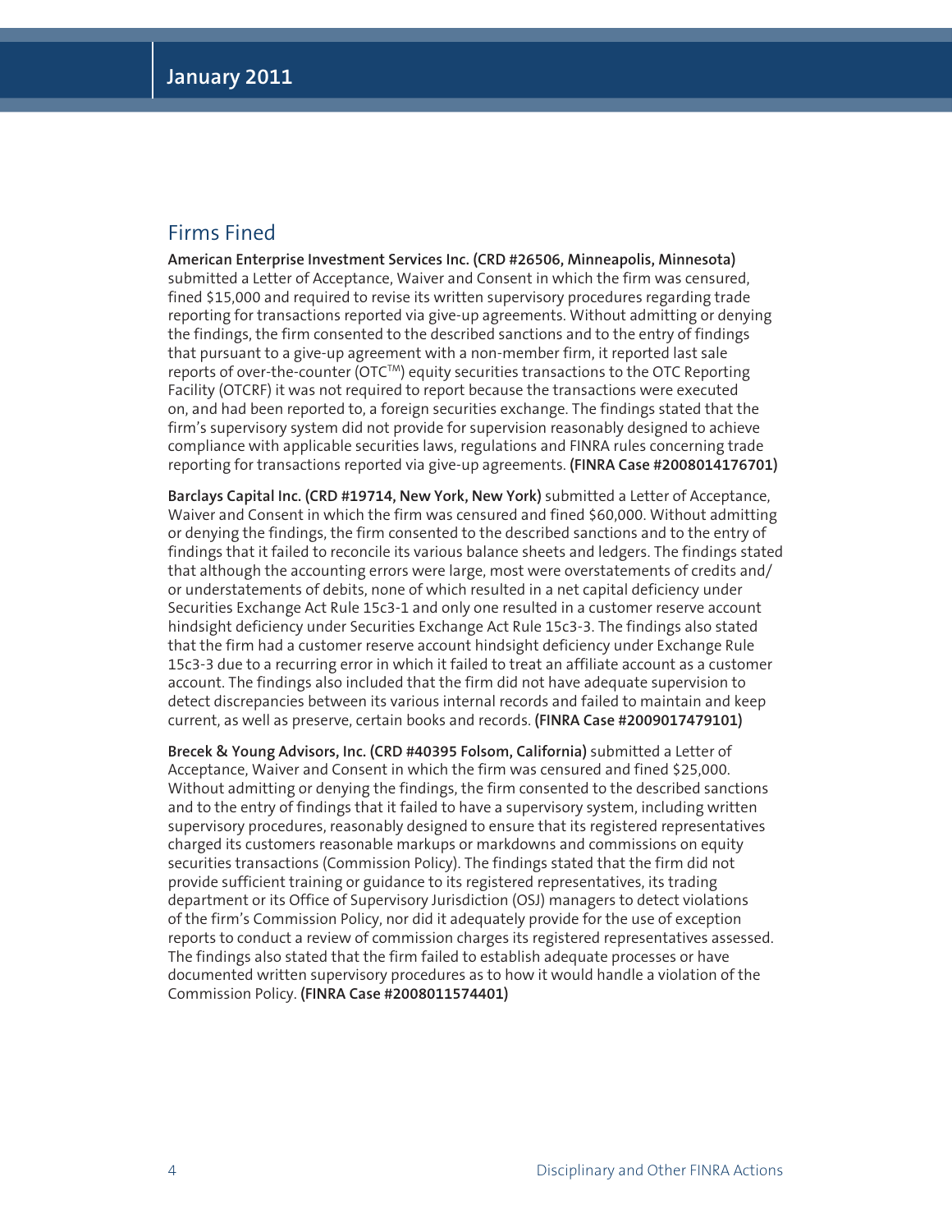## Firms Fined

**American Enterprise Investment Services Inc. (CRD #26506, Minneapolis, Minnesota)** submitted a Letter of Acceptance, Waiver and Consent in which the firm was censured, fined $15,000 and required to revise its written supervisory procedures regarding trade reporting for transactions reported via give-up agreements. Without admitting or denying the findings, the firm consented to the described sanctions and to the entry of findings that pursuant to a give-up agreement with a non-member firm, it reported last sale reports of over-the-counter (OTC™) equity securities transactions to the OTC Reporting Facility (OTCRF) it was not required to report because the transactions were executed on, and had been reported to, a foreign securities exchange. The findings stated that the firm's supervisory system did not provide for supervision reasonably designed to achieve compliance with applicable securities laws, regulations and FINRA rules concerning trade reporting for transactions reported via give-up agreements. **(FINRA Case #2008014176701)**

**Barclays Capital Inc. (CRD #19714, New York, New York)** submitted a Letter of Acceptance, Waiver and Consent in which the firm was censured and fined $60,000. Without admitting or denying the findings, the firm consented to the described sanctions and to the entry of findings that it failed to reconcile its various balance sheets and ledgers. The findings stated that although the accounting errors were large, most were overstatements of credits and/or understatements of debits, none of which resulted in a net capital deficiency under Securities Exchange Act Rule 15c3-1 and only one resulted in a customer reserve account hindsight deficiency under Securities Exchange Act Rule 15c3-3. The findings also stated that the firm had a customer reserve account hindsight deficiency under Exchange Rule 15c3-3 due to a recurring error in which it failed to treat an affiliate account as a customer account. The findings also included that the firm did not have adequate supervision to detect discrepancies between its various internal records and failed to maintain and keep current, as well as preserve, certain books and records. **(FINRA Case #2009017479101)**

**Brecek & Young Advisors, Inc. (CRD #40395 Folsom, California)** submitted a Letter of Acceptance, Waiver and Consent in which the firm was censured and fined $25,000. Without admitting or denying the findings, the firm consented to the described sanctions and to the entry of findings that it failed to have a supervisory system, including written supervisory procedures, reasonably designed to ensure that its registered representatives charged its customers reasonable markups or markdowns and commissions on equity securities transactions (Commission Policy). The findings stated that the firm did not provide sufficient training or guidance to its registered representatives, its trading department or its Office of Supervisory Jurisdiction (OSJ) managers to detect violations of the firm's Commission Policy, nor did it adequately provide for the use of exception reports to conduct a review of commission charges its registered representatives assessed. The findings also stated that the firm failed to establish adequate processes or have documented written supervisory procedures as to how it would handle a violation of the Commission Policy. **(FINRA Case #2008011574401)**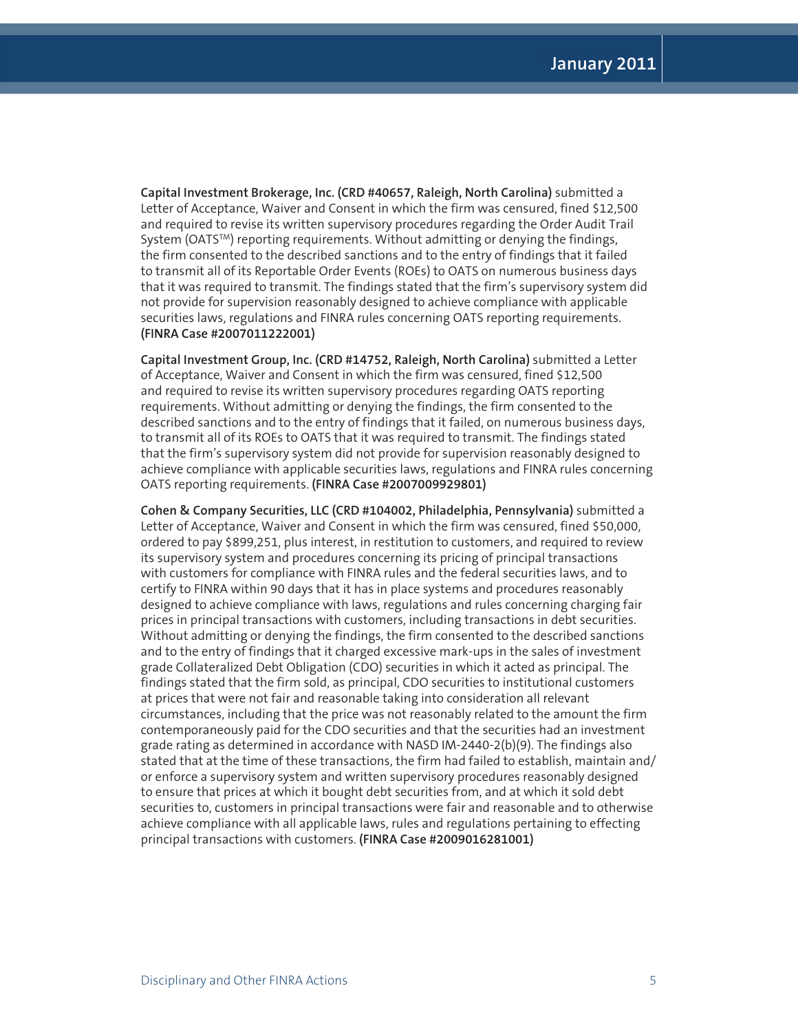**Capital Investment Brokerage, Inc. (CRD #40657, Raleigh, North Carolina)** submitted a Letter of Acceptance, Waiver and Consent in which the firm was censured, fined $12,500 and required to revise its written supervisory procedures regarding the Order Audit Trail System (OATS™) reporting requirements. Without admitting or denying the findings, the firm consented to the described sanctions and to the entry of findings that it failed to transmit all of its Reportable Order Events (ROEs) to OATS on numerous business days that it was required to transmit. The findings stated that the firm's supervisory system did not provide for supervision reasonably designed to achieve compliance with applicable securities laws, regulations and FINRA rules concerning OATS reporting requirements. **(FINRA Case #2007011222001)**

**Capital Investment Group, Inc. (CRD #14752, Raleigh, North Carolina)** submitted a Letter of Acceptance, Waiver and Consent in which the firm was censured, fined $12,500 and required to revise its written supervisory procedures regarding OATS reporting requirements. Without admitting or denying the findings, the firm consented to the described sanctions and to the entry of findings that it failed, on numerous business days, to transmit all of its ROEs to OATS that it was required to transmit. The findings stated that the firm's supervisory system did not provide for supervision reasonably designed to achieve compliance with applicable securities laws, regulations and FINRA rules concerning OATS reporting requirements. **(FINRA Case #2007009929801)**

**Cohen & Company Securities, LLC (CRD #104002, Philadelphia, Pennsylvania)** submitted a Letter of Acceptance, Waiver and Consent in which the firm was censured, fined $50,000, ordered to pay $899,251, plus interest, in restitution to customers, and required to review its supervisory system and procedures concerning its pricing of principal transactions with customers for compliance with FINRA rules and the federal securities laws, and to certify to FINRA within 90 days that it has in place systems and procedures reasonably designed to achieve compliance with laws, regulations and rules concerning charging fair prices in principal transactions with customers, including transactions in debt securities. Without admitting or denying the findings, the firm consented to the described sanctions and to the entry of findings that it charged excessive mark-ups in the sales of investment grade Collateralized Debt Obligation (CDO) securities in which it acted as principal. The findings stated that the firm sold, as principal, CDO securities to institutional customers at prices that were not fair and reasonable taking into consideration all relevant circumstances, including that the price was not reasonably related to the amount the firm contemporaneously paid for the CDO securities and that the securities had an investment grade rating as determined in accordance with NASD IM-2440-2(b)(9). The findings also stated that at the time of these transactions, the firm had failed to establish, maintain and/or enforce a supervisory system and written supervisory procedures reasonably designed to ensure that prices at which it bought debt securities from, and at which it sold debt securities to, customers in principal transactions were fair and reasonable and to otherwise achieve compliance with all applicable laws, rules and regulations pertaining to effecting principal transactions with customers. **(FINRA Case #2009016281001)**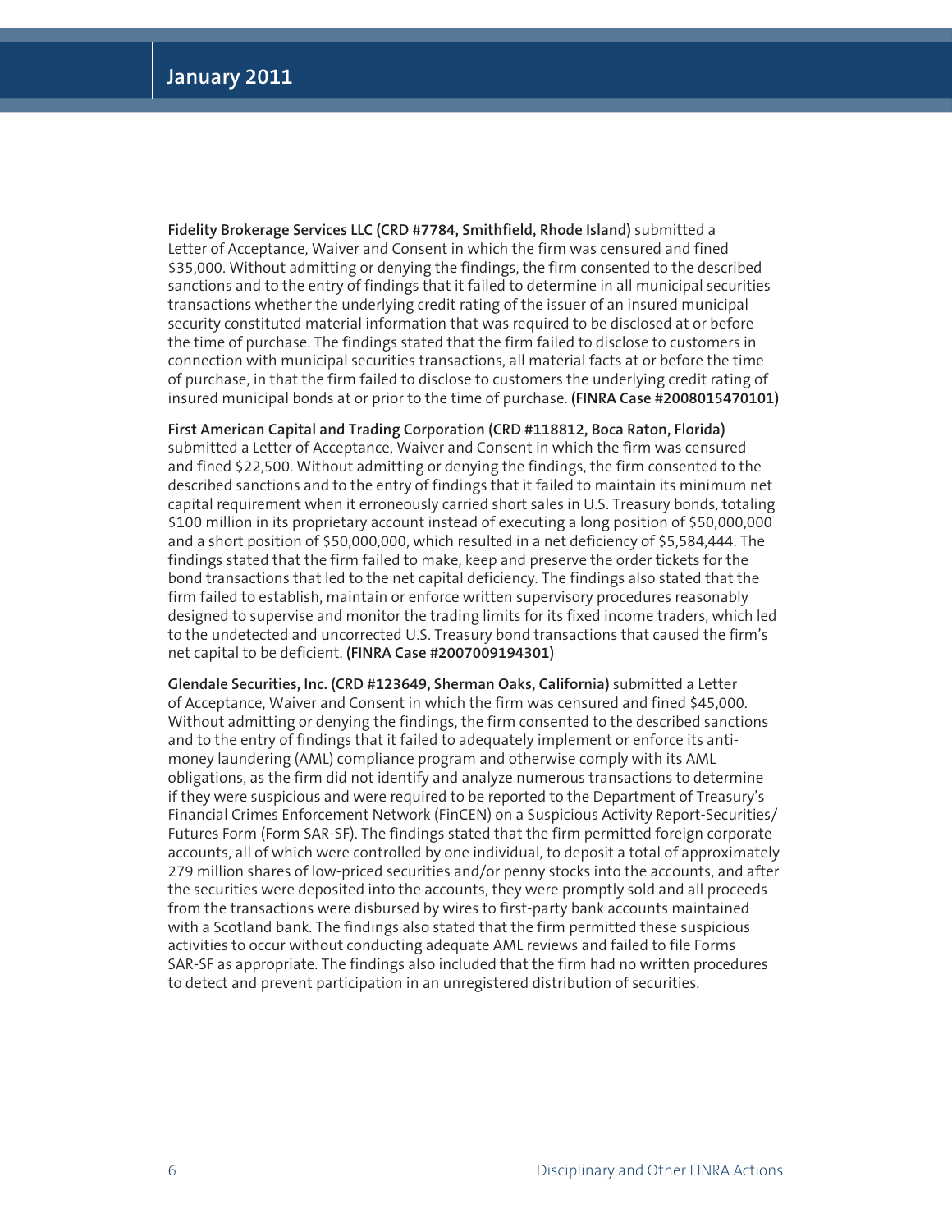**Fidelity Brokerage Services LLC (CRD #7784, Smithfield, Rhode Island)** submitted a Letter of Acceptance, Waiver and Consent in which the firm was censured and fined \$35,000. Without admitting or denying the findings, the firm consented to the described sanctions and to the entry of findings that it failed to determine in all municipal securities transactions whether the underlying credit rating of the issuer of an insured municipal security constituted material information that was required to be disclosed at or before the time of purchase. The findings stated that the firm failed to disclose to customers in connection with municipal securities transactions, all material facts at or before the time of purchase, in that the firm failed to disclose to customers the underlying credit rating of insured municipal bonds at or prior to the time of purchase. **(FINRA Case #2008015470101)**

**First American Capital and Trading Corporation (CRD #118812, Boca Raton, Florida)** submitted a Letter of Acceptance, Waiver and Consent in which the firm was censured and fined \$22,500. Without admitting or denying the findings, the firm consented to the described sanctions and to the entry of findings that it failed to maintain its minimum net capital requirement when it erroneously carried short sales in U.S. Treasury bonds, totaling \$100 million in its proprietary account instead of executing a long position of \$50,000,000 and a short position of \$50,000,000, which resulted in a net deficiency of \$5,584,444. The findings stated that the firm failed to make, keep and preserve the order tickets for the bond transactions that led to the net capital deficiency. The findings also stated that the firm failed to establish, maintain or enforce written supervisory procedures reasonably designed to supervise and monitor the trading limits for its fixed income traders, which led to the undetected and uncorrected U.S. Treasury bond transactions that caused the firm's net capital to be deficient. **(FINRA Case #2007009194301)**

**Glendale Securities, Inc. (CRD #123649, Sherman Oaks, California)** submitted a Letter of Acceptance, Waiver and Consent in which the firm was censured and fined \$45,000. Without admitting or denying the findings, the firm consented to the described sanctions and to the entry of findings that it failed to adequately implement or enforce its anti-money laundering (AML) compliance program and otherwise comply with its AML obligations, as the firm did not identify and analyze numerous transactions to determine if they were suspicious and were required to be reported to the Department of Treasury's Financial Crimes Enforcement Network (FinCEN) on a Suspicious Activity Report-Securities/Futures Form (Form SAR-SF). The findings stated that the firm permitted foreign corporate accounts, all of which were controlled by one individual, to deposit a total of approximately 279 million shares of low-priced securities and/or penny stocks into the accounts, and after the securities were deposited into the accounts, they were promptly sold and all proceeds from the transactions were disbursed by wires to first-party bank accounts maintained with a Scotland bank. The findings also stated that the firm permitted these suspicious activities to occur without conducting adequate AML reviews and failed to file Forms SAR-SF as appropriate. The findings also included that the firm had no written procedures to detect and prevent participation in an unregistered distribution of securities.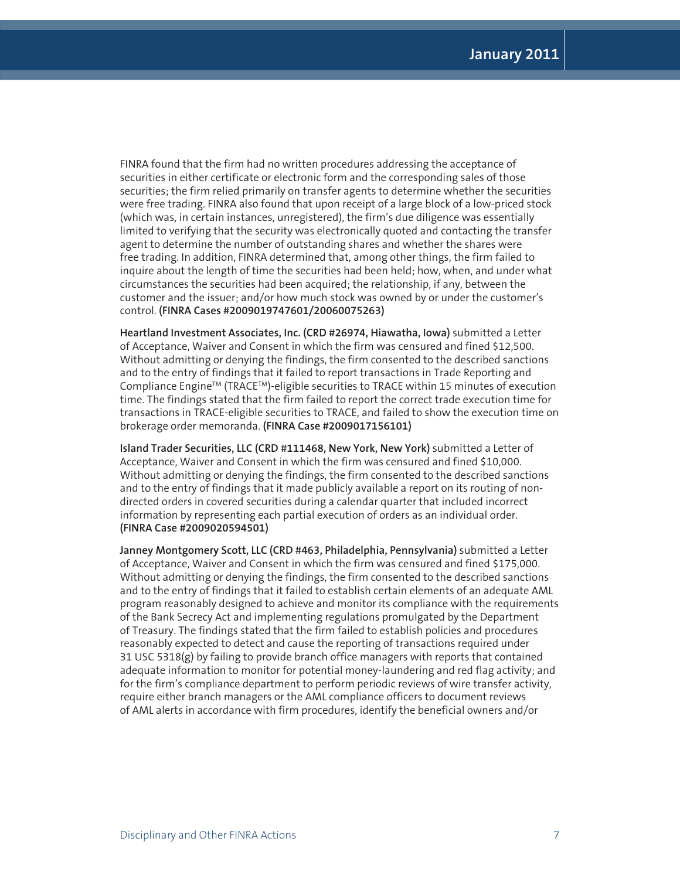FINRA found that the firm had no written procedures addressing the acceptance of securities in either certificate or electronic form and the corresponding sales of those securities; the firm relied primarily on transfer agents to determine whether the securities were free trading. FINRA also found that upon receipt of a large block of a low-priced stock (which was, in certain instances, unregistered), the firm's due diligence was essentially limited to verifying that the security was electronically quoted and contacting the transfer agent to determine the number of outstanding shares and whether the shares were free trading. In addition, FINRA determined that, among other things, the firm failed to inquire about the length of time the securities had been held; how, when, and under what circumstances the securities had been acquired; the relationship, if any, between the customer and the issuer; and/or how much stock was owned by or under the customer's control. **(FINRA Cases #2009019747601/20060075263)**

**Heartland Investment Associates, Inc. (CRD #26974, Hiawatha, Iowa)** submitted a Letter of Acceptance, Waiver and Consent in which the firm was censured and fined \$12,500. Without admitting or denying the findings, the firm consented to the described sanctions and to the entry of findings that it failed to report transactions in Trade Reporting and Compliance Engine™ (TRACE™)-eligible securities to TRACE within 15 minutes of execution time. The findings stated that the firm failed to report the correct trade execution time for transactions in TRACE-eligible securities to TRACE, and failed to show the execution time on brokerage order memoranda. **(FINRA Case #2009017156101)**

**Island Trader Securities, LLC (CRD #111468, New York, New York)** submitted a Letter of Acceptance, Waiver and Consent in which the firm was censured and fined \$10,000. Without admitting or denying the findings, the firm consented to the described sanctions and to the entry of findings that it made publicly available a report on its routing of non-directed orders in covered securities during a calendar quarter that included incorrect information by representing each partial execution of orders as an individual order. **(FINRA Case #2009020594501)**

**Janney Montgomery Scott, LLC (CRD #463, Philadelphia, Pennsylvania)** submitted a Letter of Acceptance, Waiver and Consent in which the firm was censured and fined \$175,000. Without admitting or denying the findings, the firm consented to the described sanctions and to the entry of findings that it failed to establish certain elements of an adequate AML program reasonably designed to achieve and monitor its compliance with the requirements of the Bank Secrecy Act and implementing regulations promulgated by the Department of Treasury. The findings stated that the firm failed to establish policies and procedures reasonably expected to detect and cause the reporting of transactions required under 31 USC 5318(g) by failing to provide branch office managers with reports that contained adequate information to monitor for potential money-laundering and red flag activity; and for the firm's compliance department to perform periodic reviews of wire transfer activity, require either branch managers or the AML compliance officers to document reviews of AML alerts in accordance with firm procedures, identify the beneficial owners and/or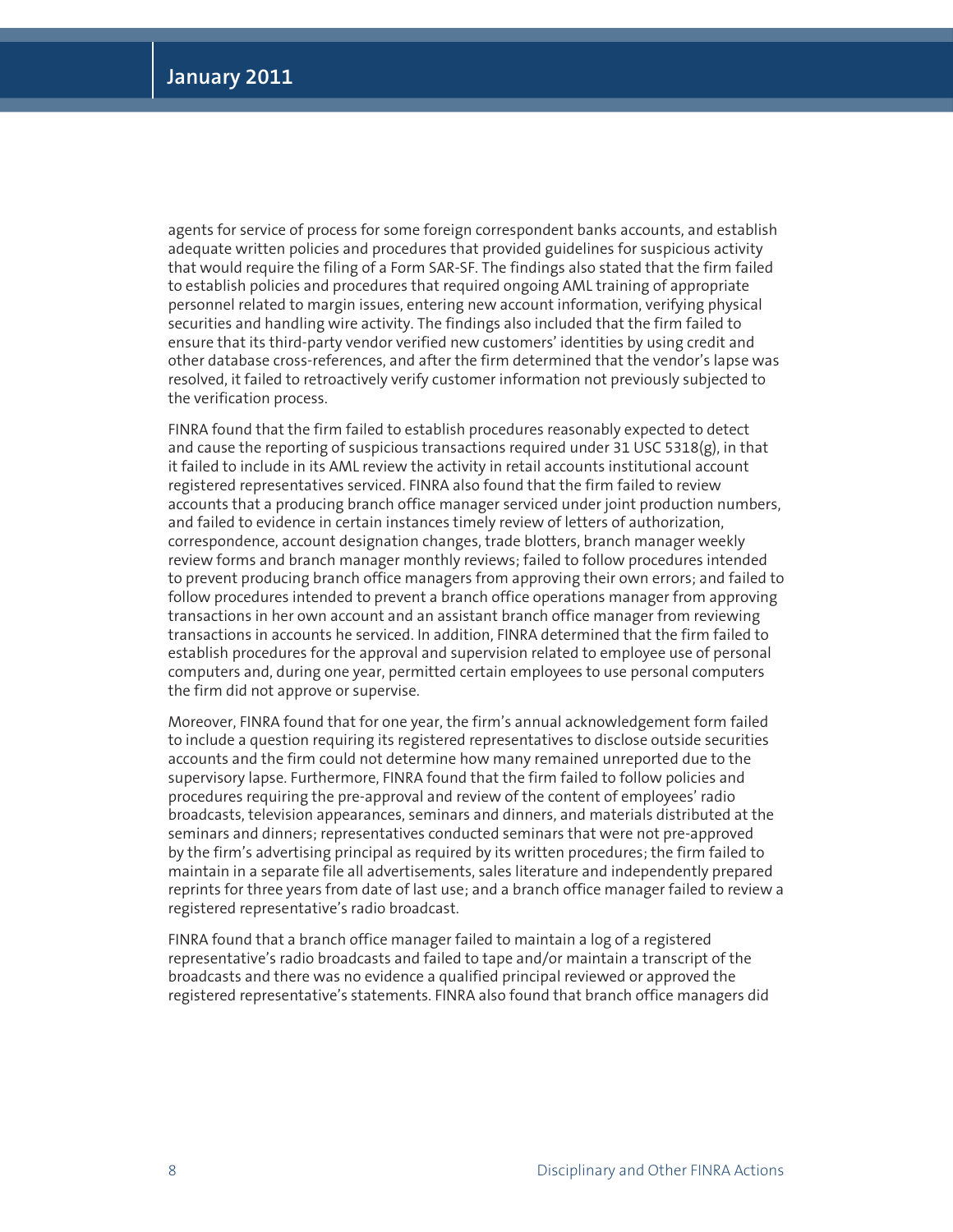agents for service of process for some foreign correspondent banks accounts, and establish adequate written policies and procedures that provided guidelines for suspicious activity that would require the filing of a Form SAR-SF. The findings also stated that the firm failed to establish policies and procedures that required ongoing AML training of appropriate personnel related to margin issues, entering new account information, verifying physical securities and handling wire activity. The findings also included that the firm failed to ensure that its third-party vendor verified new customers' identities by using credit and other database cross-references, and after the firm determined that the vendor's lapse was resolved, it failed to retroactively verify customer information not previously subjected to the verification process.

FINRA found that the firm failed to establish procedures reasonably expected to detect and cause the reporting of suspicious transactions required under 31 USC 5318(g), in that it failed to include in its AML review the activity in retail accounts institutional account registered representatives serviced. FINRA also found that the firm failed to review accounts that a producing branch office manager serviced under joint production numbers, and failed to evidence in certain instances timely review of letters of authorization, correspondence, account designation changes, trade blotters, branch manager weekly review forms and branch manager monthly reviews; failed to follow procedures intended to prevent producing branch office managers from approving their own errors; and failed to follow procedures intended to prevent a branch office operations manager from approving transactions in her own account and an assistant branch office manager from reviewing transactions in accounts he serviced. In addition, FINRA determined that the firm failed to establish procedures for the approval and supervision related to employee use of personal computers and, during one year, permitted certain employees to use personal computers the firm did not approve or supervise.

Moreover, FINRA found that for one year, the firm's annual acknowledgement form failed to include a question requiring its registered representatives to disclose outside securities accounts and the firm could not determine how many remained unreported due to the supervisory lapse. Furthermore, FINRA found that the firm failed to follow policies and procedures requiring the pre-approval and review of the content of employees' radio broadcasts, television appearances, seminars and dinners, and materials distributed at the seminars and dinners; representatives conducted seminars that were not pre-approved by the firm's advertising principal as required by its written procedures; the firm failed to maintain in a separate file all advertisements, sales literature and independently prepared reprints for three years from date of last use; and a branch office manager failed to review a registered representative's radio broadcast.

FINRA found that a branch office manager failed to maintain a log of a registered representative's radio broadcasts and failed to tape and/or maintain a transcript of the broadcasts and there was no evidence a qualified principal reviewed or approved the registered representative's statements. FINRA also found that branch office managers did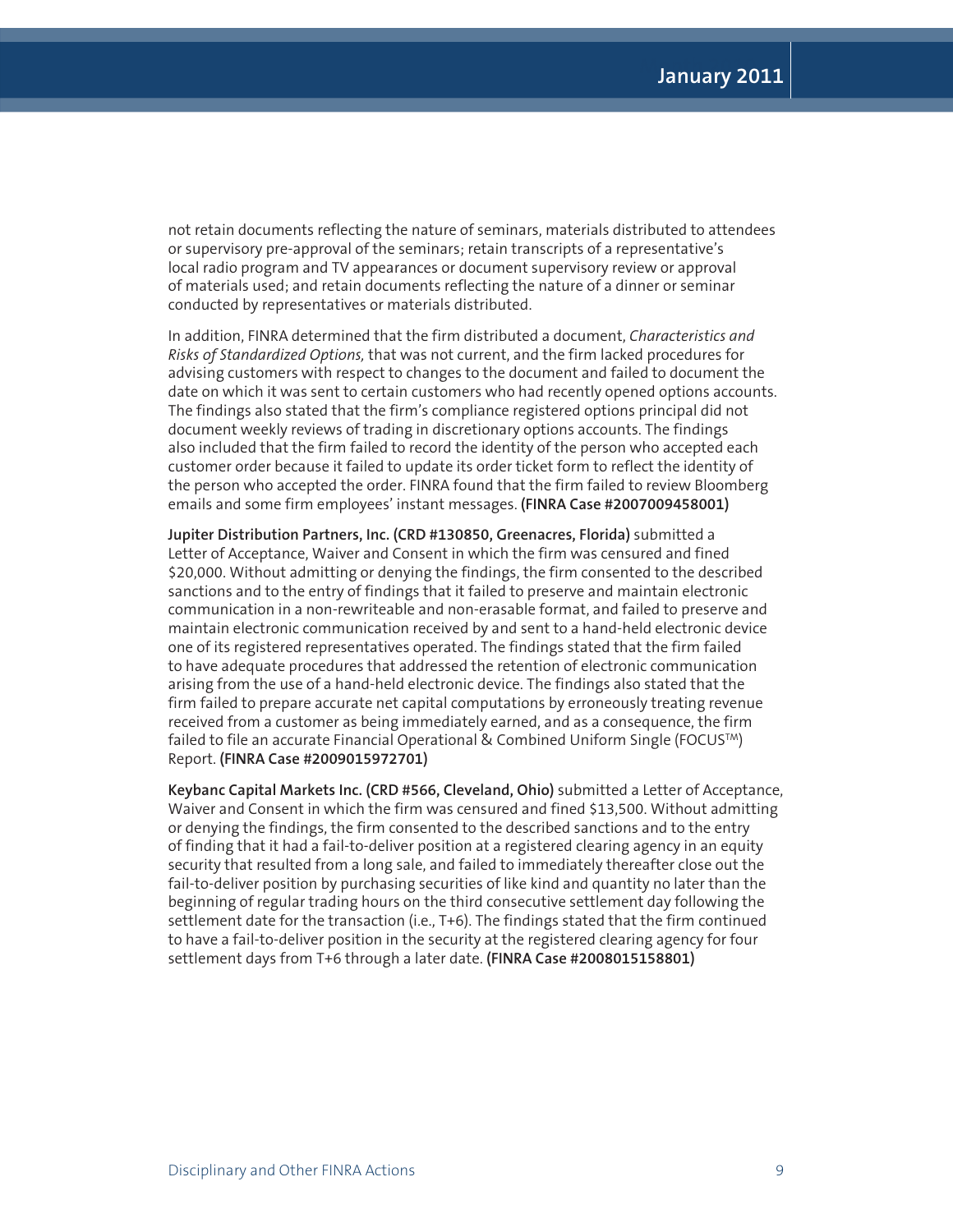not retain documents reflecting the nature of seminars, materials distributed to attendees or supervisory pre-approval of the seminars; retain transcripts of a representative's local radio program and TV appearances or document supervisory review or approval of materials used; and retain documents reflecting the nature of a dinner or seminar conducted by representatives or materials distributed.

In addition, FINRA determined that the firm distributed a document, *Characteristics and Risks of Standardized Options,* that was not current, and the firm lacked procedures for advising customers with respect to changes to the document and failed to document the date on which it was sent to certain customers who had recently opened options accounts. The findings also stated that the firm's compliance registered options principal did not document weekly reviews of trading in discretionary options accounts. The findings also included that the firm failed to record the identity of the person who accepted each customer order because it failed to update its order ticket form to reflect the identity of the person who accepted the order. FINRA found that the firm failed to review Bloomberg emails and some firm employees' instant messages. **(FINRA Case #2007009458001)**

**Jupiter Distribution Partners, Inc. (CRD #130850, Greenacres, Florida)** submitted a Letter of Acceptance, Waiver and Consent in which the firm was censured and fined $20,000. Without admitting or denying the findings, the firm consented to the described sanctions and to the entry of findings that it failed to preserve and maintain electronic communication in a non-rewriteable and non-erasable format, and failed to preserve and maintain electronic communication received by and sent to a hand-held electronic device one of its registered representatives operated. The findings stated that the firm failed to have adequate procedures that addressed the retention of electronic communication arising from the use of a hand-held electronic device. The findings also stated that the firm failed to prepare accurate net capital computations by erroneously treating revenue received from a customer as being immediately earned, and as a consequence, the firm failed to file an accurate Financial Operational & Combined Uniform Single (FOCUS™) Report. **(FINRA Case #2009015972701)**

**Keybanc Capital Markets Inc. (CRD #566, Cleveland, Ohio)** submitted a Letter of Acceptance, Waiver and Consent in which the firm was censured and fined $13,500. Without admitting or denying the findings, the firm consented to the described sanctions and to the entry of finding that it had a fail-to-deliver position at a registered clearing agency in an equity security that resulted from a long sale, and failed to immediately thereafter close out the fail-to-deliver position by purchasing securities of like kind and quantity no later than the beginning of regular trading hours on the third consecutive settlement day following the settlement date for the transaction (i.e., T+6). The findings stated that the firm continued to have a fail-to-deliver position in the security at the registered clearing agency for four settlement days from T+6 through a later date. **(FINRA Case #2008015158801)**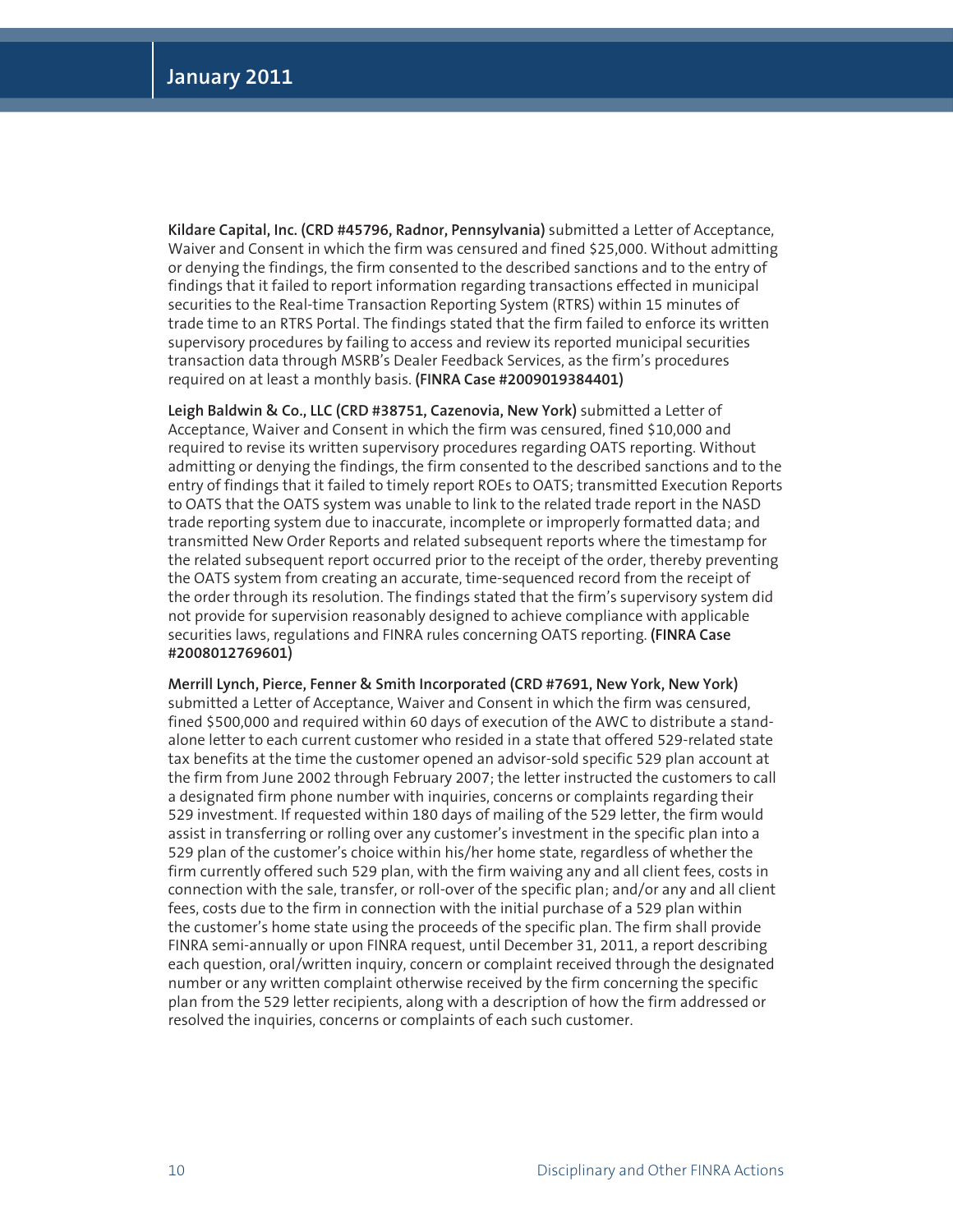**Kildare Capital, Inc. (CRD #45796, Radnor, Pennsylvania)** submitted a Letter of Acceptance, Waiver and Consent in which the firm was censured and fined $25,000. Without admitting or denying the findings, the firm consented to the described sanctions and to the entry of findings that it failed to report information regarding transactions effected in municipal securities to the Real-time Transaction Reporting System (RTRS) within 15 minutes of trade time to an RTRS Portal. The findings stated that the firm failed to enforce its written supervisory procedures by failing to access and review its reported municipal securities transaction data through MSRB's Dealer Feedback Services, as the firm's procedures required on at least a monthly basis. **(FINRA Case #2009019384401)**

**Leigh Baldwin & Co., LLC (CRD #38751, Cazenovia, New York)** submitted a Letter of Acceptance, Waiver and Consent in which the firm was censured, fined $10,000 and required to revise its written supervisory procedures regarding OATS reporting. Without admitting or denying the findings, the firm consented to the described sanctions and to the entry of findings that it failed to timely report ROEs to OATS; transmitted Execution Reports to OATS that the OATS system was unable to link to the related trade report in the NASD trade reporting system due to inaccurate, incomplete or improperly formatted data; and transmitted New Order Reports and related subsequent reports where the timestamp for the related subsequent report occurred prior to the receipt of the order, thereby preventing the OATS system from creating an accurate, time-sequenced record from the receipt of the order through its resolution. The findings stated that the firm's supervisory system did not provide for supervision reasonably designed to achieve compliance with applicable securities laws, regulations and FINRA rules concerning OATS reporting. **(FINRA Case #2008012769601)**

**Merrill Lynch, Pierce, Fenner & Smith Incorporated (CRD #7691, New York, New York)** submitted a Letter of Acceptance, Waiver and Consent in which the firm was censured, fined $500,000 and required within 60 days of execution of the AWC to distribute a stand-alone letter to each current customer who resided in a state that offered 529-related state tax benefits at the time the customer opened an advisor-sold specific 529 plan account at the firm from June 2002 through February 2007; the letter instructed the customers to call a designated firm phone number with inquiries, concerns or complaints regarding their 529 investment. If requested within 180 days of mailing of the 529 letter, the firm would assist in transferring or rolling over any customer's investment in the specific plan into a 529 plan of the customer's choice within his/her home state, regardless of whether the firm currently offered such 529 plan, with the firm waiving any and all client fees, costs in connection with the sale, transfer, or roll-over of the specific plan; and/or any and all client fees, costs due to the firm in connection with the initial purchase of a 529 plan within the customer's home state using the proceeds of the specific plan. The firm shall provide FINRA semi-annually or upon FINRA request, until December 31, 2011, a report describing each question, oral/written inquiry, concern or complaint received through the designated number or any written complaint otherwise received by the firm concerning the specific plan from the 529 letter recipients, along with a description of how the firm addressed or resolved the inquiries, concerns or complaints of each such customer.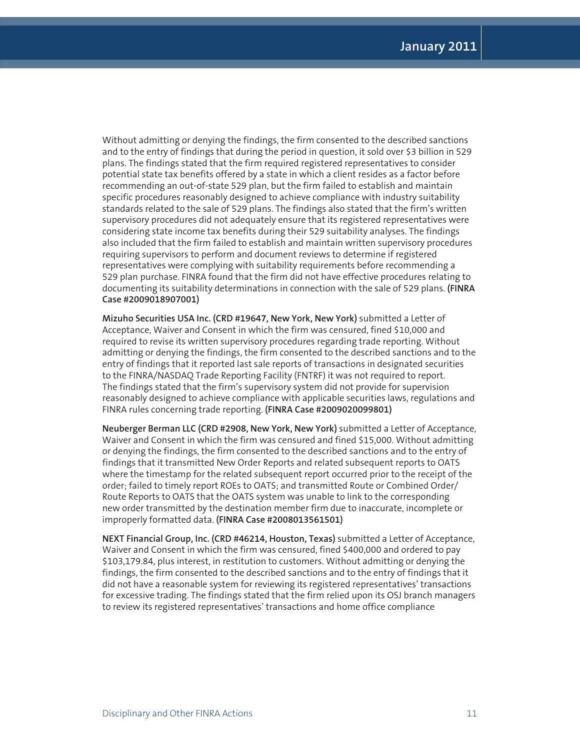Without admitting or denying the findings, the firm consented to the described sanctions and to the entry of findings that during the period in question, it sold over $3 billion in 529 plans. The findings stated that the firm required registered representatives to consider potential state tax benefits offered by a state in which a client resides as a factor before recommending an out-of-state 529 plan, but the firm failed to establish and maintain specific procedures reasonably designed to achieve compliance with industry suitability standards related to the sale of 529 plans. The findings also stated that the firm's written supervisory procedures did not adequately ensure that its registered representatives were considering state income tax benefits during their 529 suitability analyses. The findings also included that the firm failed to establish and maintain written supervisory procedures requiring supervisors to perform and document reviews to determine if registered representatives were complying with suitability requirements before recommending a 529 plan purchase. FINRA found that the firm did not have effective procedures relating to documenting its suitability determinations in connection with the sale of 529 plans. **(FINRA Case #2009018907001)**

**Mizuho Securities USA Inc. (CRD #19647, New York, New York)** submitted a Letter of Acceptance, Waiver and Consent in which the firm was censured, fined $10,000 and required to revise its written supervisory procedures regarding trade reporting. Without admitting or denying the findings, the firm consented to the described sanctions and to the entry of findings that it reported last sale reports of transactions in designated securities to the FINRA/NASDAQ Trade Reporting Facility (FNTRF) it was not required to report. The findings stated that the firm's supervisory system did not provide for supervision reasonably designed to achieve compliance with applicable securities laws, regulations and FINRA rules concerning trade reporting. **(FINRA Case #2009020099801)**

**Neuberger Berman LLC (CRD #2908, New York, New York)** submitted a Letter of Acceptance, Waiver and Consent in which the firm was censured and fined $15,000. Without admitting or denying the findings, the firm consented to the described sanctions and to the entry of findings that it transmitted New Order Reports and related subsequent reports to OATS where the timestamp for the related subsequent report occurred prior to the receipt of the order; failed to timely report ROEs to OATS; and transmitted Route or Combined Order/Route Reports to OATS that the OATS system was unable to link to the corresponding new order transmitted by the destination member firm due to inaccurate, incomplete or improperly formatted data. **(FINRA Case #2008013561501)**

**NEXT Financial Group, Inc. (CRD #46214, Houston, Texas)** submitted a Letter of Acceptance, Waiver and Consent in which the firm was censured, fined $400,000 and ordered to pay $103,179.84, plus interest, in restitution to customers. Without admitting or denying the findings, the firm consented to the described sanctions and to the entry of findings that it did not have a reasonable system for reviewing its registered representatives' transactions for excessive trading. The findings stated that the firm relied upon its OSJ branch managers to review its registered representatives' transactions and home office compliance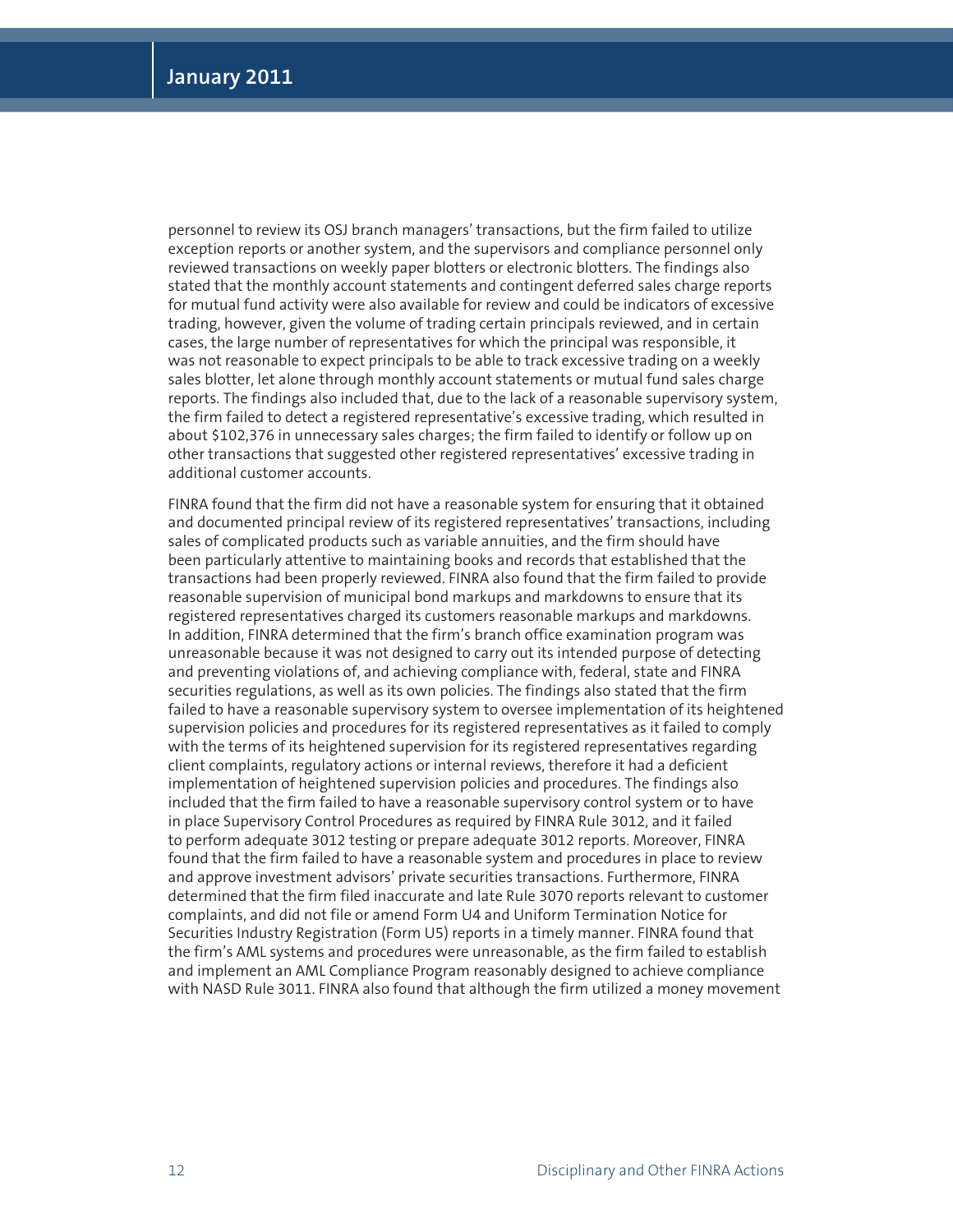personnel to review its OSJ branch managers' transactions, but the firm failed to utilize exception reports or another system, and the supervisors and compliance personnel only reviewed transactions on weekly paper blotters or electronic blotters. The findings also stated that the monthly account statements and contingent deferred sales charge reports for mutual fund activity were also available for review and could be indicators of excessive trading, however, given the volume of trading certain principals reviewed, and in certain cases, the large number of representatives for which the principal was responsible, it was not reasonable to expect principals to be able to track excessive trading on a weekly sales blotter, let alone through monthly account statements or mutual fund sales charge reports. The findings also included that, due to the lack of a reasonable supervisory system, the firm failed to detect a registered representative's excessive trading, which resulted in about $102,376 in unnecessary sales charges; the firm failed to identify or follow up on other transactions that suggested other registered representatives' excessive trading in additional customer accounts.

FINRA found that the firm did not have a reasonable system for ensuring that it obtained and documented principal review of its registered representatives' transactions, including sales of complicated products such as variable annuities, and the firm should have been particularly attentive to maintaining books and records that established that the transactions had been properly reviewed. FINRA also found that the firm failed to provide reasonable supervision of municipal bond markups and markdowns to ensure that its registered representatives charged its customers reasonable markups and markdowns. In addition, FINRA determined that the firm's branch office examination program was unreasonable because it was not designed to carry out its intended purpose of detecting and preventing violations of, and achieving compliance with, federal, state and FINRA securities regulations, as well as its own policies. The findings also stated that the firm failed to have a reasonable supervisory system to oversee implementation of its heightened supervision policies and procedures for its registered representatives as it failed to comply with the terms of its heightened supervision for its registered representatives regarding client complaints, regulatory actions or internal reviews, therefore it had a deficient implementation of heightened supervision policies and procedures. The findings also included that the firm failed to have a reasonable supervisory control system or to have in place Supervisory Control Procedures as required by FINRA Rule 3012, and it failed to perform adequate 3012 testing or prepare adequate 3012 reports. Moreover, FINRA found that the firm failed to have a reasonable system and procedures in place to review and approve investment advisors' private securities transactions. Furthermore, FINRA determined that the firm filed inaccurate and late Rule 3070 reports relevant to customer complaints, and did not file or amend Form U4 and Uniform Termination Notice for Securities Industry Registration (Form U5) reports in a timely manner. FINRA found that the firm's AML systems and procedures were unreasonable, as the firm failed to establish and implement an AML Compliance Program reasonably designed to achieve compliance with NASD Rule 3011. FINRA also found that although the firm utilized a money movement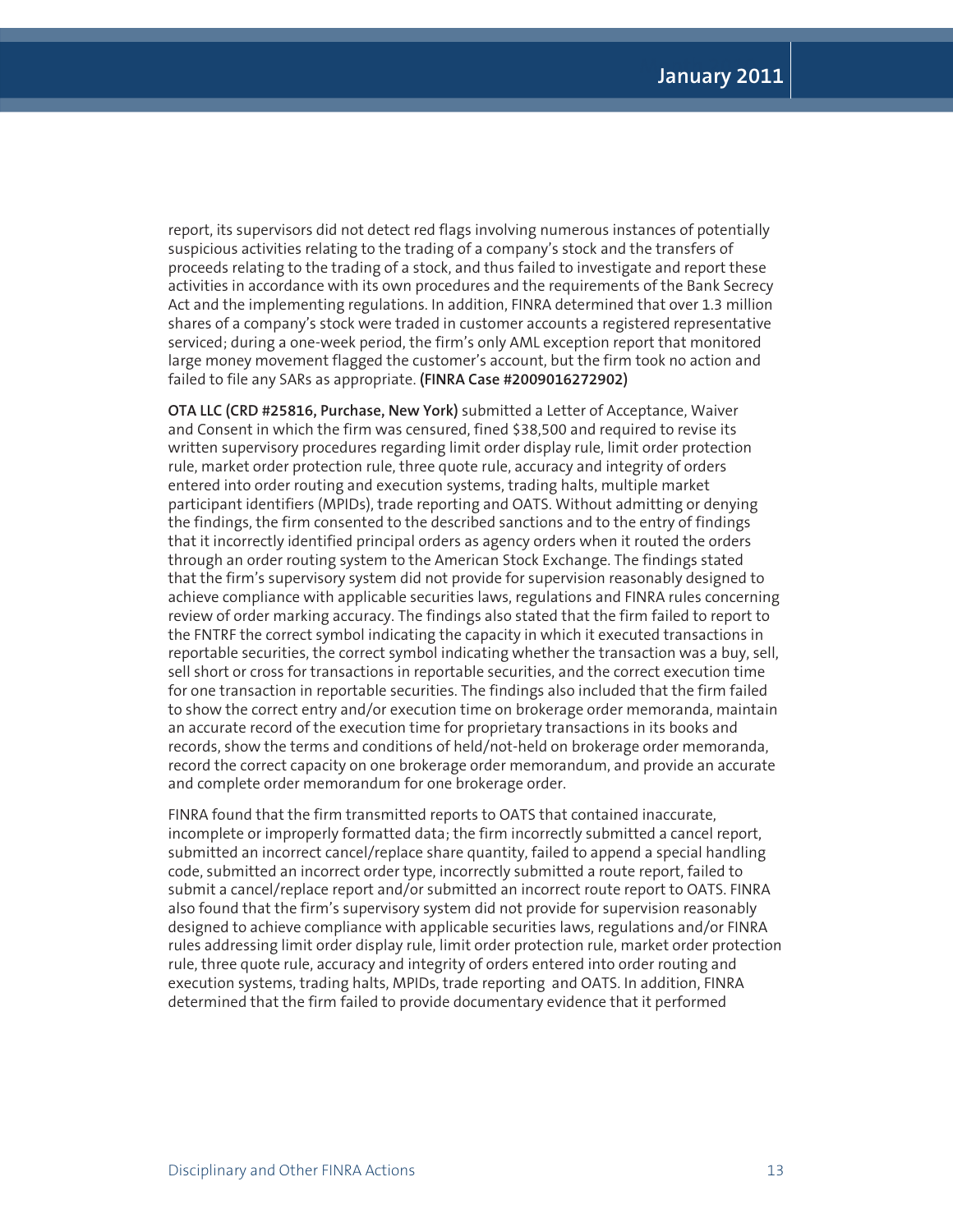report, its supervisors did not detect red flags involving numerous instances of potentially suspicious activities relating to the trading of a company's stock and the transfers of proceeds relating to the trading of a stock, and thus failed to investigate and report these activities in accordance with its own procedures and the requirements of the Bank Secrecy Act and the implementing regulations. In addition, FINRA determined that over 1.3 million shares of a company's stock were traded in customer accounts a registered representative serviced; during a one-week period, the firm's only AML exception report that monitored large money movement flagged the customer's account, but the firm took no action and failed to file any SARs as appropriate. **(FINRA Case #2009016272902)**

**OTA LLC (CRD #25816, Purchase, New York)** submitted a Letter of Acceptance, Waiver and Consent in which the firm was censured, fined $38,500 and required to revise its written supervisory procedures regarding limit order display rule, limit order protection rule, market order protection rule, three quote rule, accuracy and integrity of orders entered into order routing and execution systems, trading halts, multiple market participant identifiers (MPIDs), trade reporting and OATS. Without admitting or denying the findings, the firm consented to the described sanctions and to the entry of findings that it incorrectly identified principal orders as agency orders when it routed the orders through an order routing system to the American Stock Exchange. The findings stated that the firm's supervisory system did not provide for supervision reasonably designed to achieve compliance with applicable securities laws, regulations and FINRA rules concerning review of order marking accuracy. The findings also stated that the firm failed to report to the FNTRF the correct symbol indicating the capacity in which it executed transactions in reportable securities, the correct symbol indicating whether the transaction was a buy, sell, sell short or cross for transactions in reportable securities, and the correct execution time for one transaction in reportable securities. The findings also included that the firm failed to show the correct entry and/or execution time on brokerage order memoranda, maintain an accurate record of the execution time for proprietary transactions in its books and records, show the terms and conditions of held/not-held on brokerage order memoranda, record the correct capacity on one brokerage order memorandum, and provide an accurate and complete order memorandum for one brokerage order.

FINRA found that the firm transmitted reports to OATS that contained inaccurate, incomplete or improperly formatted data; the firm incorrectly submitted a cancel report, submitted an incorrect cancel/replace share quantity, failed to append a special handling code, submitted an incorrect order type, incorrectly submitted a route report, failed to submit a cancel/replace report and/or submitted an incorrect route report to OATS. FINRA also found that the firm's supervisory system did not provide for supervision reasonably designed to achieve compliance with applicable securities laws, regulations and/or FINRA rules addressing limit order display rule, limit order protection rule, market order protection rule, three quote rule, accuracy and integrity of orders entered into order routing and execution systems, trading halts, MPIDs, trade reporting and OATS. In addition, FINRA determined that the firm failed to provide documentary evidence that it performed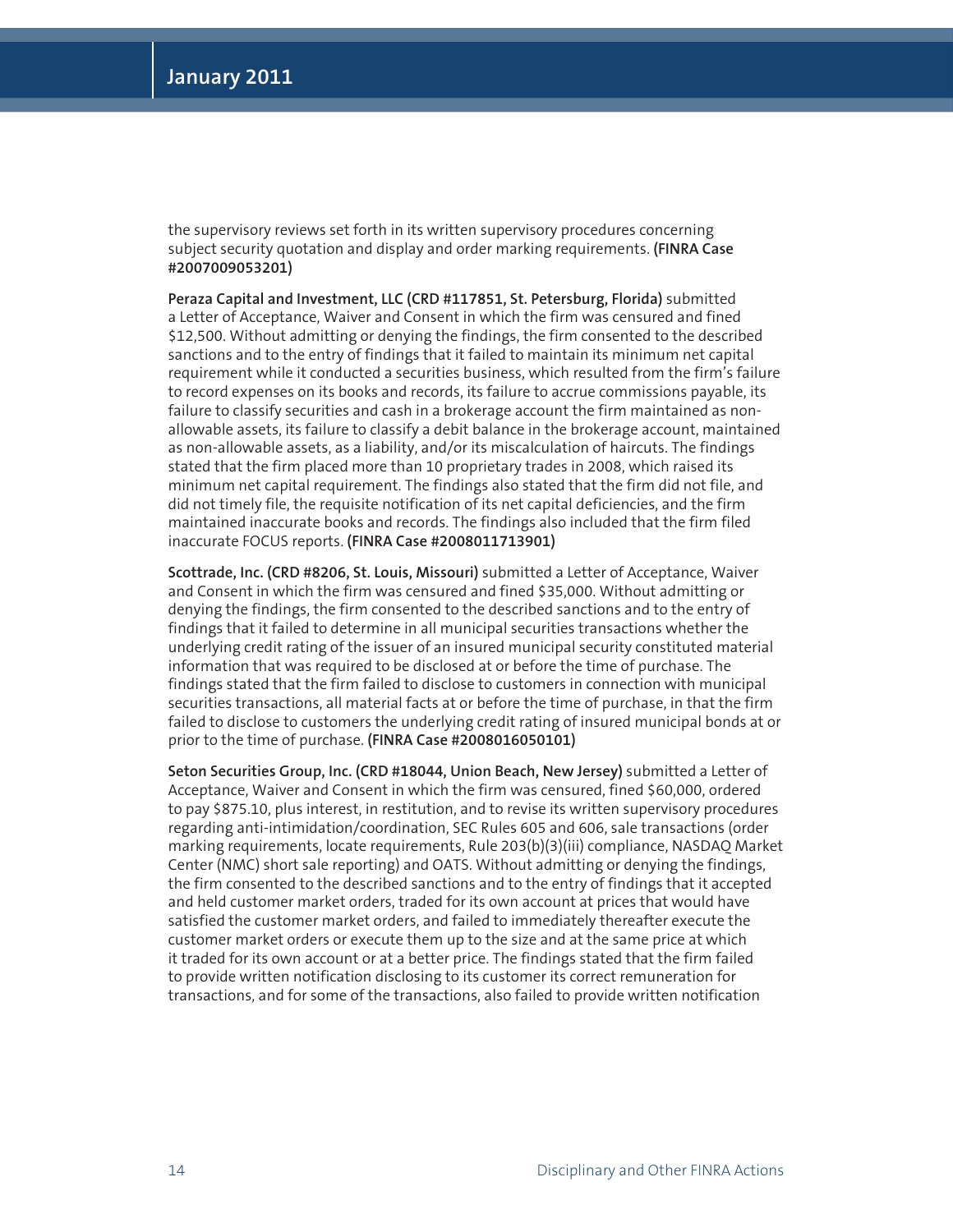the supervisory reviews set forth in its written supervisory procedures concerning subject security quotation and display and order marking requirements. **(FINRA Case #2007009053201)**

**Peraza Capital and Investment, LLC (CRD #117851, St. Petersburg, Florida)** submitted a Letter of Acceptance, Waiver and Consent in which the firm was censured and fined $12,500. Without admitting or denying the findings, the firm consented to the described sanctions and to the entry of findings that it failed to maintain its minimum net capital requirement while it conducted a securities business, which resulted from the firm's failure to record expenses on its books and records, its failure to accrue commissions payable, its failure to classify securities and cash in a brokerage account the firm maintained as non-allowable assets, its failure to classify a debit balance in the brokerage account, maintained as non-allowable assets, as a liability, and/or its miscalculation of haircuts. The findings stated that the firm placed more than 10 proprietary trades in 2008, which raised its minimum net capital requirement. The findings also stated that the firm did not file, and did not timely file, the requisite notification of its net capital deficiencies, and the firm maintained inaccurate books and records. The findings also included that the firm filed inaccurate FOCUS reports. **(FINRA Case #2008011713901)**

**Scottrade, Inc. (CRD #8206, St. Louis, Missouri)** submitted a Letter of Acceptance, Waiver and Consent in which the firm was censured and fined $35,000. Without admitting or denying the findings, the firm consented to the described sanctions and to the entry of findings that it failed to determine in all municipal securities transactions whether the underlying credit rating of the issuer of an insured municipal security constituted material information that was required to be disclosed at or before the time of purchase. The findings stated that the firm failed to disclose to customers in connection with municipal securities transactions, all material facts at or before the time of purchase, in that the firm failed to disclose to customers the underlying credit rating of insured municipal bonds at or prior to the time of purchase. **(FINRA Case #2008016050101)**

**Seton Securities Group, Inc. (CRD #18044, Union Beach, New Jersey)** submitted a Letter of Acceptance, Waiver and Consent in which the firm was censured, fined $60,000, ordered to pay $875.10, plus interest, in restitution, and to revise its written supervisory procedures regarding anti-intimidation/coordination, SEC Rules 605 and 606, sale transactions (order marking requirements, locate requirements, Rule 203(b)(3)(iii) compliance, NASDAQ Market Center (NMC) short sale reporting) and OATS. Without admitting or denying the findings, the firm consented to the described sanctions and to the entry of findings that it accepted and held customer market orders, traded for its own account at prices that would have satisfied the customer market orders, and failed to immediately thereafter execute the customer market orders or execute them up to the size and at the same price at which it traded for its own account or at a better price. The findings stated that the firm failed to provide written notification disclosing to its customer its correct remuneration for transactions, and for some of the transactions, also failed to provide written notification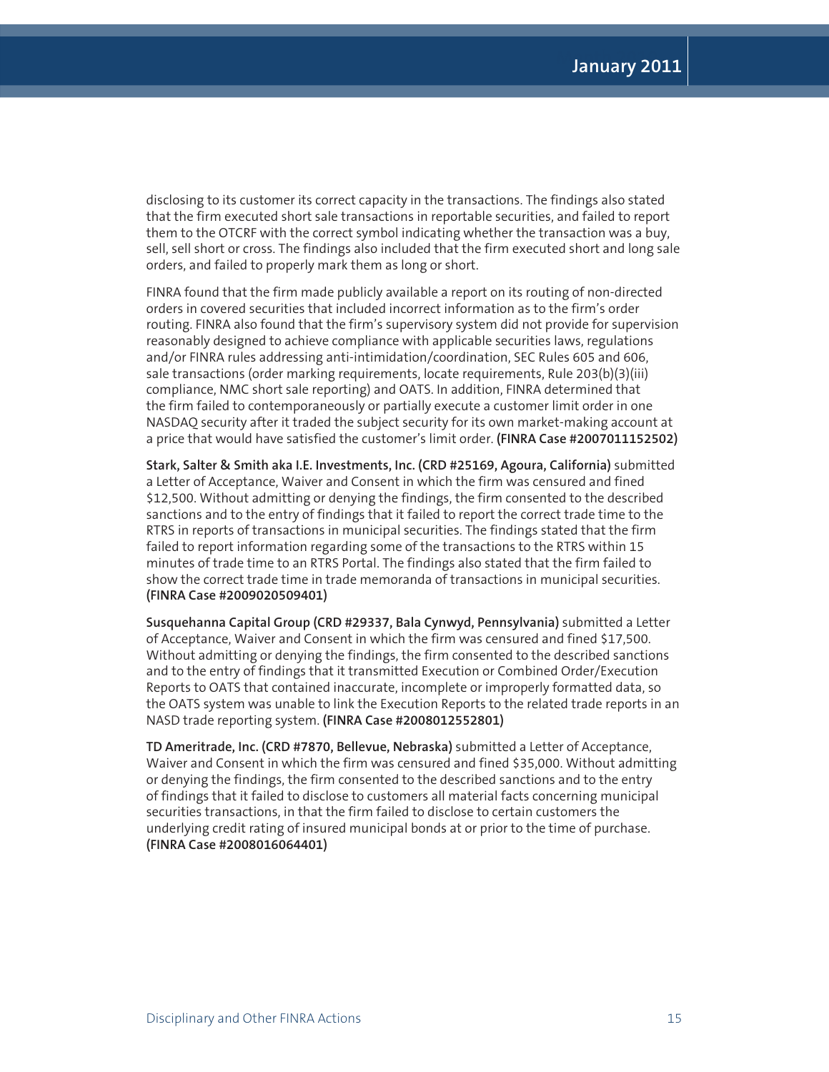disclosing to its customer its correct capacity in the transactions. The findings also stated that the firm executed short sale transactions in reportable securities, and failed to report them to the OTCRF with the correct symbol indicating whether the transaction was a buy, sell, sell short or cross. The findings also included that the firm executed short and long sale orders, and failed to properly mark them as long or short.

FINRA found that the firm made publicly available a report on its routing of non-directed orders in covered securities that included incorrect information as to the firm's order routing. FINRA also found that the firm's supervisory system did not provide for supervision reasonably designed to achieve compliance with applicable securities laws, regulations and/or FINRA rules addressing anti-intimidation/coordination, SEC Rules 605 and 606, sale transactions (order marking requirements, locate requirements, Rule 203(b)(3)(iii) compliance, NMC short sale reporting) and OATS. In addition, FINRA determined that the firm failed to contemporaneously or partially execute a customer limit order in one NASDAQ security after it traded the subject security for its own market-making account at a price that would have satisfied the customer's limit order. **(FINRA Case #2007011152502)**

**Stark, Salter & Smith aka I.E. Investments, Inc. (CRD #25169, Agoura, California)** submitted a Letter of Acceptance, Waiver and Consent in which the firm was censured and fined $12,500. Without admitting or denying the findings, the firm consented to the described sanctions and to the entry of findings that it failed to report the correct trade time to the RTRS in reports of transactions in municipal securities. The findings stated that the firm failed to report information regarding some of the transactions to the RTRS within 15 minutes of trade time to an RTRS Portal. The findings also stated that the firm failed to show the correct trade time in trade memoranda of transactions in municipal securities. **(FINRA Case #2009020509401)**

**Susquehanna Capital Group (CRD #29337, Bala Cynwyd, Pennsylvania)** submitted a Letter of Acceptance, Waiver and Consent in which the firm was censured and fined $17,500. Without admitting or denying the findings, the firm consented to the described sanctions and to the entry of findings that it transmitted Execution or Combined Order/Execution Reports to OATS that contained inaccurate, incomplete or improperly formatted data, so the OATS system was unable to link the Execution Reports to the related trade reports in an NASD trade reporting system. **(FINRA Case #2008012552801)**

**TD Ameritrade, Inc. (CRD #7870, Bellevue, Nebraska)** submitted a Letter of Acceptance, Waiver and Consent in which the firm was censured and fined $35,000. Without admitting or denying the findings, the firm consented to the described sanctions and to the entry of findings that it failed to disclose to customers all material facts concerning municipal securities transactions, in that the firm failed to disclose to certain customers the underlying credit rating of insured municipal bonds at or prior to the time of purchase. **(FINRA Case #2008016064401)**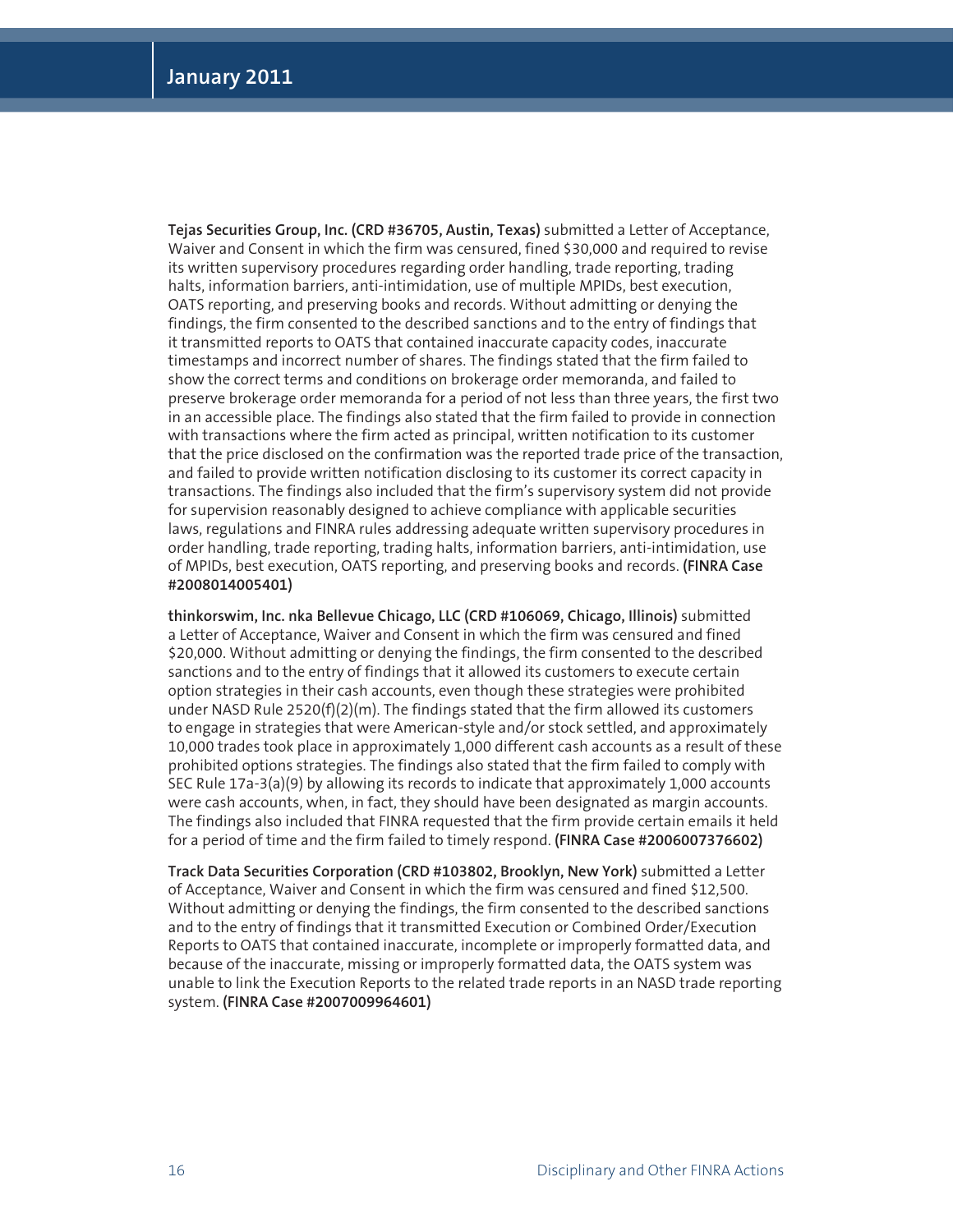**Tejas Securities Group, Inc. (CRD #36705, Austin, Texas)** submitted a Letter of Acceptance, Waiver and Consent in which the firm was censured, fined $30,000 and required to revise its written supervisory procedures regarding order handling, trade reporting, trading halts, information barriers, anti-intimidation, use of multiple MPIDs, best execution, OATS reporting, and preserving books and records. Without admitting or denying the findings, the firm consented to the described sanctions and to the entry of findings that it transmitted reports to OATS that contained inaccurate capacity codes, inaccurate timestamps and incorrect number of shares. The findings stated that the firm failed to show the correct terms and conditions on brokerage order memoranda, and failed to preserve brokerage order memoranda for a period of not less than three years, the first two in an accessible place. The findings also stated that the firm failed to provide in connection with transactions where the firm acted as principal, written notification to its customer that the price disclosed on the confirmation was the reported trade price of the transaction, and failed to provide written notification disclosing to its customer its correct capacity in transactions. The findings also included that the firm's supervisory system did not provide for supervision reasonably designed to achieve compliance with applicable securities laws, regulations and FINRA rules addressing adequate written supervisory procedures in order handling, trade reporting, trading halts, information barriers, anti-intimidation, use of MPIDs, best execution, OATS reporting, and preserving books and records. **(FINRA Case #2008014005401)**

**thinkorswim, Inc. nka Bellevue Chicago, LLC (CRD #106069, Chicago, Illinois)** submitted a Letter of Acceptance, Waiver and Consent in which the firm was censured and fined $20,000. Without admitting or denying the findings, the firm consented to the described sanctions and to the entry of findings that it allowed its customers to execute certain option strategies in their cash accounts, even though these strategies were prohibited under NASD Rule 2520(f)(2)(m). The findings stated that the firm allowed its customers to engage in strategies that were American-style and/or stock settled, and approximately 10,000 trades took place in approximately 1,000 different cash accounts as a result of these prohibited options strategies. The findings also stated that the firm failed to comply with SEC Rule 17a-3(a)(9) by allowing its records to indicate that approximately 1,000 accounts were cash accounts, when, in fact, they should have been designated as margin accounts. The findings also included that FINRA requested that the firm provide certain emails it held for a period of time and the firm failed to timely respond. **(FINRA Case #2006007376602)**

**Track Data Securities Corporation (CRD #103802, Brooklyn, New York)** submitted a Letter of Acceptance, Waiver and Consent in which the firm was censured and fined $12,500. Without admitting or denying the findings, the firm consented to the described sanctions and to the entry of findings that it transmitted Execution or Combined Order/Execution Reports to OATS that contained inaccurate, incomplete or improperly formatted data, and because of the inaccurate, missing or improperly formatted data, the OATS system was unable to link the Execution Reports to the related trade reports in an NASD trade reporting system. **(FINRA Case #2007009964601)**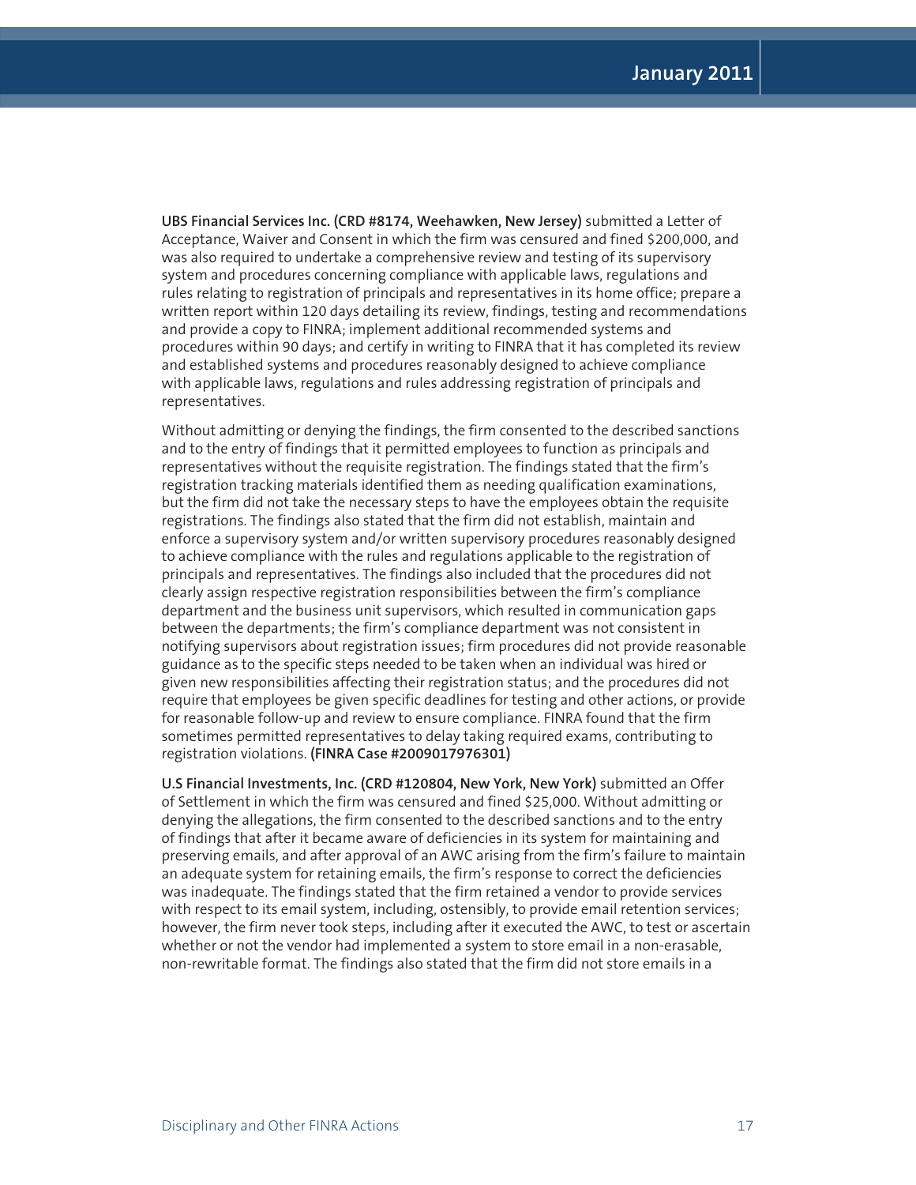**UBS Financial Services Inc. (CRD #8174, Weehawken, New Jersey)** submitted a Letter of Acceptance, Waiver and Consent in which the firm was censured and fined $200,000, and was also required to undertake a comprehensive review and testing of its supervisory system and procedures concerning compliance with applicable laws, regulations and rules relating to registration of principals and representatives in its home office; prepare a written report within 120 days detailing its review, findings, testing and recommendations and provide a copy to FINRA; implement additional recommended systems and procedures within 90 days; and certify in writing to FINRA that it has completed its review and established systems and procedures reasonably designed to achieve compliance with applicable laws, regulations and rules addressing registration of principals and representatives.

Without admitting or denying the findings, the firm consented to the described sanctions and to the entry of findings that it permitted employees to function as principals and representatives without the requisite registration. The findings stated that the firm's registration tracking materials identified them as needing qualification examinations, but the firm did not take the necessary steps to have the employees obtain the requisite registrations. The findings also stated that the firm did not establish, maintain and enforce a supervisory system and/or written supervisory procedures reasonably designed to achieve compliance with the rules and regulations applicable to the registration of principals and representatives. The findings also included that the procedures did not clearly assign respective registration responsibilities between the firm's compliance department and the business unit supervisors, which resulted in communication gaps between the departments; the firm's compliance department was not consistent in notifying supervisors about registration issues; firm procedures did not provide reasonable guidance as to the specific steps needed to be taken when an individual was hired or given new responsibilities affecting their registration status; and the procedures did not require that employees be given specific deadlines for testing and other actions, or provide for reasonable follow-up and review to ensure compliance. FINRA found that the firm sometimes permitted representatives to delay taking required exams, contributing to registration violations. **(FINRA Case #2009017976301)**

**U.S Financial Investments, Inc. (CRD #120804, New York, New York)** submitted an Offer of Settlement in which the firm was censured and fined $25,000. Without admitting or denying the allegations, the firm consented to the described sanctions and to the entry of findings that after it became aware of deficiencies in its system for maintaining and preserving emails, and after approval of an AWC arising from the firm's failure to maintain an adequate system for retaining emails, the firm's response to correct the deficiencies was inadequate. The findings stated that the firm retained a vendor to provide services with respect to its email system, including, ostensibly, to provide email retention services; however, the firm never took steps, including after it executed the AWC, to test or ascertain whether or not the vendor had implemented a system to store email in a non-erasable, non-rewritable format. The findings also stated that the firm did not store emails in a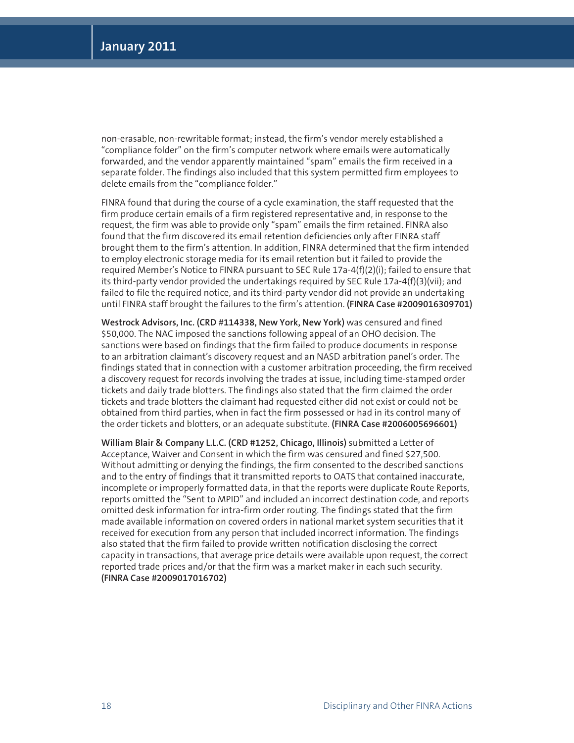non-erasable, non-rewritable format; instead, the firm's vendor merely established a "compliance folder" on the firm's computer network where emails were automatically forwarded, and the vendor apparently maintained "spam" emails the firm received in a separate folder. The findings also included that this system permitted firm employees to delete emails from the "compliance folder."

FINRA found that during the course of a cycle examination, the staff requested that the firm produce certain emails of a firm registered representative and, in response to the request, the firm was able to provide only "spam" emails the firm retained. FINRA also found that the firm discovered its email retention deficiencies only after FINRA staff brought them to the firm's attention. In addition, FINRA determined that the firm intended to employ electronic storage media for its email retention but it failed to provide the required Member's Notice to FINRA pursuant to SEC Rule 17a-4(f)(2)(i); failed to ensure that its third-party vendor provided the undertakings required by SEC Rule 17a-4(f)(3)(vii); and failed to file the required notice, and its third-party vendor did not provide an undertaking until FINRA staff brought the failures to the firm's attention. **(FINRA Case #2009016309701)**

**Westrock Advisors, Inc. (CRD #114338, New York, New York)** was censured and fined $50,000. The NAC imposed the sanctions following appeal of an OHO decision. The sanctions were based on findings that the firm failed to produce documents in response to an arbitration claimant's discovery request and an NASD arbitration panel's order. The findings stated that in connection with a customer arbitration proceeding, the firm received a discovery request for records involving the trades at issue, including time-stamped order tickets and daily trade blotters. The findings also stated that the firm claimed the order tickets and trade blotters the claimant had requested either did not exist or could not be obtained from third parties, when in fact the firm possessed or had in its control many of the order tickets and blotters, or an adequate substitute. **(FINRA Case #2006005696601)**

**William Blair & Company L.L.C. (CRD #1252, Chicago, Illinois)** submitted a Letter of Acceptance, Waiver and Consent in which the firm was censured and fined $27,500. Without admitting or denying the findings, the firm consented to the described sanctions and to the entry of findings that it transmitted reports to OATS that contained inaccurate, incomplete or improperly formatted data, in that the reports were duplicate Route Reports, reports omitted the "Sent to MPID" and included an incorrect destination code, and reports omitted desk information for intra-firm order routing. The findings stated that the firm made available information on covered orders in national market system securities that it received for execution from any person that included incorrect information. The findings also stated that the firm failed to provide written notification disclosing the correct capacity in transactions, that average price details were available upon request, the correct reported trade prices and/or that the firm was a market maker in each such security. **(FINRA Case #2009017016702)**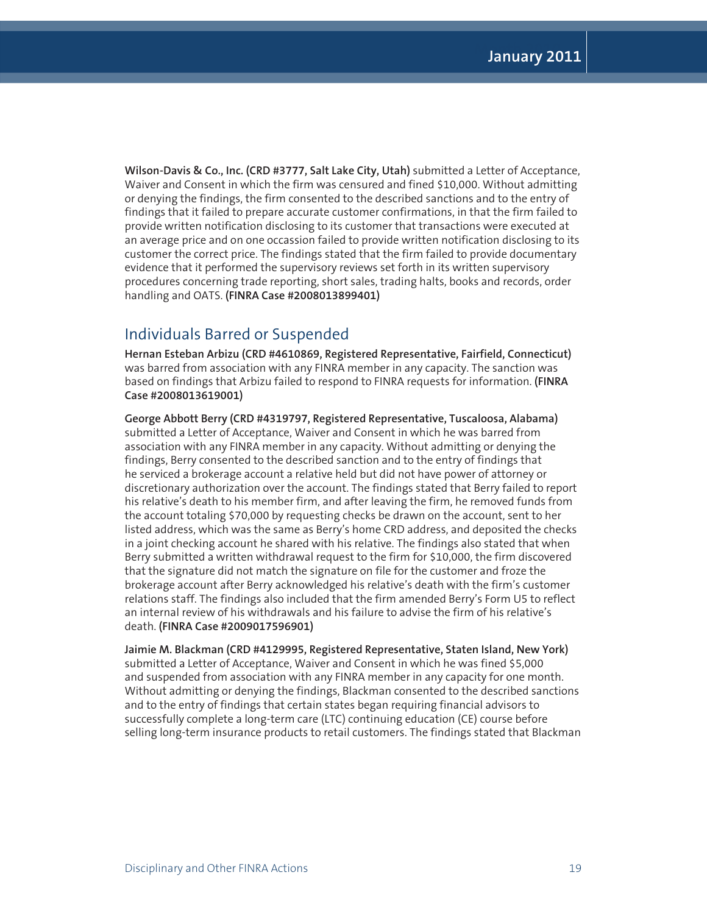**Wilson-Davis & Co., Inc. (CRD #3777, Salt Lake City, Utah)** submitted a Letter of Acceptance, Waiver and Consent in which the firm was censured and fined $10,000. Without admitting or denying the findings, the firm consented to the described sanctions and to the entry of findings that it failed to prepare accurate customer confirmations, in that the firm failed to provide written notification disclosing to its customer that transactions were executed at an average price and on one occassion failed to provide written notification disclosing to its customer the correct price. The findings stated that the firm failed to provide documentary evidence that it performed the supervisory reviews set forth in its written supervisory procedures concerning trade reporting, short sales, trading halts, books and records, order handling and OATS. **(FINRA Case #2008013899401)**

## Individuals Barred or Suspended

**Hernan Esteban Arbizu (CRD #4610869, Registered Representative, Fairfield, Connecticut)** was barred from association with any FINRA member in any capacity. The sanction was based on findings that Arbizu failed to respond to FINRA requests for information. **(FINRA Case #2008013619001)**

**George Abbott Berry (CRD #4319797, Registered Representative, Tuscaloosa, Alabama)** submitted a Letter of Acceptance, Waiver and Consent in which he was barred from association with any FINRA member in any capacity. Without admitting or denying the findings, Berry consented to the described sanction and to the entry of findings that he serviced a brokerage account a relative held but did not have power of attorney or discretionary authorization over the account. The findings stated that Berry failed to report his relative's death to his member firm, and after leaving the firm, he removed funds from the account totaling $70,000 by requesting checks be drawn on the account, sent to her listed address, which was the same as Berry's home CRD address, and deposited the checks in a joint checking account he shared with his relative. The findings also stated that when Berry submitted a written withdrawal request to the firm for $10,000, the firm discovered that the signature did not match the signature on file for the customer and froze the brokerage account after Berry acknowledged his relative's death with the firm's customer relations staff. The findings also included that the firm amended Berry's Form U5 to reflect an internal review of his withdrawals and his failure to advise the firm of his relative's death. **(FINRA Case #2009017596901)**

**Jaimie M. Blackman (CRD #4129995, Registered Representative, Staten Island, New York)** submitted a Letter of Acceptance, Waiver and Consent in which he was fined $5,000 and suspended from association with any FINRA member in any capacity for one month. Without admitting or denying the findings, Blackman consented to the described sanctions and to the entry of findings that certain states began requiring financial advisors to successfully complete a long-term care (LTC) continuing education (CE) course before selling long-term insurance products to retail customers. The findings stated that Blackman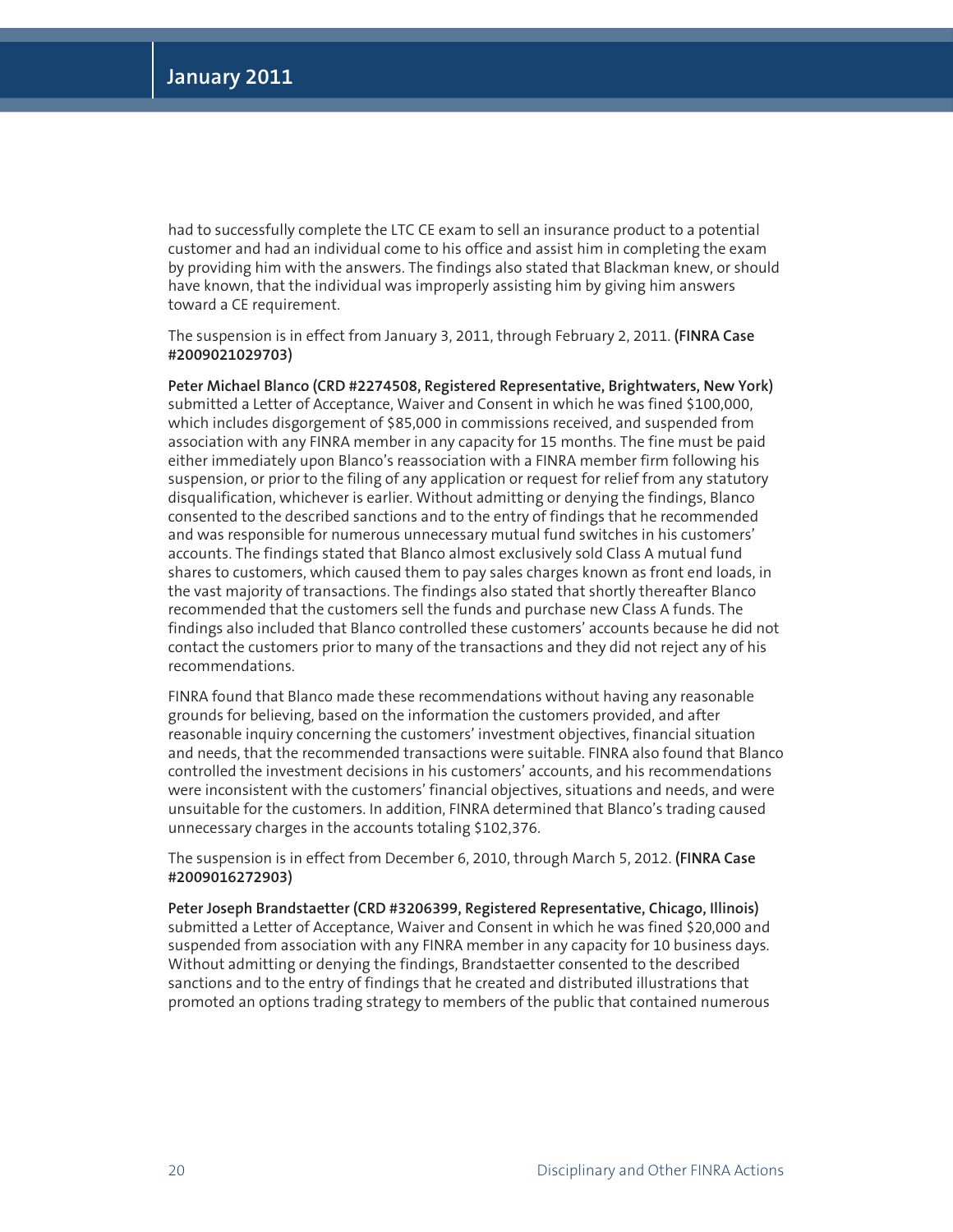had to successfully complete the LTC CE exam to sell an insurance product to a potential customer and had an individual come to his office and assist him in completing the exam by providing him with the answers. The findings also stated that Blackman knew, or should have known, that the individual was improperly assisting him by giving him answers toward a CE requirement.

The suspension is in effect from January 3, 2011, through February 2, 2011. **(FINRA Case #2009021029703)**

**Peter Michael Blanco (CRD #2274508, Registered Representative, Brightwaters, New York)** submitted a Letter of Acceptance, Waiver and Consent in which he was fined $100,000, which includes disgorgement of $85,000 in commissions received, and suspended from association with any FINRA member in any capacity for 15 months. The fine must be paid either immediately upon Blanco's reassociation with a FINRA member firm following his suspension, or prior to the filing of any application or request for relief from any statutory disqualification, whichever is earlier. Without admitting or denying the findings, Blanco consented to the described sanctions and to the entry of findings that he recommended and was responsible for numerous unnecessary mutual fund switches in his customers' accounts. The findings stated that Blanco almost exclusively sold Class A mutual fund shares to customers, which caused them to pay sales charges known as front end loads, in the vast majority of transactions. The findings also stated that shortly thereafter Blanco recommended that the customers sell the funds and purchase new Class A funds. The findings also included that Blanco controlled these customers' accounts because he did not contact the customers prior to many of the transactions and they did not reject any of his recommendations.

FINRA found that Blanco made these recommendations without having any reasonable grounds for believing, based on the information the customers provided, and after reasonable inquiry concerning the customers' investment objectives, financial situation and needs, that the recommended transactions were suitable. FINRA also found that Blanco controlled the investment decisions in his customers' accounts, and his recommendations were inconsistent with the customers' financial objectives, situations and needs, and were unsuitable for the customers. In addition, FINRA determined that Blanco's trading caused unnecessary charges in the accounts totaling $102,376.

The suspension is in effect from December 6, 2010, through March 5, 2012. **(FINRA Case #2009016272903)**

**Peter Joseph Brandstaetter (CRD #3206399, Registered Representative, Chicago, Illinois)** submitted a Letter of Acceptance, Waiver and Consent in which he was fined $20,000 and suspended from association with any FINRA member in any capacity for 10 business days. Without admitting or denying the findings, Brandstaetter consented to the described sanctions and to the entry of findings that he created and distributed illustrations that promoted an options trading strategy to members of the public that contained numerous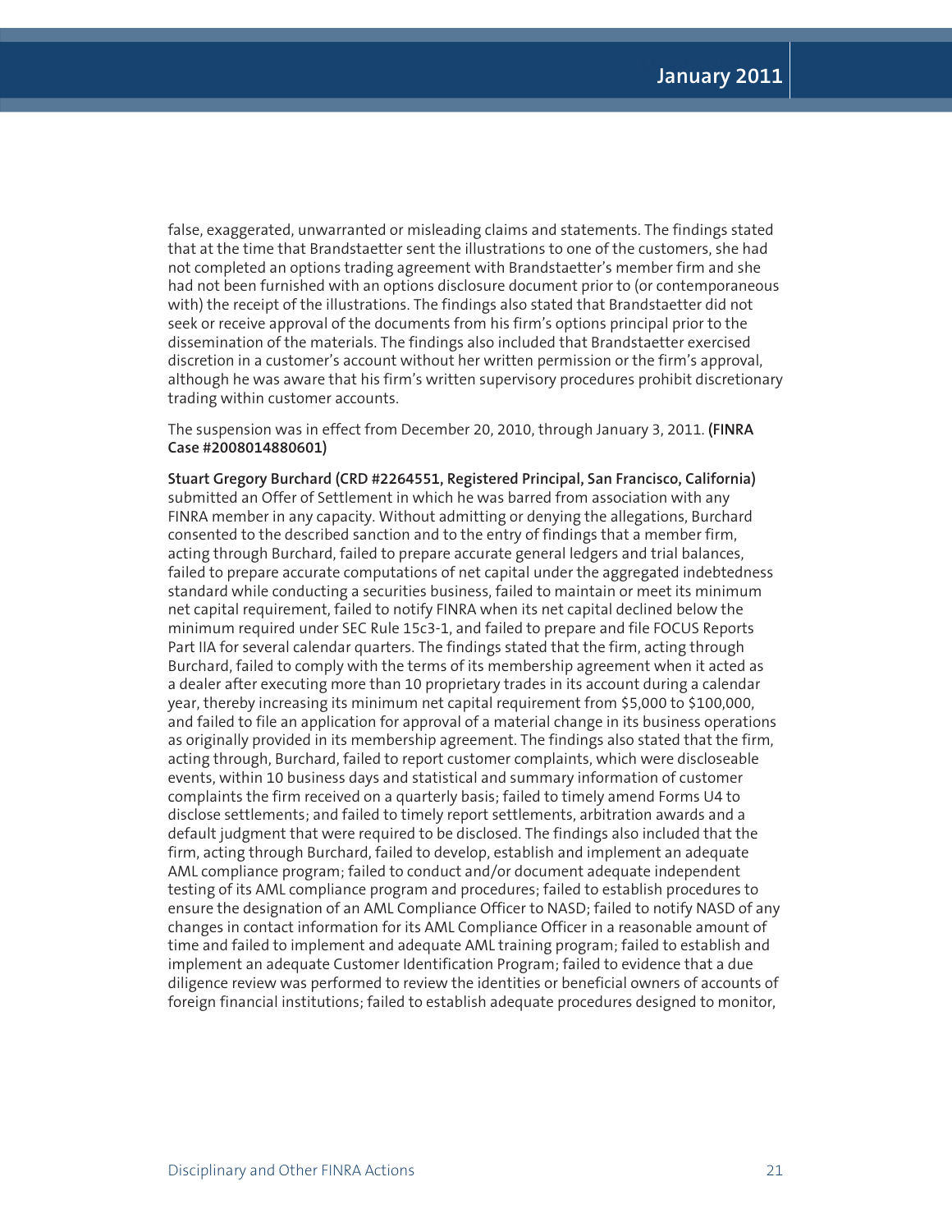false, exaggerated, unwarranted or misleading claims and statements. The findings stated that at the time that Brandstaetter sent the illustrations to one of the customers, she had not completed an options trading agreement with Brandstaetter's member firm and she had not been furnished with an options disclosure document prior to (or contemporaneous with) the receipt of the illustrations. The findings also stated that Brandstaetter did not seek or receive approval of the documents from his firm's options principal prior to the dissemination of the materials. The findings also included that Brandstaetter exercised discretion in a customer's account without her written permission or the firm's approval, although he was aware that his firm's written supervisory procedures prohibit discretionary trading within customer accounts.

The suspension was in effect from December 20, 2010, through January 3, 2011. **(FINRA Case #2008014880601)**

**Stuart Gregory Burchard (CRD #2264551, Registered Principal, San Francisco, California)** submitted an Offer of Settlement in which he was barred from association with any FINRA member in any capacity. Without admitting or denying the allegations, Burchard consented to the described sanction and to the entry of findings that a member firm, acting through Burchard, failed to prepare accurate general ledgers and trial balances, failed to prepare accurate computations of net capital under the aggregated indebtedness standard while conducting a securities business, failed to maintain or meet its minimum net capital requirement, failed to notify FINRA when its net capital declined below the minimum required under SEC Rule 15c3-1, and failed to prepare and file FOCUS Reports Part IIA for several calendar quarters. The findings stated that the firm, acting through Burchard, failed to comply with the terms of its membership agreement when it acted as a dealer after executing more than 10 proprietary trades in its account during a calendar year, thereby increasing its minimum net capital requirement from $5,000 to $100,000, and failed to file an application for approval of a material change in its business operations as originally provided in its membership agreement. The findings also stated that the firm, acting through, Burchard, failed to report customer complaints, which were discloseable events, within 10 business days and statistical and summary information of customer complaints the firm received on a quarterly basis; failed to timely amend Forms U4 to disclose settlements; and failed to timely report settlements, arbitration awards and a default judgment that were required to be disclosed. The findings also included that the firm, acting through Burchard, failed to develop, establish and implement an adequate AML compliance program; failed to conduct and/or document adequate independent testing of its AML compliance program and procedures; failed to establish procedures to ensure the designation of an AML Compliance Officer to NASD; failed to notify NASD of any changes in contact information for its AML Compliance Officer in a reasonable amount of time and failed to implement and adequate AML training program; failed to establish and implement an adequate Customer Identification Program; failed to evidence that a due diligence review was performed to review the identities or beneficial owners of accounts of foreign financial institutions; failed to establish adequate procedures designed to monitor,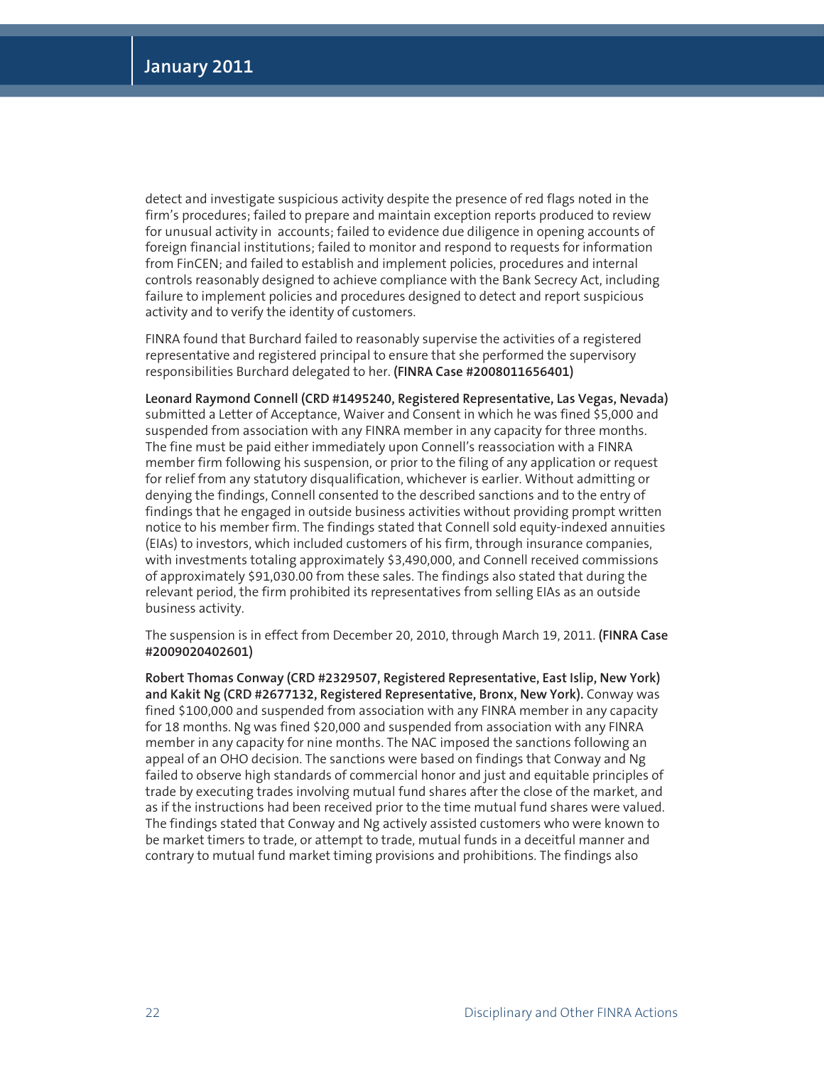detect and investigate suspicious activity despite the presence of red flags noted in the firm's procedures; failed to prepare and maintain exception reports produced to review for unusual activity in accounts; failed to evidence due diligence in opening accounts of foreign financial institutions; failed to monitor and respond to requests for information from FinCEN; and failed to establish and implement policies, procedures and internal controls reasonably designed to achieve compliance with the Bank Secrecy Act, including failure to implement policies and procedures designed to detect and report suspicious activity and to verify the identity of customers.

FINRA found that Burchard failed to reasonably supervise the activities of a registered representative and registered principal to ensure that she performed the supervisory responsibilities Burchard delegated to her. **(FINRA Case #2008011656401)**

**Leonard Raymond Connell (CRD #1495240, Registered Representative, Las Vegas, Nevada)** submitted a Letter of Acceptance, Waiver and Consent in which he was fined $5,000 and suspended from association with any FINRA member in any capacity for three months. The fine must be paid either immediately upon Connell's reassociation with a FINRA member firm following his suspension, or prior to the filing of any application or request for relief from any statutory disqualification, whichever is earlier. Without admitting or denying the findings, Connell consented to the described sanctions and to the entry of findings that he engaged in outside business activities without providing prompt written notice to his member firm. The findings stated that Connell sold equity-indexed annuities (EIAs) to investors, which included customers of his firm, through insurance companies, with investments totaling approximately $3,490,000, and Connell received commissions of approximately $91,030.00 from these sales. The findings also stated that during the relevant period, the firm prohibited its representatives from selling EIAs as an outside business activity.

The suspension is in effect from December 20, 2010, through March 19, 2011. **(FINRA Case #2009020402601)**

**Robert Thomas Conway (CRD #2329507, Registered Representative, East Islip, New York) and Kakit Ng (CRD #2677132, Registered Representative, Bronx, New York).** Conway was fined $100,000 and suspended from association with any FINRA member in any capacity for 18 months. Ng was fined $20,000 and suspended from association with any FINRA member in any capacity for nine months. The NAC imposed the sanctions following an appeal of an OHO decision. The sanctions were based on findings that Conway and Ng failed to observe high standards of commercial honor and just and equitable principles of trade by executing trades involving mutual fund shares after the close of the market, and as if the instructions had been received prior to the time mutual fund shares were valued. The findings stated that Conway and Ng actively assisted customers who were known to be market timers to trade, or attempt to trade, mutual funds in a deceitful manner and contrary to mutual fund market timing provisions and prohibitions. The findings also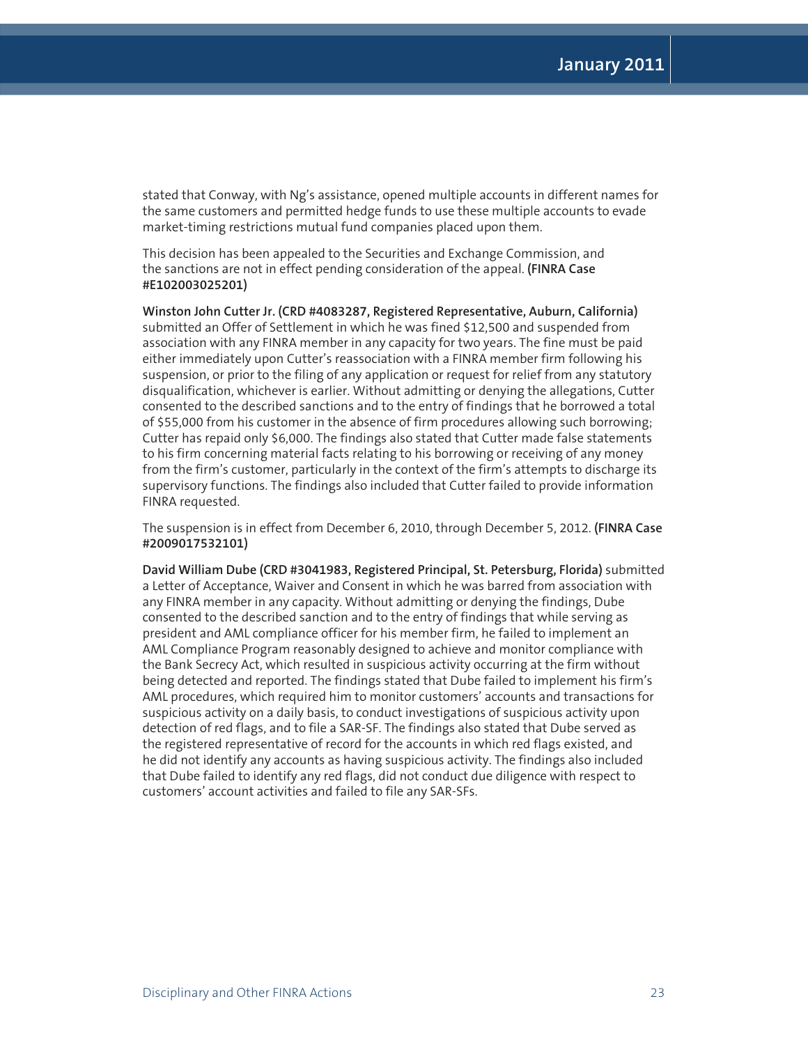stated that Conway, with Ng's assistance, opened multiple accounts in different names for the same customers and permitted hedge funds to use these multiple accounts to evade market-timing restrictions mutual fund companies placed upon them.

This decision has been appealed to the Securities and Exchange Commission, and the sanctions are not in effect pending consideration of the appeal. **(FINRA Case #E102003025201)**

**Winston John Cutter Jr. (CRD #4083287, Registered Representative, Auburn, California)** submitted an Offer of Settlement in which he was fined $12,500 and suspended from association with any FINRA member in any capacity for two years. The fine must be paid either immediately upon Cutter's reassociation with a FINRA member firm following his suspension, or prior to the filing of any application or request for relief from any statutory disqualification, whichever is earlier. Without admitting or denying the allegations, Cutter consented to the described sanctions and to the entry of findings that he borrowed a total of $55,000 from his customer in the absence of firm procedures allowing such borrowing; Cutter has repaid only $6,000. The findings also stated that Cutter made false statements to his firm concerning material facts relating to his borrowing or receiving of any money from the firm's customer, particularly in the context of the firm's attempts to discharge its supervisory functions. The findings also included that Cutter failed to provide information FINRA requested.

The suspension is in effect from December 6, 2010, through December 5, 2012. **(FINRA Case #2009017532101)**

**David William Dube (CRD #3041983, Registered Principal, St. Petersburg, Florida)** submitted a Letter of Acceptance, Waiver and Consent in which he was barred from association with any FINRA member in any capacity. Without admitting or denying the findings, Dube consented to the described sanction and to the entry of findings that while serving as president and AML compliance officer for his member firm, he failed to implement an AML Compliance Program reasonably designed to achieve and monitor compliance with the Bank Secrecy Act, which resulted in suspicious activity occurring at the firm without being detected and reported. The findings stated that Dube failed to implement his firm's AML procedures, which required him to monitor customers' accounts and transactions for suspicious activity on a daily basis, to conduct investigations of suspicious activity upon detection of red flags, and to file a SAR-SF. The findings also stated that Dube served as the registered representative of record for the accounts in which red flags existed, and he did not identify any accounts as having suspicious activity. The findings also included that Dube failed to identify any red flags, did not conduct due diligence with respect to customers' account activities and failed to file any SAR-SFs.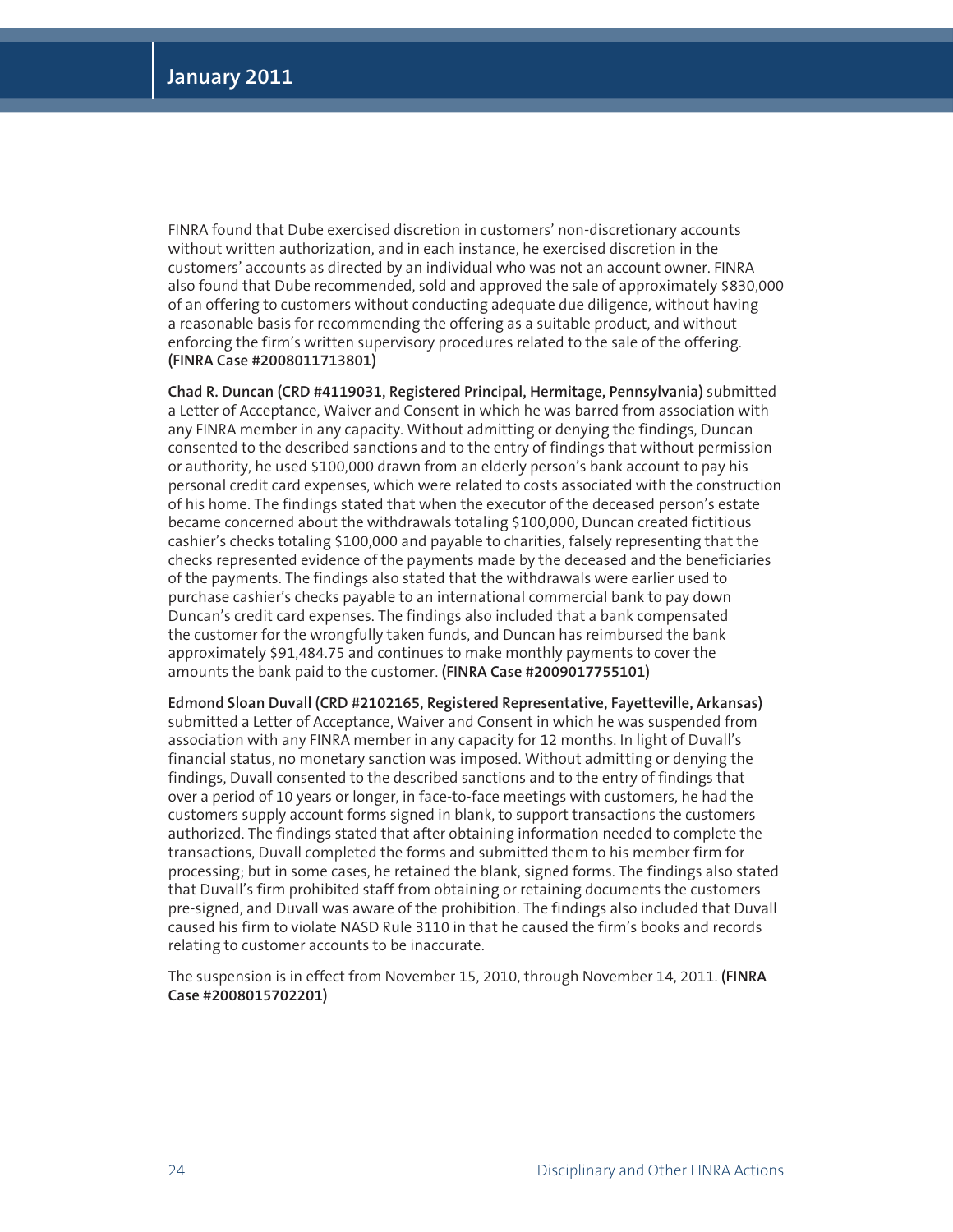FINRA found that Dube exercised discretion in customers' non-discretionary accounts without written authorization, and in each instance, he exercised discretion in the customers' accounts as directed by an individual who was not an account owner. FINRA also found that Dube recommended, sold and approved the sale of approximately $830,000 of an offering to customers without conducting adequate due diligence, without having a reasonable basis for recommending the offering as a suitable product, and without enforcing the firm's written supervisory procedures related to the sale of the offering. **(FINRA Case #2008011713801)**

**Chad R. Duncan (CRD #4119031, Registered Principal, Hermitage, Pennsylvania)** submitted a Letter of Acceptance, Waiver and Consent in which he was barred from association with any FINRA member in any capacity. Without admitting or denying the findings, Duncan consented to the described sanctions and to the entry of findings that without permission or authority, he used $100,000 drawn from an elderly person's bank account to pay his personal credit card expenses, which were related to costs associated with the construction of his home. The findings stated that when the executor of the deceased person's estate became concerned about the withdrawals totaling $100,000, Duncan created fictitious cashier's checks totaling $100,000 and payable to charities, falsely representing that the checks represented evidence of the payments made by the deceased and the beneficiaries of the payments. The findings also stated that the withdrawals were earlier used to purchase cashier's checks payable to an international commercial bank to pay down Duncan's credit card expenses. The findings also included that a bank compensated the customer for the wrongfully taken funds, and Duncan has reimbursed the bank approximately $91,484.75 and continues to make monthly payments to cover the amounts the bank paid to the customer. **(FINRA Case #2009017755101)**

**Edmond Sloan Duvall (CRD #2102165, Registered Representative, Fayetteville, Arkansas)** submitted a Letter of Acceptance, Waiver and Consent in which he was suspended from association with any FINRA member in any capacity for 12 months. In light of Duvall's financial status, no monetary sanction was imposed. Without admitting or denying the findings, Duvall consented to the described sanctions and to the entry of findings that over a period of 10 years or longer, in face-to-face meetings with customers, he had the customers supply account forms signed in blank, to support transactions the customers authorized. The findings stated that after obtaining information needed to complete the transactions, Duvall completed the forms and submitted them to his member firm for processing; but in some cases, he retained the blank, signed forms. The findings also stated that Duvall's firm prohibited staff from obtaining or retaining documents the customers pre-signed, and Duvall was aware of the prohibition. The findings also included that Duvall caused his firm to violate NASD Rule 3110 in that he caused the firm's books and records relating to customer accounts to be inaccurate.

The suspension is in effect from November 15, 2010, through November 14, 2011. **(FINRA Case #2008015702201)**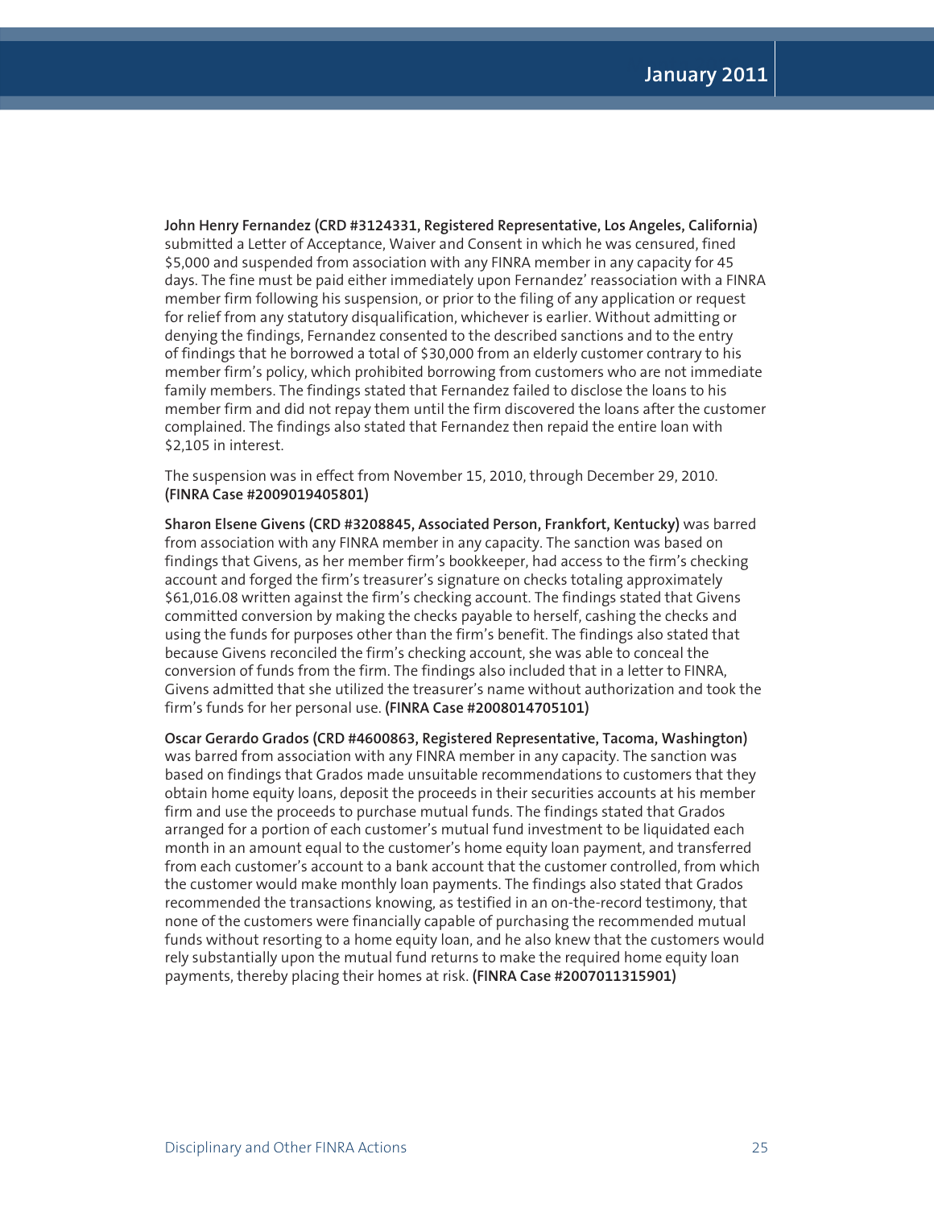**John Henry Fernandez (CRD #3124331, Registered Representative, Los Angeles, California)** submitted a Letter of Acceptance, Waiver and Consent in which he was censured, fined $5,000 and suspended from association with any FINRA member in any capacity for 45 days. The fine must be paid either immediately upon Fernandez' reassociation with a FINRA member firm following his suspension, or prior to the filing of any application or request for relief from any statutory disqualification, whichever is earlier. Without admitting or denying the findings, Fernandez consented to the described sanctions and to the entry of findings that he borrowed a total of $30,000 from an elderly customer contrary to his member firm's policy, which prohibited borrowing from customers who are not immediate family members. The findings stated that Fernandez failed to disclose the loans to his member firm and did not repay them until the firm discovered the loans after the customer complained. The findings also stated that Fernandez then repaid the entire loan with $2,105 in interest.

The suspension was in effect from November 15, 2010, through December 29, 2010. **(FINRA Case #2009019405801)**

**Sharon Elsene Givens (CRD #3208845, Associated Person, Frankfort, Kentucky)** was barred from association with any FINRA member in any capacity. The sanction was based on findings that Givens, as her member firm's bookkeeper, had access to the firm's checking account and forged the firm's treasurer's signature on checks totaling approximately $61,016.08 written against the firm's checking account. The findings stated that Givens committed conversion by making the checks payable to herself, cashing the checks and using the funds for purposes other than the firm's benefit. The findings also stated that because Givens reconciled the firm's checking account, she was able to conceal the conversion of funds from the firm. The findings also included that in a letter to FINRA, Givens admitted that she utilized the treasurer's name without authorization and took the firm's funds for her personal use. **(FINRA Case #2008014705101)**

**Oscar Gerardo Grados (CRD #4600863, Registered Representative, Tacoma, Washington)** was barred from association with any FINRA member in any capacity. The sanction was based on findings that Grados made unsuitable recommendations to customers that they obtain home equity loans, deposit the proceeds in their securities accounts at his member firm and use the proceeds to purchase mutual funds. The findings stated that Grados arranged for a portion of each customer's mutual fund investment to be liquidated each month in an amount equal to the customer's home equity loan payment, and transferred from each customer's account to a bank account that the customer controlled, from which the customer would make monthly loan payments. The findings also stated that Grados recommended the transactions knowing, as testified in an on-the-record testimony, that none of the customers were financially capable of purchasing the recommended mutual funds without resorting to a home equity loan, and he also knew that the customers would rely substantially upon the mutual fund returns to make the required home equity loan payments, thereby placing their homes at risk. **(FINRA Case #2007011315901)**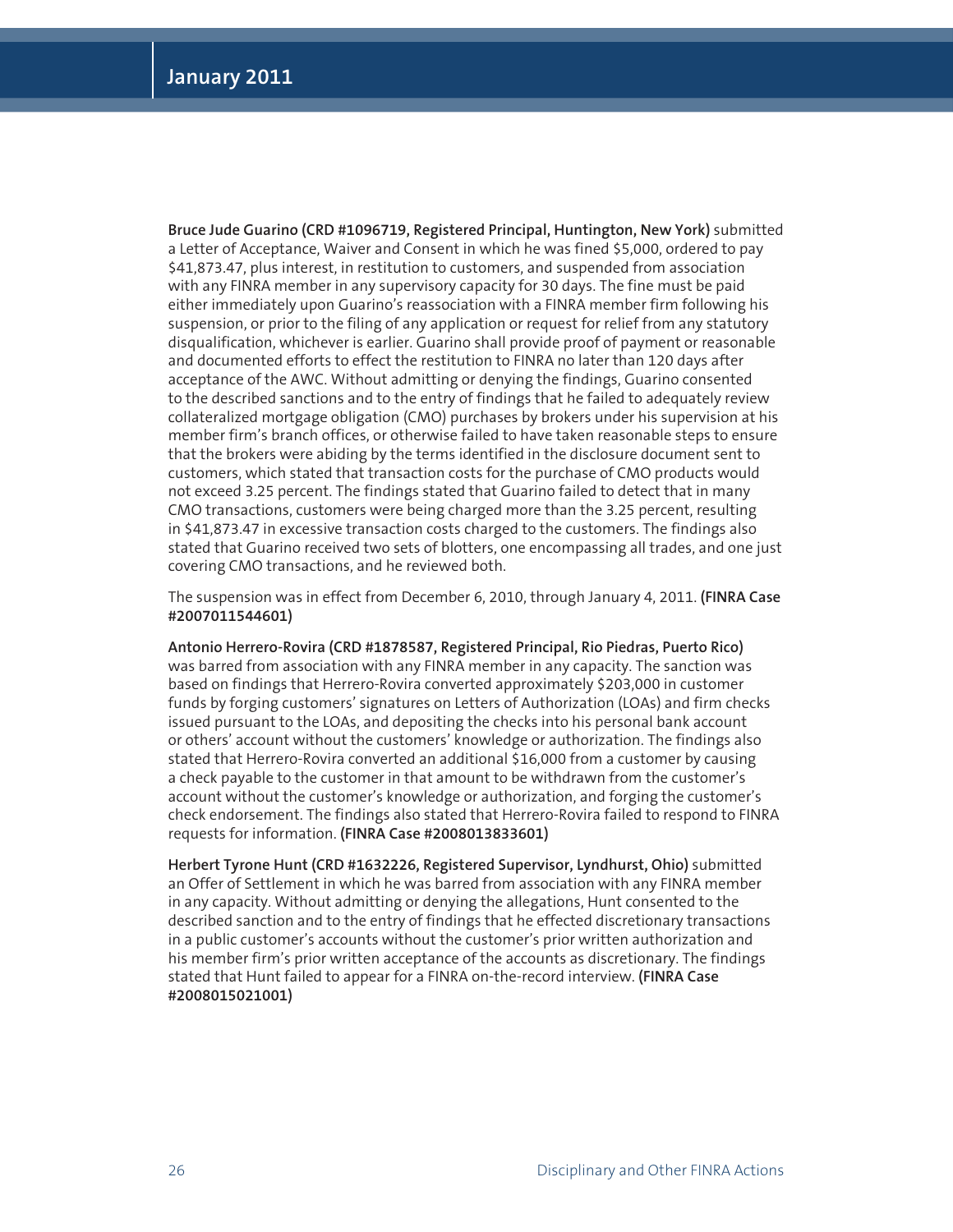**Bruce Jude Guarino (CRD #1096719, Registered Principal, Huntington, New York)** submitted a Letter of Acceptance, Waiver and Consent in which he was fined $5,000, ordered to pay $41,873.47, plus interest, in restitution to customers, and suspended from association with any FINRA member in any supervisory capacity for 30 days. The fine must be paid either immediately upon Guarino's reassociation with a FINRA member firm following his suspension, or prior to the filing of any application or request for relief from any statutory disqualification, whichever is earlier. Guarino shall provide proof of payment or reasonable and documented efforts to effect the restitution to FINRA no later than 120 days after acceptance of the AWC. Without admitting or denying the findings, Guarino consented to the described sanctions and to the entry of findings that he failed to adequately review collateralized mortgage obligation (CMO) purchases by brokers under his supervision at his member firm's branch offices, or otherwise failed to have taken reasonable steps to ensure that the brokers were abiding by the terms identified in the disclosure document sent to customers, which stated that transaction costs for the purchase of CMO products would not exceed 3.25 percent. The findings stated that Guarino failed to detect that in many CMO transactions, customers were being charged more than the 3.25 percent, resulting in $41,873.47 in excessive transaction costs charged to the customers. The findings also stated that Guarino received two sets of blotters, one encompassing all trades, and one just covering CMO transactions, and he reviewed both.

The suspension was in effect from December 6, 2010, through January 4, 2011. **(FINRA Case #2007011544601)**

**Antonio Herrero-Rovira (CRD #1878587, Registered Principal, Rio Piedras, Puerto Rico)** was barred from association with any FINRA member in any capacity. The sanction was based on findings that Herrero-Rovira converted approximately $203,000 in customer funds by forging customers' signatures on Letters of Authorization (LOAs) and firm checks issued pursuant to the LOAs, and depositing the checks into his personal bank account or others' account without the customers' knowledge or authorization. The findings also stated that Herrero-Rovira converted an additional $16,000 from a customer by causing a check payable to the customer in that amount to be withdrawn from the customer's account without the customer's knowledge or authorization, and forging the customer's check endorsement. The findings also stated that Herrero-Rovira failed to respond to FINRA requests for information. **(FINRA Case #2008013833601)**

**Herbert Tyrone Hunt (CRD #1632226, Registered Supervisor, Lyndhurst, Ohio)** submitted an Offer of Settlement in which he was barred from association with any FINRA member in any capacity. Without admitting or denying the allegations, Hunt consented to the described sanction and to the entry of findings that he effected discretionary transactions in a public customer's accounts without the customer's prior written authorization and his member firm's prior written acceptance of the accounts as discretionary. The findings stated that Hunt failed to appear for a FINRA on-the-record interview. **(FINRA Case #2008015021001)**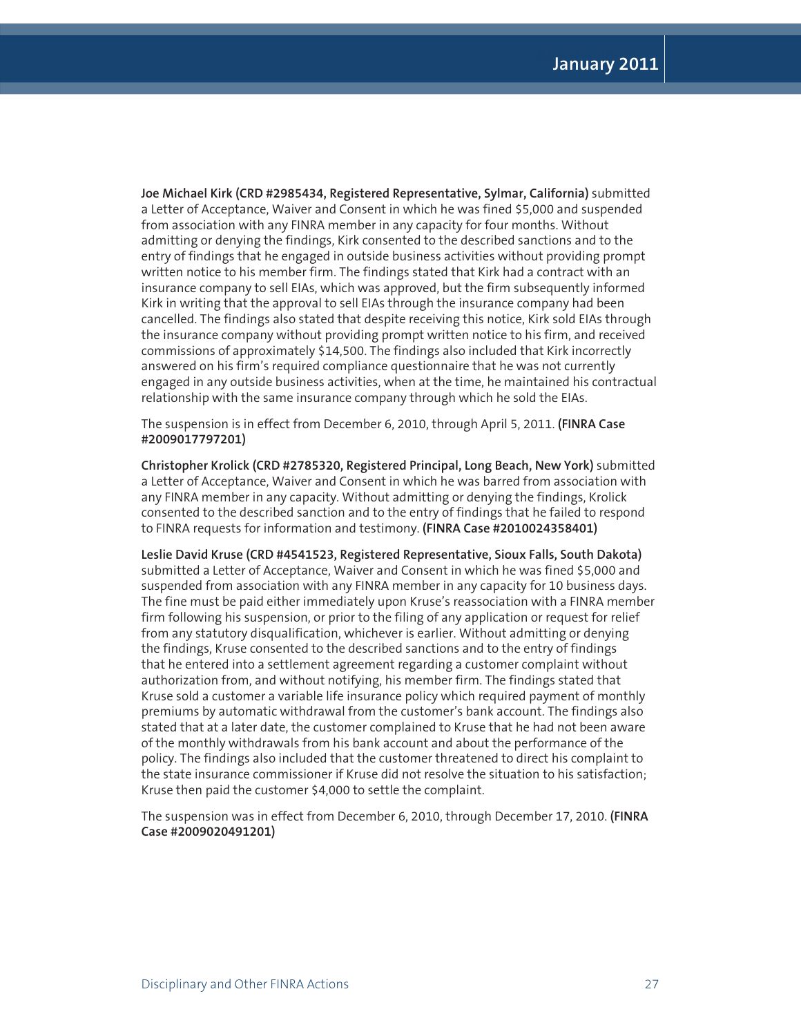**Joe Michael Kirk (CRD #2985434, Registered Representative, Sylmar, California)** submitted a Letter of Acceptance, Waiver and Consent in which he was fined $5,000 and suspended from association with any FINRA member in any capacity for four months. Without admitting or denying the findings, Kirk consented to the described sanctions and to the entry of findings that he engaged in outside business activities without providing prompt written notice to his member firm. The findings stated that Kirk had a contract with an insurance company to sell EIAs, which was approved, but the firm subsequently informed Kirk in writing that the approval to sell EIAs through the insurance company had been cancelled. The findings also stated that despite receiving this notice, Kirk sold EIAs through the insurance company without providing prompt written notice to his firm, and received commissions of approximately $14,500. The findings also included that Kirk incorrectly answered on his firm's required compliance questionnaire that he was not currently engaged in any outside business activities, when at the time, he maintained his contractual relationship with the same insurance company through which he sold the EIAs.

The suspension is in effect from December 6, 2010, through April 5, 2011. **(FINRA Case #2009017797201)**

**Christopher Krolick (CRD #2785320, Registered Principal, Long Beach, New York)** submitted a Letter of Acceptance, Waiver and Consent in which he was barred from association with any FINRA member in any capacity. Without admitting or denying the findings, Krolick consented to the described sanction and to the entry of findings that he failed to respond to FINRA requests for information and testimony. **(FINRA Case #2010024358401)**

**Leslie David Kruse (CRD #4541523, Registered Representative, Sioux Falls, South Dakota)** submitted a Letter of Acceptance, Waiver and Consent in which he was fined $5,000 and suspended from association with any FINRA member in any capacity for 10 business days. The fine must be paid either immediately upon Kruse's reassociation with a FINRA member firm following his suspension, or prior to the filing of any application or request for relief from any statutory disqualification, whichever is earlier. Without admitting or denying the findings, Kruse consented to the described sanctions and to the entry of findings that he entered into a settlement agreement regarding a customer complaint without authorization from, and without notifying, his member firm. The findings stated that Kruse sold a customer a variable life insurance policy which required payment of monthly premiums by automatic withdrawal from the customer's bank account. The findings also stated that at a later date, the customer complained to Kruse that he had not been aware of the monthly withdrawals from his bank account and about the performance of the policy. The findings also included that the customer threatened to direct his complaint to the state insurance commissioner if Kruse did not resolve the situation to his satisfaction; Kruse then paid the customer $4,000 to settle the complaint.

The suspension was in effect from December 6, 2010, through December 17, 2010. **(FINRA Case #2009020491201)**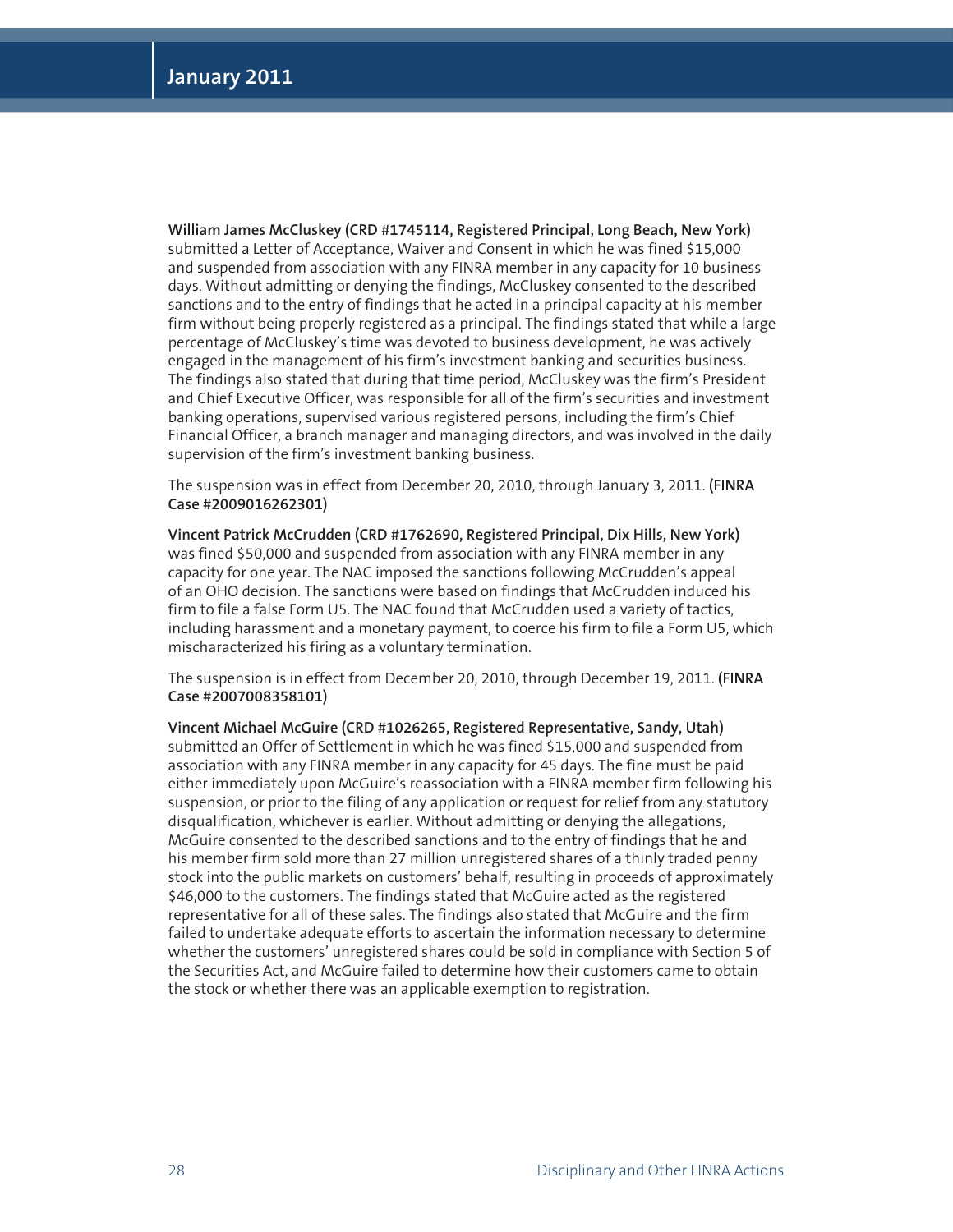**William James McCluskey (CRD #1745114, Registered Principal, Long Beach, New York)** submitted a Letter of Acceptance, Waiver and Consent in which he was fined $15,000 and suspended from association with any FINRA member in any capacity for 10 business days. Without admitting or denying the findings, McCluskey consented to the described sanctions and to the entry of findings that he acted in a principal capacity at his member firm without being properly registered as a principal. The findings stated that while a large percentage of McCluskey's time was devoted to business development, he was actively engaged in the management of his firm's investment banking and securities business. The findings also stated that during that time period, McCluskey was the firm's President and Chief Executive Officer, was responsible for all of the firm's securities and investment banking operations, supervised various registered persons, including the firm's Chief Financial Officer, a branch manager and managing directors, and was involved in the daily supervision of the firm's investment banking business.

The suspension was in effect from December 20, 2010, through January 3, 2011. **(FINRA Case #2009016262301)**

**Vincent Patrick McCrudden (CRD #1762690, Registered Principal, Dix Hills, New York)** was fined $50,000 and suspended from association with any FINRA member in any capacity for one year. The NAC imposed the sanctions following McCrudden's appeal of an OHO decision. The sanctions were based on findings that McCrudden induced his firm to file a false Form U5. The NAC found that McCrudden used a variety of tactics, including harassment and a monetary payment, to coerce his firm to file a Form U5, which mischaracterized his firing as a voluntary termination.

The suspension is in effect from December 20, 2010, through December 19, 2011. **(FINRA Case #2007008358101)**

**Vincent Michael McGuire (CRD #1026265, Registered Representative, Sandy, Utah)** submitted an Offer of Settlement in which he was fined $15,000 and suspended from association with any FINRA member in any capacity for 45 days. The fine must be paid either immediately upon McGuire's reassociation with a FINRA member firm following his suspension, or prior to the filing of any application or request for relief from any statutory disqualification, whichever is earlier. Without admitting or denying the allegations, McGuire consented to the described sanctions and to the entry of findings that he and his member firm sold more than 27 million unregistered shares of a thinly traded penny stock into the public markets on customers' behalf, resulting in proceeds of approximately $46,000 to the customers. The findings stated that McGuire acted as the registered representative for all of these sales. The findings also stated that McGuire and the firm failed to undertake adequate efforts to ascertain the information necessary to determine whether the customers' unregistered shares could be sold in compliance with Section 5 of the Securities Act, and McGuire failed to determine how their customers came to obtain the stock or whether there was an applicable exemption to registration.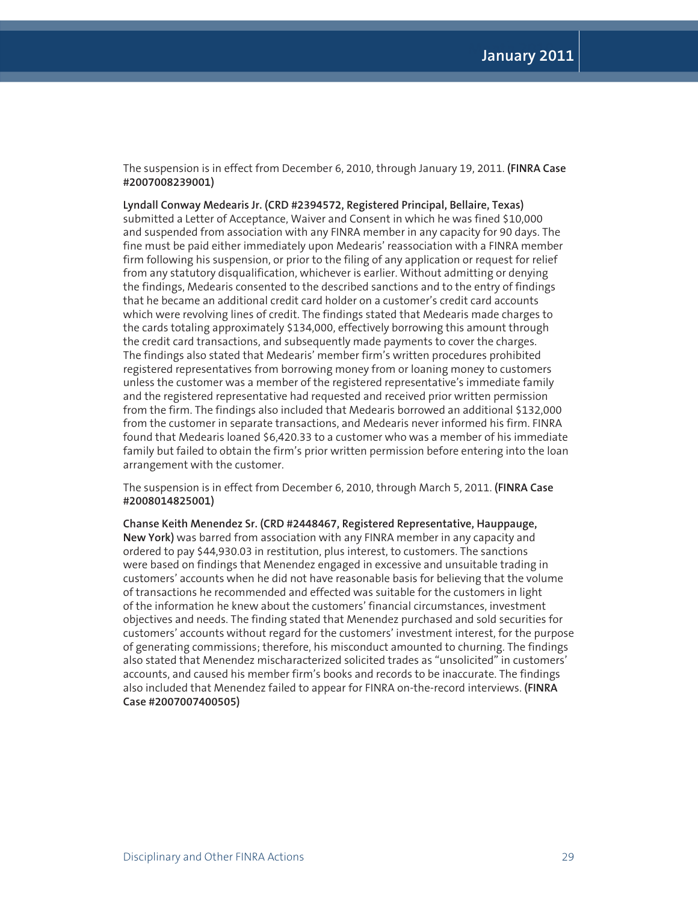The suspension is in effect from December 6, 2010, through January 19, 2011. **(FINRA Case #2007008239001)**

**Lyndall Conway Medearis Jr. (CRD #2394572, Registered Principal, Bellaire, Texas)** submitted a Letter of Acceptance, Waiver and Consent in which he was fined $10,000 and suspended from association with any FINRA member in any capacity for 90 days. The fine must be paid either immediately upon Medearis' reassociation with a FINRA member firm following his suspension, or prior to the filing of any application or request for relief from any statutory disqualification, whichever is earlier. Without admitting or denying the findings, Medearis consented to the described sanctions and to the entry of findings that he became an additional credit card holder on a customer's credit card accounts which were revolving lines of credit. The findings stated that Medearis made charges to the cards totaling approximately $134,000, effectively borrowing this amount through the credit card transactions, and subsequently made payments to cover the charges. The findings also stated that Medearis' member firm's written procedures prohibited registered representatives from borrowing money from or loaning money to customers unless the customer was a member of the registered representative's immediate family and the registered representative had requested and received prior written permission from the firm. The findings also included that Medearis borrowed an additional $132,000 from the customer in separate transactions, and Medearis never informed his firm. FINRA found that Medearis loaned $6,420.33 to a customer who was a member of his immediate family but failed to obtain the firm's prior written permission before entering into the loan arrangement with the customer.

The suspension is in effect from December 6, 2010, through March 5, 2011. **(FINRA Case #2008014825001)**

**Chanse Keith Menendez Sr. (CRD #2448467, Registered Representative, Hauppauge, New York)** was barred from association with any FINRA member in any capacity and ordered to pay $44,930.03 in restitution, plus interest, to customers. The sanctions were based on findings that Menendez engaged in excessive and unsuitable trading in customers' accounts when he did not have reasonable basis for believing that the volume of transactions he recommended and effected was suitable for the customers in light of the information he knew about the customers' financial circumstances, investment objectives and needs. The finding stated that Menendez purchased and sold securities for customers' accounts without regard for the customers' investment interest, for the purpose of generating commissions; therefore, his misconduct amounted to churning. The findings also stated that Menendez mischaracterized solicited trades as "unsolicited" in customers' accounts, and caused his member firm's books and records to be inaccurate. The findings also included that Menendez failed to appear for FINRA on-the-record interviews. **(FINRA Case #2007007400505)**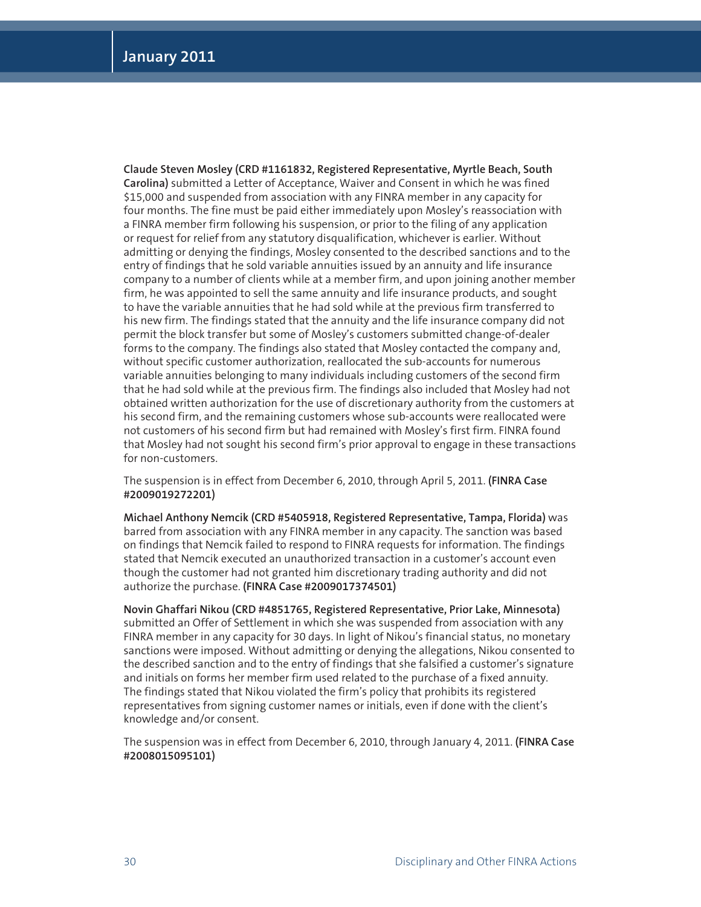**Claude Steven Mosley (CRD #1161832, Registered Representative, Myrtle Beach, South Carolina)** submitted a Letter of Acceptance, Waiver and Consent in which he was fined $15,000 and suspended from association with any FINRA member in any capacity for four months. The fine must be paid either immediately upon Mosley's reassociation with a FINRA member firm following his suspension, or prior to the filing of any application or request for relief from any statutory disqualification, whichever is earlier. Without admitting or denying the findings, Mosley consented to the described sanctions and to the entry of findings that he sold variable annuities issued by an annuity and life insurance company to a number of clients while at a member firm, and upon joining another member firm, he was appointed to sell the same annuity and life insurance products, and sought to have the variable annuities that he had sold while at the previous firm transferred to his new firm. The findings stated that the annuity and the life insurance company did not permit the block transfer but some of Mosley's customers submitted change-of-dealer forms to the company. The findings also stated that Mosley contacted the company and, without specific customer authorization, reallocated the sub-accounts for numerous variable annuities belonging to many individuals including customers of the second firm that he had sold while at the previous firm. The findings also included that Mosley had not obtained written authorization for the use of discretionary authority from the customers at his second firm, and the remaining customers whose sub-accounts were reallocated were not customers of his second firm but had remained with Mosley's first firm. FINRA found that Mosley had not sought his second firm's prior approval to engage in these transactions for non-customers.

The suspension is in effect from December 6, 2010, through April 5, 2011. **(FINRA Case #2009019272201)**

**Michael Anthony Nemcik (CRD #5405918, Registered Representative, Tampa, Florida)** was barred from association with any FINRA member in any capacity. The sanction was based on findings that Nemcik failed to respond to FINRA requests for information. The findings stated that Nemcik executed an unauthorized transaction in a customer's account even though the customer had not granted him discretionary trading authority and did not authorize the purchase. **(FINRA Case #2009017374501)**

**Novin Ghaffari Nikou (CRD #4851765, Registered Representative, Prior Lake, Minnesota)** submitted an Offer of Settlement in which she was suspended from association with any FINRA member in any capacity for 30 days. In light of Nikou's financial status, no monetary sanctions were imposed. Without admitting or denying the allegations, Nikou consented to the described sanction and to the entry of findings that she falsified a customer's signature and initials on forms her member firm used related to the purchase of a fixed annuity. The findings stated that Nikou violated the firm's policy that prohibits its registered representatives from signing customer names or initials, even if done with the client's knowledge and/or consent.

The suspension was in effect from December 6, 2010, through January 4, 2011. **(FINRA Case #2008015095101)**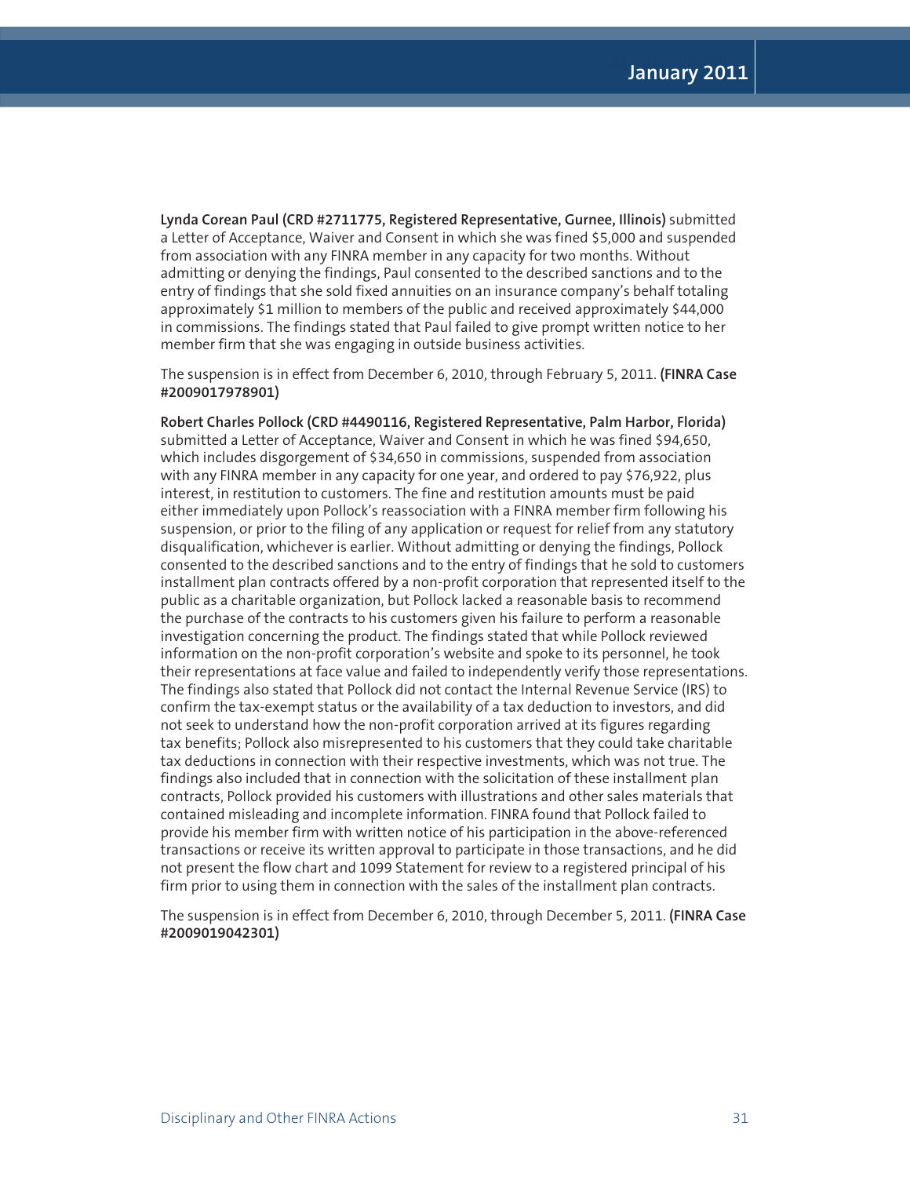**Lynda Corean Paul (CRD #2711775, Registered Representative, Gurnee, Illinois)** submitted a Letter of Acceptance, Waiver and Consent in which she was fined $5,000 and suspended from association with any FINRA member in any capacity for two months. Without admitting or denying the findings, Paul consented to the described sanctions and to the entry of findings that she sold fixed annuities on an insurance company's behalf totaling approximately $1 million to members of the public and received approximately $44,000 in commissions. The findings stated that Paul failed to give prompt written notice to her member firm that she was engaging in outside business activities.

The suspension is in effect from December 6, 2010, through February 5, 2011. **(FINRA Case #2009017978901)**

**Robert Charles Pollock (CRD #4490116, Registered Representative, Palm Harbor, Florida)** submitted a Letter of Acceptance, Waiver and Consent in which he was fined $94,650, which includes disgorgement of $34,650 in commissions, suspended from association with any FINRA member in any capacity for one year, and ordered to pay $76,922, plus interest, in restitution to customers. The fine and restitution amounts must be paid either immediately upon Pollock's reassociation with a FINRA member firm following his suspension, or prior to the filing of any application or request for relief from any statutory disqualification, whichever is earlier. Without admitting or denying the findings, Pollock consented to the described sanctions and to the entry of findings that he sold to customers installment plan contracts offered by a non-profit corporation that represented itself to the public as a charitable organization, but Pollock lacked a reasonable basis to recommend the purchase of the contracts to his customers given his failure to perform a reasonable investigation concerning the product. The findings stated that while Pollock reviewed information on the non-profit corporation's website and spoke to its personnel, he took their representations at face value and failed to independently verify those representations. The findings also stated that Pollock did not contact the Internal Revenue Service (IRS) to confirm the tax-exempt status or the availability of a tax deduction to investors, and did not seek to understand how the non-profit corporation arrived at its figures regarding tax benefits; Pollock also misrepresented to his customers that they could take charitable tax deductions in connection with their respective investments, which was not true. The findings also included that in connection with the solicitation of these installment plan contracts, Pollock provided his customers with illustrations and other sales materials that contained misleading and incomplete information. FINRA found that Pollock failed to provide his member firm with written notice of his participation in the above-referenced transactions or receive its written approval to participate in those transactions, and he did not present the flow chart and 1099 Statement for review to a registered principal of his firm prior to using them in connection with the sales of the installment plan contracts.

The suspension is in effect from December 6, 2010, through December 5, 2011. **(FINRA Case #2009019042301)**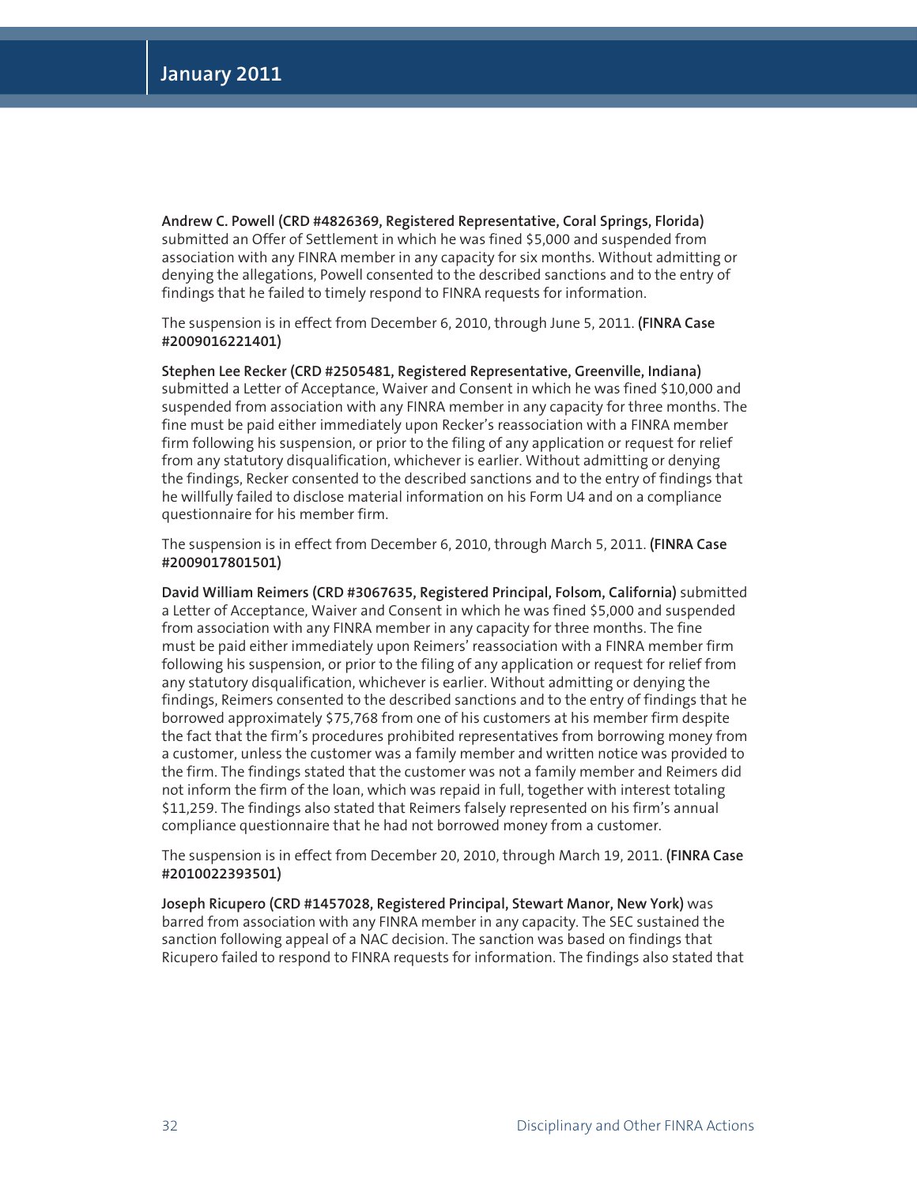**Andrew C. Powell (CRD #4826369, Registered Representative, Coral Springs, Florida)** submitted an Offer of Settlement in which he was fined $5,000 and suspended from association with any FINRA member in any capacity for six months. Without admitting or denying the allegations, Powell consented to the described sanctions and to the entry of findings that he failed to timely respond to FINRA requests for information.

The suspension is in effect from December 6, 2010, through June 5, 2011. **(FINRA Case #2009016221401)**

**Stephen Lee Recker (CRD #2505481, Registered Representative, Greenville, Indiana)** submitted a Letter of Acceptance, Waiver and Consent in which he was fined $10,000 and suspended from association with any FINRA member in any capacity for three months. The fine must be paid either immediately upon Recker's reassociation with a FINRA member firm following his suspension, or prior to the filing of any application or request for relief from any statutory disqualification, whichever is earlier. Without admitting or denying the findings, Recker consented to the described sanctions and to the entry of findings that he willfully failed to disclose material information on his Form U4 and on a compliance questionnaire for his member firm.

The suspension is in effect from December 6, 2010, through March 5, 2011. **(FINRA Case #2009017801501)**

**David William Reimers (CRD #3067635, Registered Principal, Folsom, California)** submitted a Letter of Acceptance, Waiver and Consent in which he was fined $5,000 and suspended from association with any FINRA member in any capacity for three months. The fine must be paid either immediately upon Reimers' reassociation with a FINRA member firm following his suspension, or prior to the filing of any application or request for relief from any statutory disqualification, whichever is earlier. Without admitting or denying the findings, Reimers consented to the described sanctions and to the entry of findings that he borrowed approximately $75,768 from one of his customers at his member firm despite the fact that the firm's procedures prohibited representatives from borrowing money from a customer, unless the customer was a family member and written notice was provided to the firm. The findings stated that the customer was not a family member and Reimers did not inform the firm of the loan, which was repaid in full, together with interest totaling $11,259. The findings also stated that Reimers falsely represented on his firm's annual compliance questionnaire that he had not borrowed money from a customer.

The suspension is in effect from December 20, 2010, through March 19, 2011. **(FINRA Case #2010022393501)**

**Joseph Ricupero (CRD #1457028, Registered Principal, Stewart Manor, New York)** was barred from association with any FINRA member in any capacity. The SEC sustained the sanction following appeal of a NAC decision. The sanction was based on findings that Ricupero failed to respond to FINRA requests for information. The findings also stated that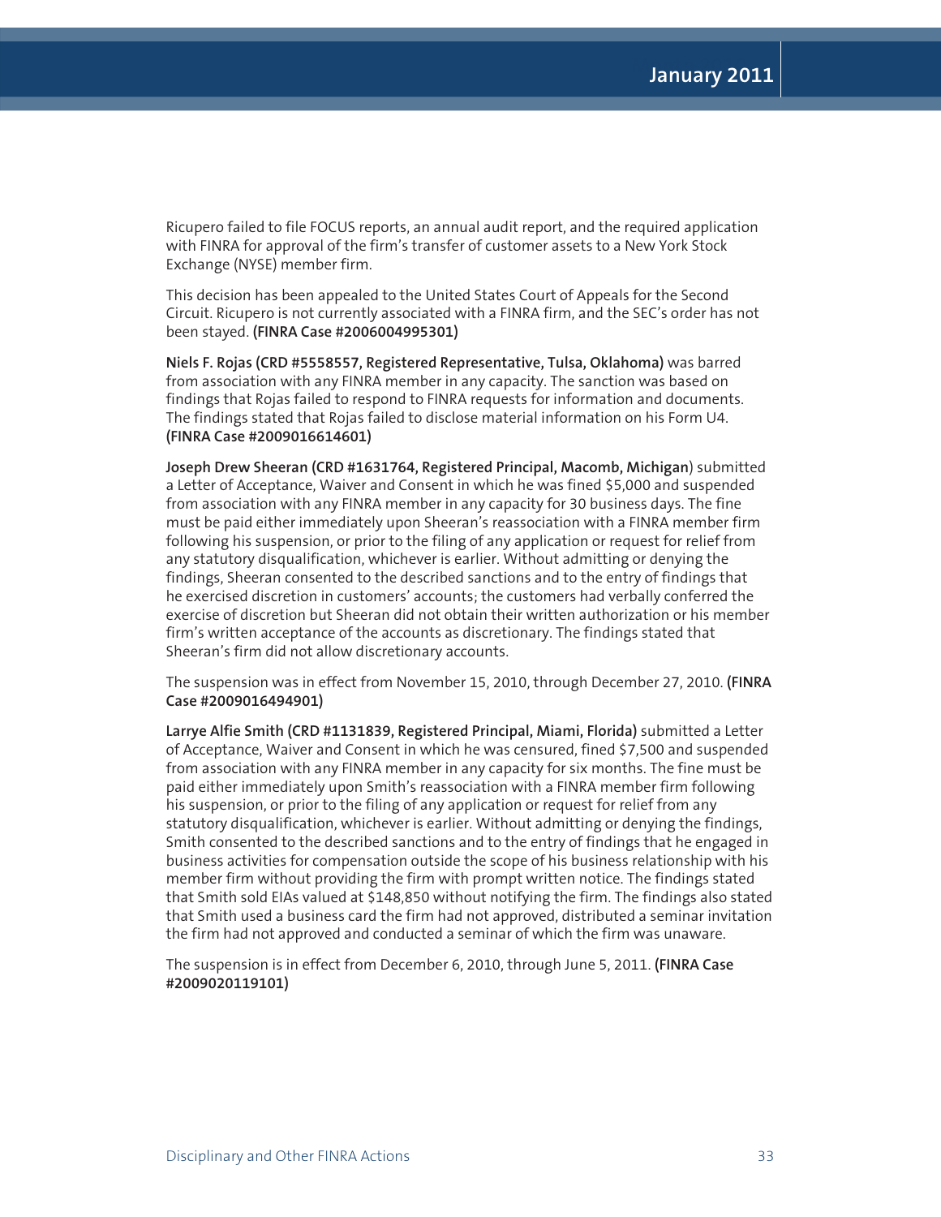Ricupero failed to file FOCUS reports, an annual audit report, and the required application with FINRA for approval of the firm's transfer of customer assets to a New York Stock Exchange (NYSE) member firm.

This decision has been appealed to the United States Court of Appeals for the Second Circuit. Ricupero is not currently associated with a FINRA firm, and the SEC's order has not been stayed. **(FINRA Case #2006004995301)**

**Niels F. Rojas (CRD #5558557, Registered Representative, Tulsa, Oklahoma)** was barred from association with any FINRA member in any capacity. The sanction was based on findings that Rojas failed to respond to FINRA requests for information and documents. The findings stated that Rojas failed to disclose material information on his Form U4. **(FINRA Case #2009016614601)**

**Joseph Drew Sheeran (CRD #1631764, Registered Principal, Macomb, Michigan)** submitted a Letter of Acceptance, Waiver and Consent in which he was fined $5,000 and suspended from association with any FINRA member in any capacity for 30 business days. The fine must be paid either immediately upon Sheeran's reassociation with a FINRA member firm following his suspension, or prior to the filing of any application or request for relief from any statutory disqualification, whichever is earlier. Without admitting or denying the findings, Sheeran consented to the described sanctions and to the entry of findings that he exercised discretion in customers' accounts; the customers had verbally conferred the exercise of discretion but Sheeran did not obtain their written authorization or his member firm's written acceptance of the accounts as discretionary. The findings stated that Sheeran's firm did not allow discretionary accounts.

The suspension was in effect from November 15, 2010, through December 27, 2010. **(FINRA Case #2009016494901)**

**Larrye Alfie Smith (CRD #1131839, Registered Principal, Miami, Florida)** submitted a Letter of Acceptance, Waiver and Consent in which he was censured, fined $7,500 and suspended from association with any FINRA member in any capacity for six months. The fine must be paid either immediately upon Smith's reassociation with a FINRA member firm following his suspension, or prior to the filing of any application or request for relief from any statutory disqualification, whichever is earlier. Without admitting or denying the findings, Smith consented to the described sanctions and to the entry of findings that he engaged in business activities for compensation outside the scope of his business relationship with his member firm without providing the firm with prompt written notice. The findings stated that Smith sold EIAs valued at $148,850 without notifying the firm. The findings also stated that Smith used a business card the firm had not approved, distributed a seminar invitation the firm had not approved and conducted a seminar of which the firm was unaware.

The suspension is in effect from December 6, 2010, through June 5, 2011. **(FINRA Case #2009020119101)**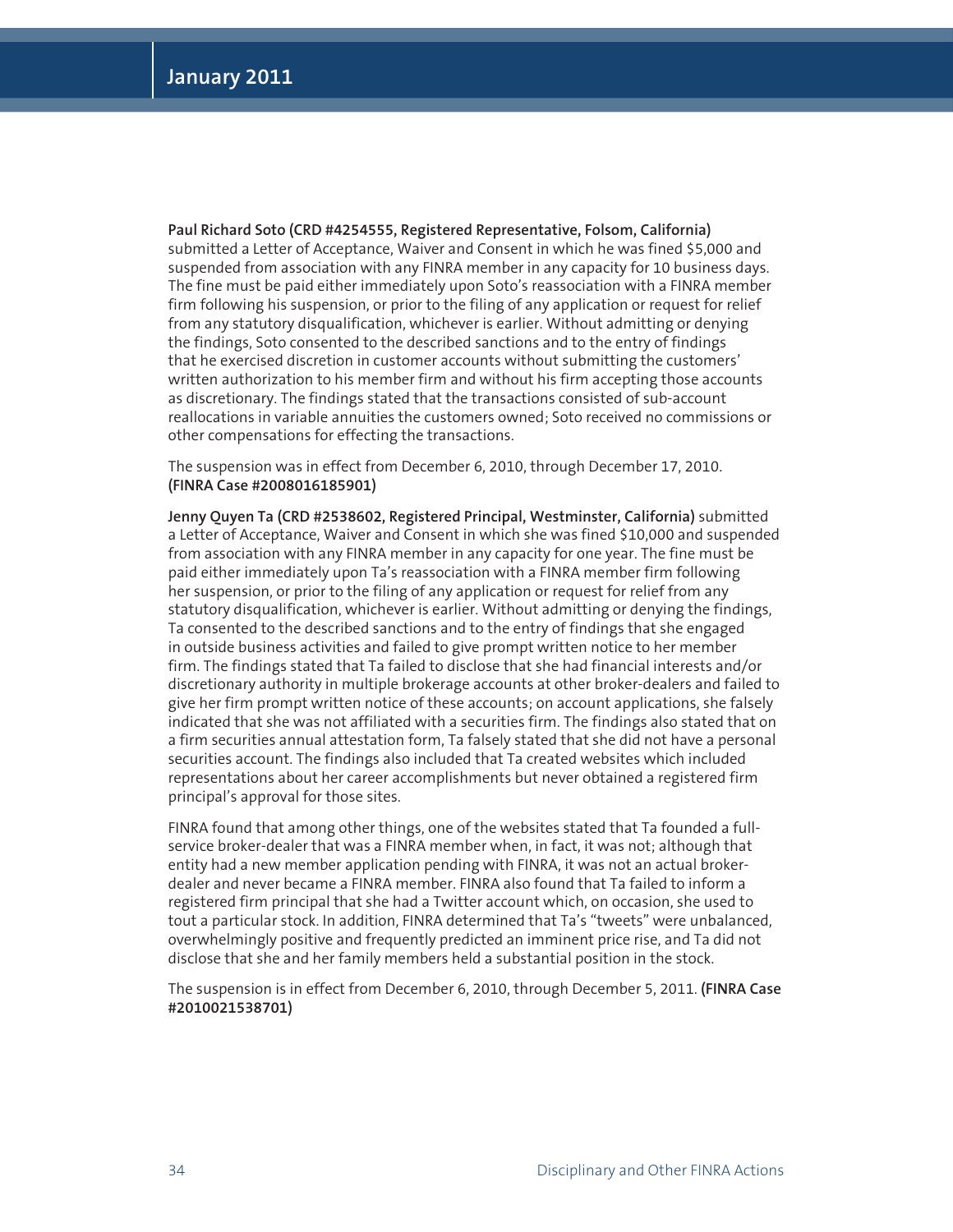**Paul Richard Soto (CRD #4254555, Registered Representative, Folsom, California)** submitted a Letter of Acceptance, Waiver and Consent in which he was fined $5,000 and suspended from association with any FINRA member in any capacity for 10 business days. The fine must be paid either immediately upon Soto's reassociation with a FINRA member firm following his suspension, or prior to the filing of any application or request for relief from any statutory disqualification, whichever is earlier. Without admitting or denying the findings, Soto consented to the described sanctions and to the entry of findings that he exercised discretion in customer accounts without submitting the customers' written authorization to his member firm and without his firm accepting those accounts as discretionary. The findings stated that the transactions consisted of sub-account reallocations in variable annuities the customers owned; Soto received no commissions or other compensations for effecting the transactions.

The suspension was in effect from December 6, 2010, through December 17, 2010. **(FINRA Case #2008016185901)**

**Jenny Quyen Ta (CRD #2538602, Registered Principal, Westminster, California)** submitted a Letter of Acceptance, Waiver and Consent in which she was fined $10,000 and suspended from association with any FINRA member in any capacity for one year. The fine must be paid either immediately upon Ta's reassociation with a FINRA member firm following her suspension, or prior to the filing of any application or request for relief from any statutory disqualification, whichever is earlier. Without admitting or denying the findings, Ta consented to the described sanctions and to the entry of findings that she engaged in outside business activities and failed to give prompt written notice to her member firm. The findings stated that Ta failed to disclose that she had financial interests and/or discretionary authority in multiple brokerage accounts at other broker-dealers and failed to give her firm prompt written notice of these accounts; on account applications, she falsely indicated that she was not affiliated with a securities firm. The findings also stated that on a firm securities annual attestation form, Ta falsely stated that she did not have a personal securities account. The findings also included that Ta created websites which included representations about her career accomplishments but never obtained a registered firm principal's approval for those sites.

FINRA found that among other things, one of the websites stated that Ta founded a full-service broker-dealer that was a FINRA member when, in fact, it was not; although that entity had a new member application pending with FINRA, it was not an actual broker-dealer and never became a FINRA member. FINRA also found that Ta failed to inform a registered firm principal that she had a Twitter account which, on occasion, she used to tout a particular stock. In addition, FINRA determined that Ta's "tweets" were unbalanced, overwhelmingly positive and frequently predicted an imminent price rise, and Ta did not disclose that she and her family members held a substantial position in the stock.

The suspension is in effect from December 6, 2010, through December 5, 2011. **(FINRA Case #2010021538701)**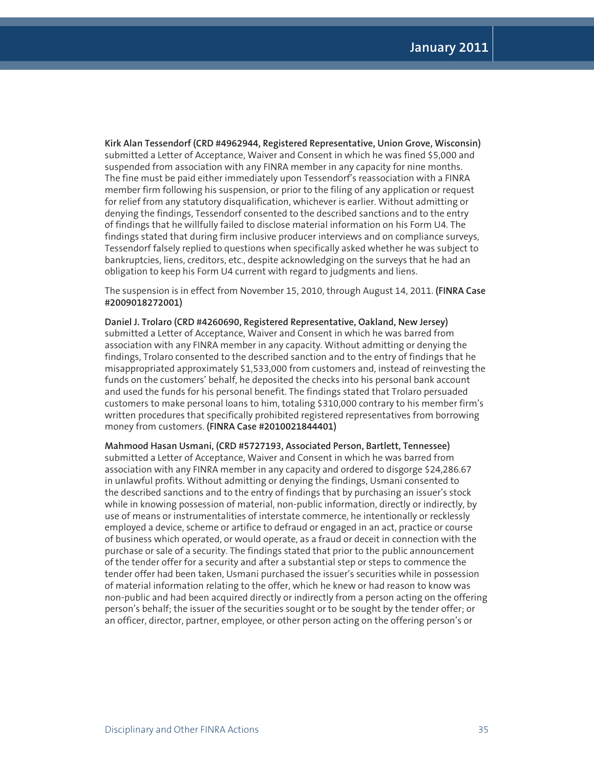**Kirk Alan Tessendorf (CRD #4962944, Registered Representative, Union Grove, Wisconsin)** submitted a Letter of Acceptance, Waiver and Consent in which he was fined $5,000 and suspended from association with any FINRA member in any capacity for nine months. The fine must be paid either immediately upon Tessendorf's reassociation with a FINRA member firm following his suspension, or prior to the filing of any application or request for relief from any statutory disqualification, whichever is earlier. Without admitting or denying the findings, Tessendorf consented to the described sanctions and to the entry of findings that he willfully failed to disclose material information on his Form U4. The findings stated that during firm inclusive producer interviews and on compliance surveys, Tessendorf falsely replied to questions when specifically asked whether he was subject to bankruptcies, liens, creditors, etc., despite acknowledging on the surveys that he had an obligation to keep his Form U4 current with regard to judgments and liens.

The suspension is in effect from November 15, 2010, through August 14, 2011. **(FINRA Case #2009018272001)**

**Daniel J. Trolaro (CRD #4260690, Registered Representative, Oakland, New Jersey)** submitted a Letter of Acceptance, Waiver and Consent in which he was barred from association with any FINRA member in any capacity. Without admitting or denying the findings, Trolaro consented to the described sanction and to the entry of findings that he misappropriated approximately $1,533,000 from customers and, instead of reinvesting the funds on the customers' behalf, he deposited the checks into his personal bank account and used the funds for his personal benefit. The findings stated that Trolaro persuaded customers to make personal loans to him, totaling $310,000 contrary to his member firm's written procedures that specifically prohibited registered representatives from borrowing money from customers. **(FINRA Case #2010021844401)**

**Mahmood Hasan Usmani, (CRD #5727193, Associated Person, Bartlett, Tennessee)** submitted a Letter of Acceptance, Waiver and Consent in which he was barred from association with any FINRA member in any capacity and ordered to disgorge $24,286.67 in unlawful profits. Without admitting or denying the findings, Usmani consented to the described sanctions and to the entry of findings that by purchasing an issuer's stock while in knowing possession of material, non-public information, directly or indirectly, by use of means or instrumentalities of interstate commerce, he intentionally or recklessly employed a device, scheme or artifice to defraud or engaged in an act, practice or course of business which operated, or would operate, as a fraud or deceit in connection with the purchase or sale of a security. The findings stated that prior to the public announcement of the tender offer for a security and after a substantial step or steps to commence the tender offer had been taken, Usmani purchased the issuer's securities while in possession of material information relating to the offer, which he knew or had reason to know was non-public and had been acquired directly or indirectly from a person acting on the offering person's behalf; the issuer of the securities sought or to be sought by the tender offer; or an officer, director, partner, employee, or other person acting on the offering person's or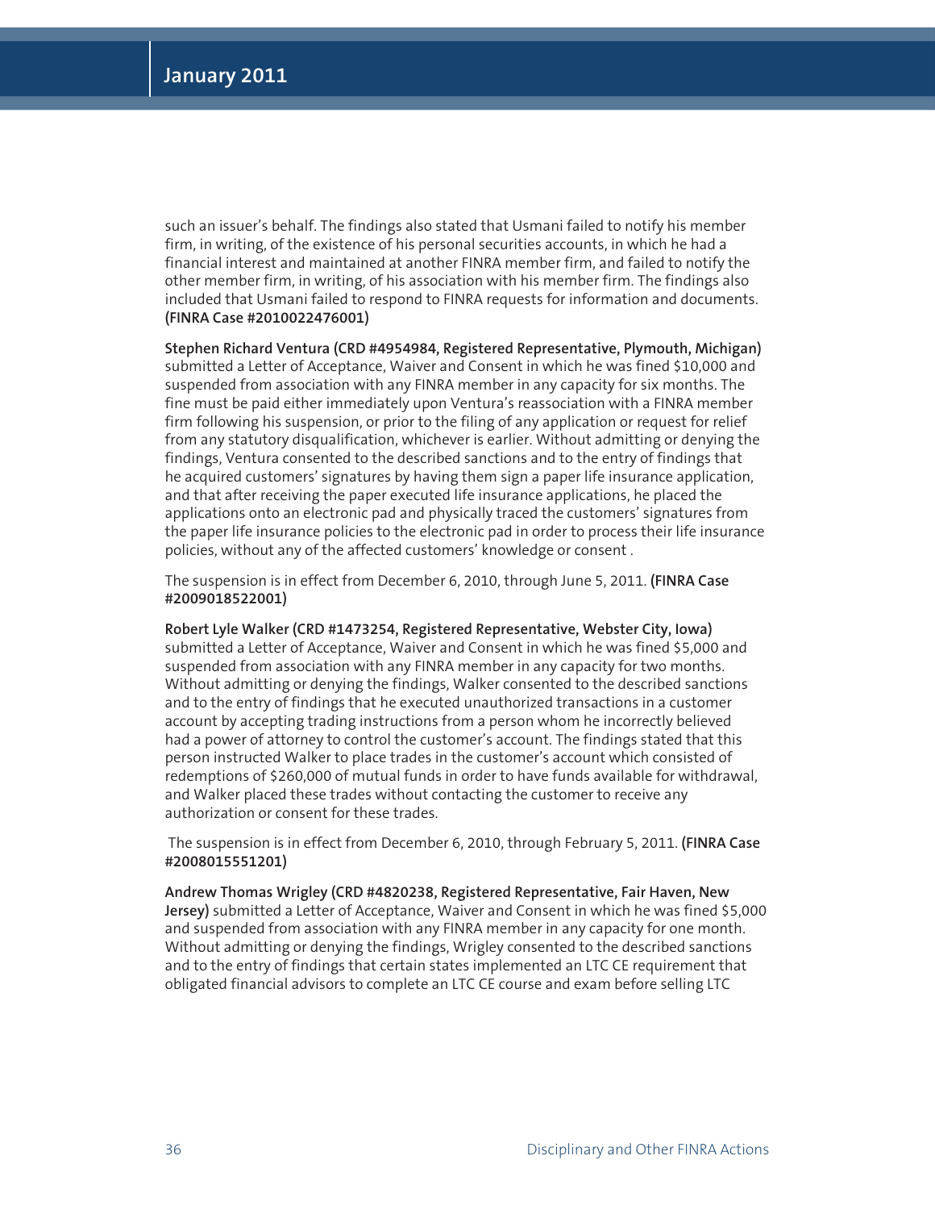such an issuer's behalf. The findings also stated that Usmani failed to notify his member firm, in writing, of the existence of his personal securities accounts, in which he had a financial interest and maintained at another FINRA member firm, and failed to notify the other member firm, in writing, of his association with his member firm. The findings also included that Usmani failed to respond to FINRA requests for information and documents. **(FINRA Case #2010022476001)**

**Stephen Richard Ventura (CRD #4954984, Registered Representative, Plymouth, Michigan)** submitted a Letter of Acceptance, Waiver and Consent in which he was fined $10,000 and suspended from association with any FINRA member in any capacity for six months. The fine must be paid either immediately upon Ventura's reassociation with a FINRA member firm following his suspension, or prior to the filing of any application or request for relief from any statutory disqualification, whichever is earlier. Without admitting or denying the findings, Ventura consented to the described sanctions and to the entry of findings that he acquired customers' signatures by having them sign a paper life insurance application, and that after receiving the paper executed life insurance applications, he placed the applications onto an electronic pad and physically traced the customers' signatures from the paper life insurance policies to the electronic pad in order to process their life insurance policies, without any of the affected customers' knowledge or consent .

The suspension is in effect from December 6, 2010, through June 5, 2011. **(FINRA Case #2009018522001)**

**Robert Lyle Walker (CRD #1473254, Registered Representative, Webster City, Iowa)** submitted a Letter of Acceptance, Waiver and Consent in which he was fined $5,000 and suspended from association with any FINRA member in any capacity for two months. Without admitting or denying the findings, Walker consented to the described sanctions and to the entry of findings that he executed unauthorized transactions in a customer account by accepting trading instructions from a person whom he incorrectly believed had a power of attorney to control the customer's account. The findings stated that this person instructed Walker to place trades in the customer's account which consisted of redemptions of $260,000 of mutual funds in order to have funds available for withdrawal, and Walker placed these trades without contacting the customer to receive any authorization or consent for these trades.

The suspension is in effect from December 6, 2010, through February 5, 2011. **(FINRA Case #2008015551201)**

**Andrew Thomas Wrigley (CRD #4820238, Registered Representative, Fair Haven, New Jersey)** submitted a Letter of Acceptance, Waiver and Consent in which he was fined $5,000 and suspended from association with any FINRA member in any capacity for one month. Without admitting or denying the findings, Wrigley consented to the described sanctions and to the entry of findings that certain states implemented an LTC CE requirement that obligated financial advisors to complete an LTC CE course and exam before selling LTC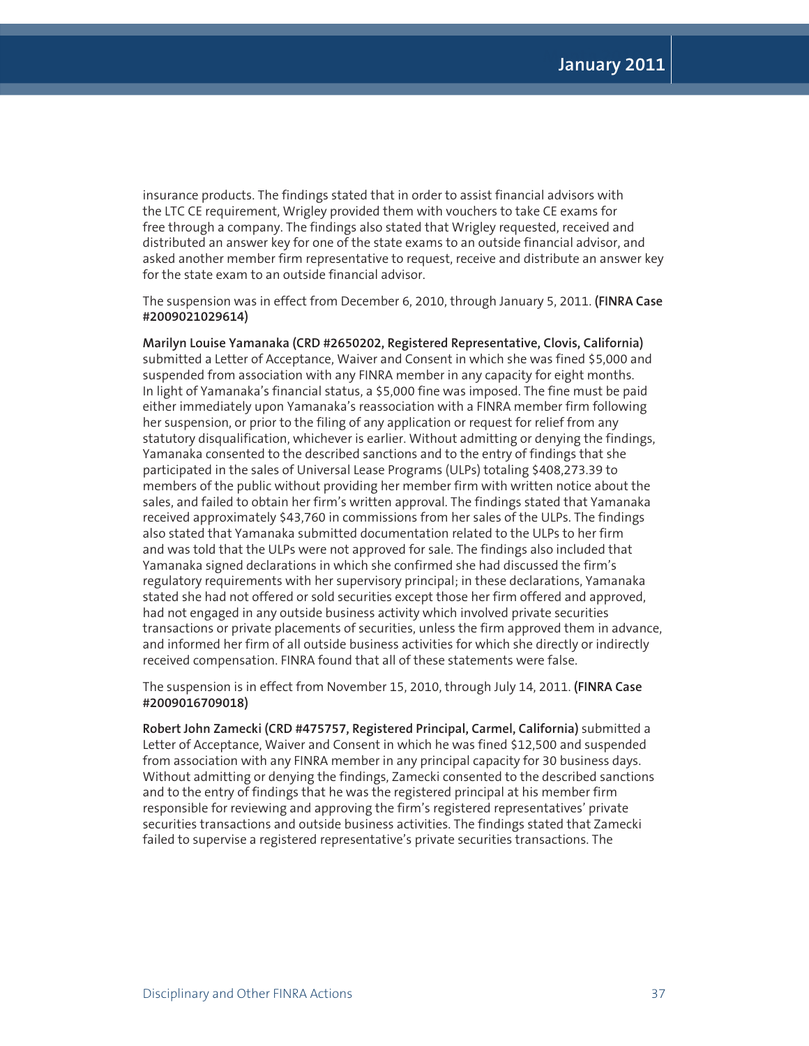insurance products. The findings stated that in order to assist financial advisors with the LTC CE requirement, Wrigley provided them with vouchers to take CE exams for free through a company. The findings also stated that Wrigley requested, received and distributed an answer key for one of the state exams to an outside financial advisor, and asked another member firm representative to request, receive and distribute an answer key for the state exam to an outside financial advisor.

The suspension was in effect from December 6, 2010, through January 5, 2011. **(FINRA Case #2009021029614)**

**Marilyn Louise Yamanaka (CRD #2650202, Registered Representative, Clovis, California)** submitted a Letter of Acceptance, Waiver and Consent in which she was fined $5,000 and suspended from association with any FINRA member in any capacity for eight months. In light of Yamanaka's financial status, a $5,000 fine was imposed. The fine must be paid either immediately upon Yamanaka's reassociation with a FINRA member firm following her suspension, or prior to the filing of any application or request for relief from any statutory disqualification, whichever is earlier. Without admitting or denying the findings, Yamanaka consented to the described sanctions and to the entry of findings that she participated in the sales of Universal Lease Programs (ULPs) totaling $408,273.39 to members of the public without providing her member firm with written notice about the sales, and failed to obtain her firm's written approval. The findings stated that Yamanaka received approximately $43,760 in commissions from her sales of the ULPs. The findings also stated that Yamanaka submitted documentation related to the ULPs to her firm and was told that the ULPs were not approved for sale. The findings also included that Yamanaka signed declarations in which she confirmed she had discussed the firm's regulatory requirements with her supervisory principal; in these declarations, Yamanaka stated she had not offered or sold securities except those her firm offered and approved, had not engaged in any outside business activity which involved private securities transactions or private placements of securities, unless the firm approved them in advance, and informed her firm of all outside business activities for which she directly or indirectly received compensation. FINRA found that all of these statements were false.

The suspension is in effect from November 15, 2010, through July 14, 2011. **(FINRA Case #2009016709018)**

**Robert John Zamecki (CRD #475757, Registered Principal, Carmel, California)** submitted a Letter of Acceptance, Waiver and Consent in which he was fined $12,500 and suspended from association with any FINRA member in any principal capacity for 30 business days. Without admitting or denying the findings, Zamecki consented to the described sanctions and to the entry of findings that he was the registered principal at his member firm responsible for reviewing and approving the firm's registered representatives' private securities transactions and outside business activities. The findings stated that Zamecki failed to supervise a registered representative's private securities transactions. The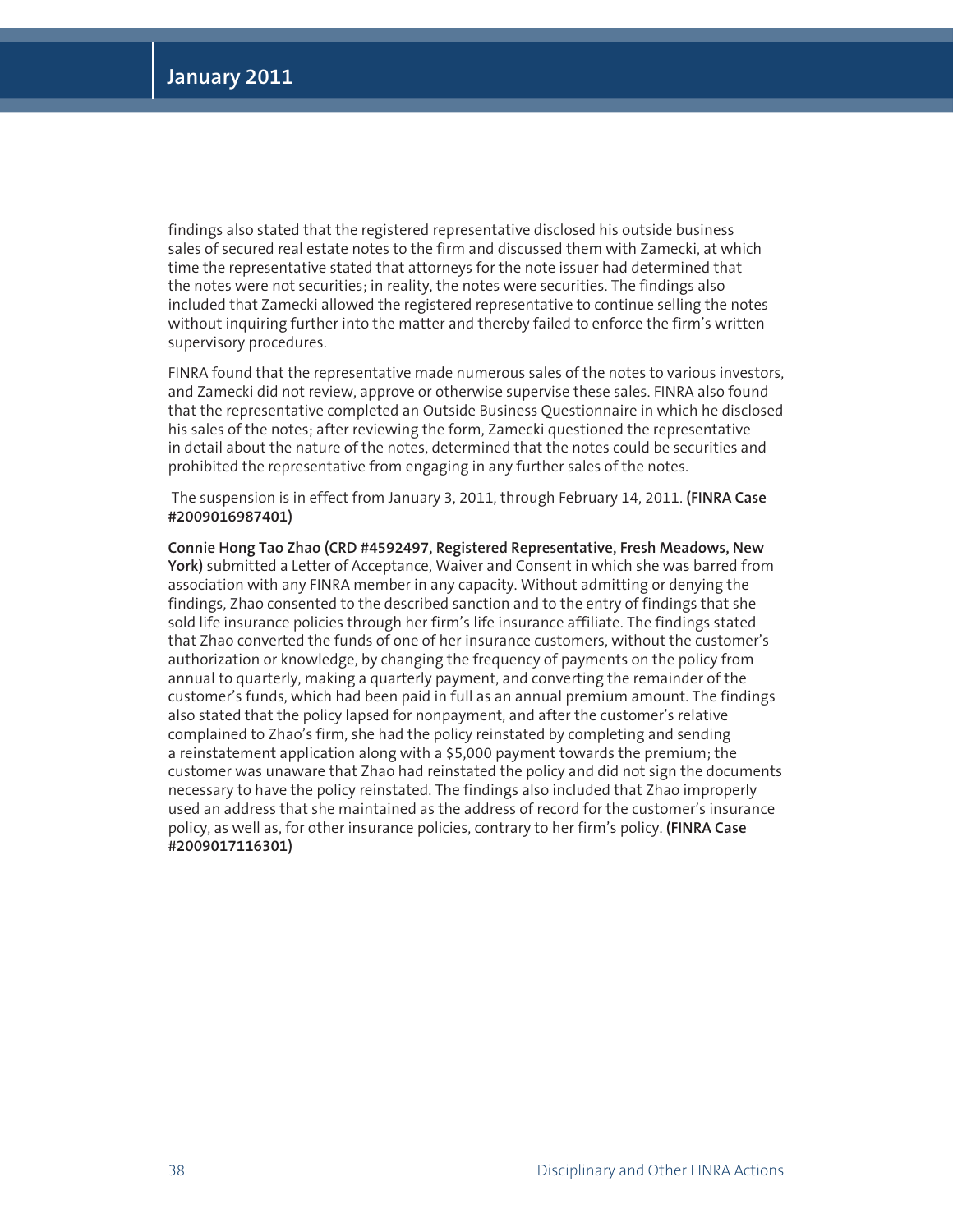findings also stated that the registered representative disclosed his outside business sales of secured real estate notes to the firm and discussed them with Zamecki, at which time the representative stated that attorneys for the note issuer had determined that the notes were not securities; in reality, the notes were securities. The findings also included that Zamecki allowed the registered representative to continue selling the notes without inquiring further into the matter and thereby failed to enforce the firm's written supervisory procedures.

FINRA found that the representative made numerous sales of the notes to various investors, and Zamecki did not review, approve or otherwise supervise these sales. FINRA also found that the representative completed an Outside Business Questionnaire in which he disclosed his sales of the notes; after reviewing the form, Zamecki questioned the representative in detail about the nature of the notes, determined that the notes could be securities and prohibited the representative from engaging in any further sales of the notes.

The suspension is in effect from January 3, 2011, through February 14, 2011. **(FINRA Case #2009016987401)**

**Connie Hong Tao Zhao (CRD #4592497, Registered Representative, Fresh Meadows, New York)** submitted a Letter of Acceptance, Waiver and Consent in which she was barred from association with any FINRA member in any capacity. Without admitting or denying the findings, Zhao consented to the described sanction and to the entry of findings that she sold life insurance policies through her firm's life insurance affiliate. The findings stated that Zhao converted the funds of one of her insurance customers, without the customer's authorization or knowledge, by changing the frequency of payments on the policy from annual to quarterly, making a quarterly payment, and converting the remainder of the customer's funds, which had been paid in full as an annual premium amount. The findings also stated that the policy lapsed for nonpayment, and after the customer's relative complained to Zhao's firm, she had the policy reinstated by completing and sending a reinstatement application along with a $5,000 payment towards the premium; the customer was unaware that Zhao had reinstated the policy and did not sign the documents necessary to have the policy reinstated. The findings also included that Zhao improperly used an address that she maintained as the address of record for the customer's insurance policy, as well as, for other insurance policies, contrary to her firm's policy. **(FINRA Case #2009017116301)**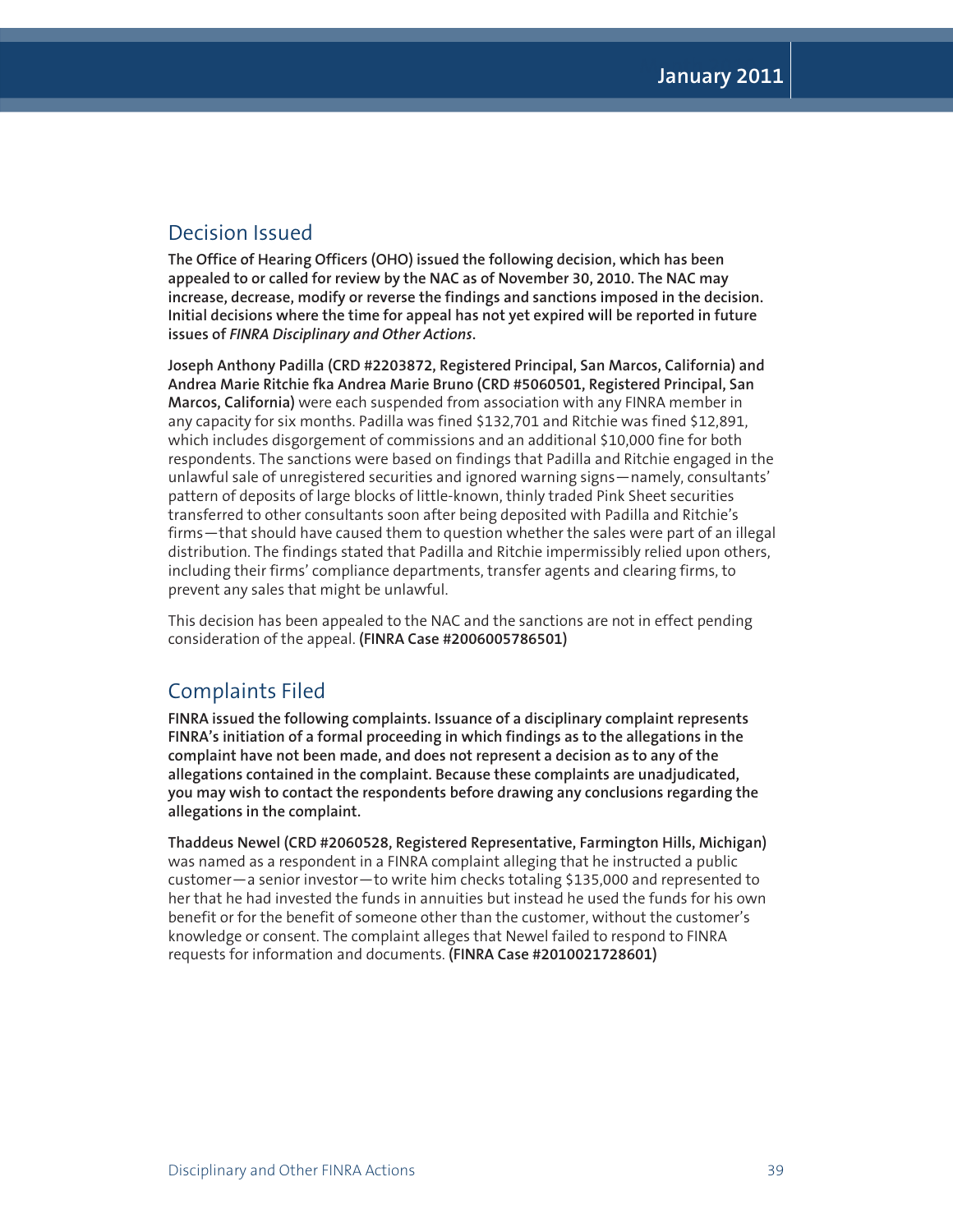## Decision Issued

**The Office of Hearing Officers (OHO) issued the following decision, which has been appealed to or called for review by the NAC as of November 30, 2010. The NAC may increase, decrease, modify or reverse the findings and sanctions imposed in the decision. Initial decisions where the time for appeal has not yet expired will be reported in future issues of *FINRA Disciplinary and Other Actions*.**

**Joseph Anthony Padilla (CRD #2203872, Registered Principal, San Marcos, California) and Andrea Marie Ritchie fka Andrea Marie Bruno (CRD #5060501, Registered Principal, San Marcos, California)** were each suspended from association with any FINRA member in any capacity for six months. Padilla was fined $132,701 and Ritchie was fined $12,891, which includes disgorgement of commissions and an additional $10,000 fine for both respondents. The sanctions were based on findings that Padilla and Ritchie engaged in the unlawful sale of unregistered securities and ignored warning signs—namely, consultants' pattern of deposits of large blocks of little-known, thinly traded Pink Sheet securities transferred to other consultants soon after being deposited with Padilla and Ritchie's firms—that should have caused them to question whether the sales were part of an illegal distribution. The findings stated that Padilla and Ritchie impermissibly relied upon others, including their firms' compliance departments, transfer agents and clearing firms, to prevent any sales that might be unlawful.

This decision has been appealed to the NAC and the sanctions are not in effect pending consideration of the appeal. **(FINRA Case #2006005786501)**

## Complaints Filed

**FINRA issued the following complaints. Issuance of a disciplinary complaint represents FINRA's initiation of a formal proceeding in which findings as to the allegations in the complaint have not been made, and does not represent a decision as to any of the allegations contained in the complaint. Because these complaints are unadjudicated, you may wish to contact the respondents before drawing any conclusions regarding the allegations in the complaint.**

**Thaddeus Newel (CRD #2060528, Registered Representative, Farmington Hills, Michigan)** was named as a respondent in a FINRA complaint alleging that he instructed a public customer—a senior investor—to write him checks totaling $135,000 and represented to her that he had invested the funds in annuities but instead he used the funds for his own benefit or for the benefit of someone other than the customer, without the customer's knowledge or consent. The complaint alleges that Newel failed to respond to FINRA requests for information and documents. **(FINRA Case #2010021728601)**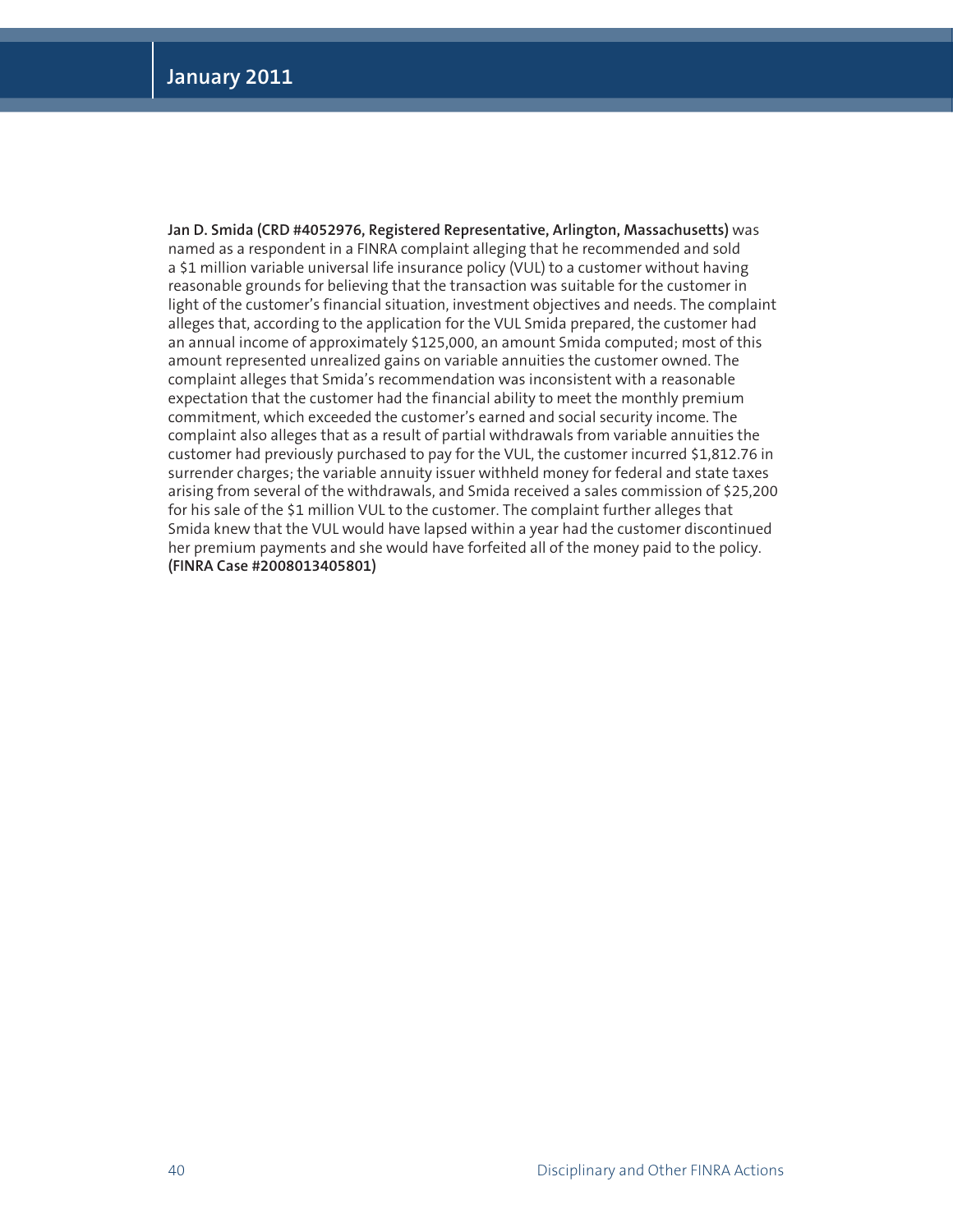**Jan D. Smida (CRD #4052976, Registered Representative, Arlington, Massachusetts)** was named as a respondent in a FINRA complaint alleging that he recommended and sold a $1 million variable universal life insurance policy (VUL) to a customer without having reasonable grounds for believing that the transaction was suitable for the customer in light of the customer's financial situation, investment objectives and needs. The complaint alleges that, according to the application for the VUL Smida prepared, the customer had an annual income of approximately $125,000, an amount Smida computed; most of this amount represented unrealized gains on variable annuities the customer owned. The complaint alleges that Smida's recommendation was inconsistent with a reasonable expectation that the customer had the financial ability to meet the monthly premium commitment, which exceeded the customer's earned and social security income. The complaint also alleges that as a result of partial withdrawals from variable annuities the customer had previously purchased to pay for the VUL, the customer incurred $1,812.76 in surrender charges; the variable annuity issuer withheld money for federal and state taxes arising from several of the withdrawals, and Smida received a sales commission of $25,200 for his sale of the $1 million VUL to the customer. The complaint further alleges that Smida knew that the VUL would have lapsed within a year had the customer discontinued her premium payments and she would have forfeited all of the money paid to the policy. **(FINRA Case #2008013405801)**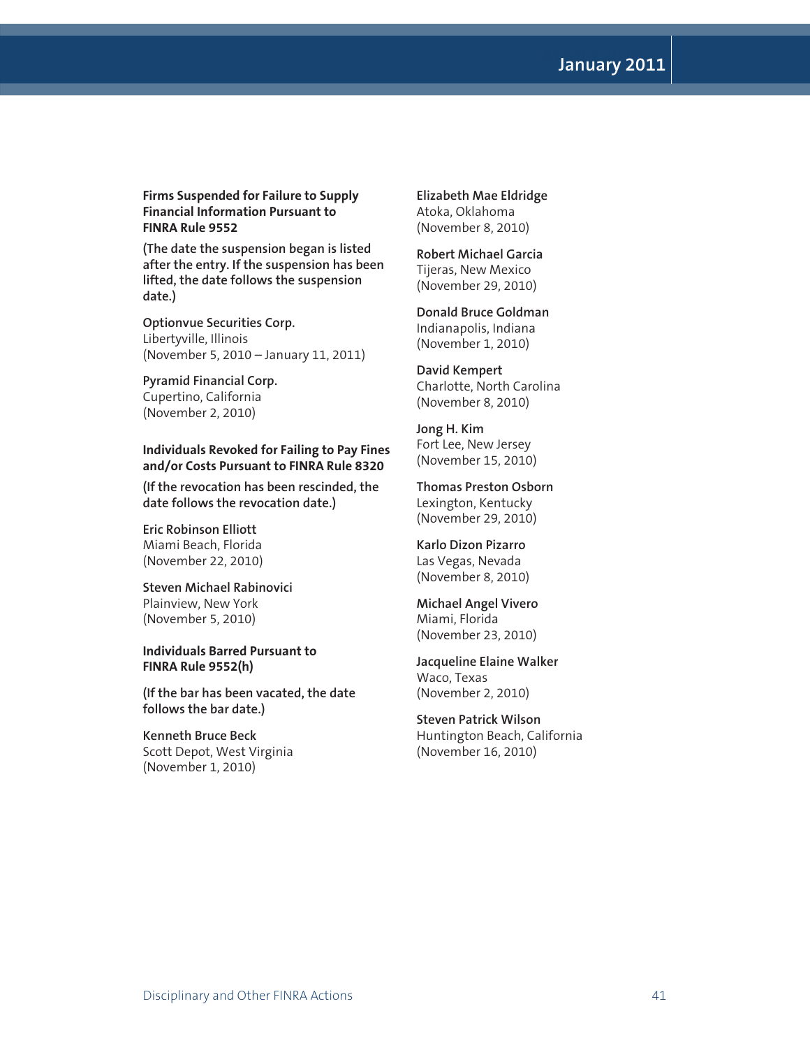### Firms Suspended for Failure to Supply Financial Information Pursuant to FINRA Rule 9552

**(The date the suspension began is listed after the entry. If the suspension has been lifted, the date follows the suspension date.)**

**Optionvue Securities Corp.**
Libertyville, Illinois
(November 5, 2010 – January 11, 2011)

**Pyramid Financial Corp.**
Cupertino, California
(November 2, 2010)

### Individuals Revoked for Failing to Pay Fines and/or Costs Pursuant to FINRA Rule 8320

**(If the revocation has been rescinded, the date follows the revocation date.)**

**Eric Robinson Elliott**
Miami Beach, Florida
(November 22, 2010)

**Steven Michael Rabinovici**
Plainview, New York
(November 5, 2010)

### Individuals Barred Pursuant to FINRA Rule 9552(h)

**(If the bar has been vacated, the date follows the bar date.)**

**Kenneth Bruce Beck**
Scott Depot, West Virginia
(November 1, 2010)

**Elizabeth Mae Eldridge**
Atoka, Oklahoma
(November 8, 2010)

**Robert Michael Garcia**
Tijeras, New Mexico
(November 29, 2010)

**Donald Bruce Goldman**
Indianapolis, Indiana
(November 1, 2010)

**David Kempert**
Charlotte, North Carolina
(November 8, 2010)

**Jong H. Kim**
Fort Lee, New Jersey
(November 15, 2010)

**Thomas Preston Osborn**
Lexington, Kentucky
(November 29, 2010)

**Karlo Dizon Pizarro**
Las Vegas, Nevada
(November 8, 2010)

**Michael Angel Vivero**
Miami, Florida
(November 23, 2010)

**Jacqueline Elaine Walker**
Waco, Texas
(November 2, 2010)

**Steven Patrick Wilson**
Huntington Beach, California
(November 16, 2010)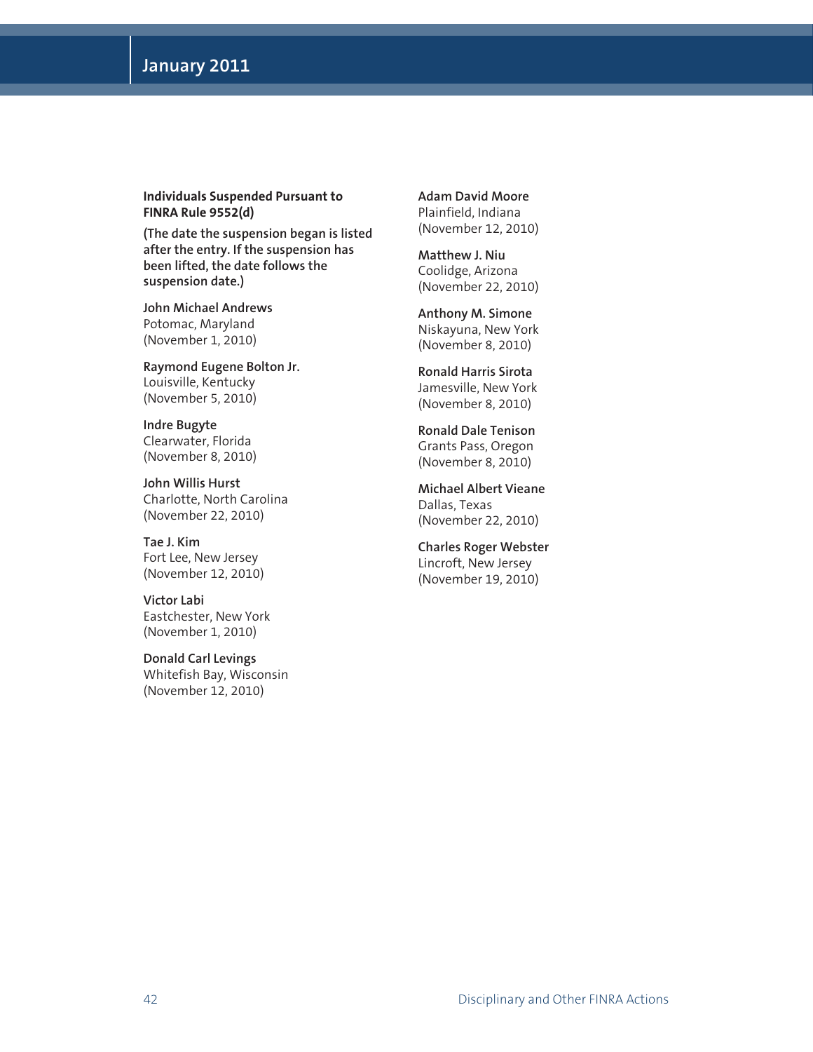**Individuals Suspended Pursuant to FINRA Rule 9552(d)**

**(The date the suspension began is listed after the entry. If the suspension has been lifted, the date follows the suspension date.)**

**John Michael Andrews**
Potomac, Maryland
(November 1, 2010)

**Raymond Eugene Bolton Jr.**
Louisville, Kentucky
(November 5, 2010)

**Indre Bugyte**
Clearwater, Florida
(November 8, 2010)

**John Willis Hurst**
Charlotte, North Carolina
(November 22, 2010)

**Tae J. Kim**
Fort Lee, New Jersey
(November 12, 2010)

**Victor Labi**
Eastchester, New York
(November 1, 2010)

**Donald Carl Levings**
Whitefish Bay, Wisconsin
(November 12, 2010)

**Adam David Moore**
Plainfield, Indiana
(November 12, 2010)

**Matthew J. Niu**
Coolidge, Arizona
(November 22, 2010)

**Anthony M. Simone**
Niskayuna, New York
(November 8, 2010)

**Ronald Harris Sirota**
Jamesville, New York
(November 8, 2010)

**Ronald Dale Tenison**
Grants Pass, Oregon
(November 8, 2010)

**Michael Albert Vieane**
Dallas, Texas
(November 22, 2010)

**Charles Roger Webster**
Lincroft, New Jersey
(November 19, 2010)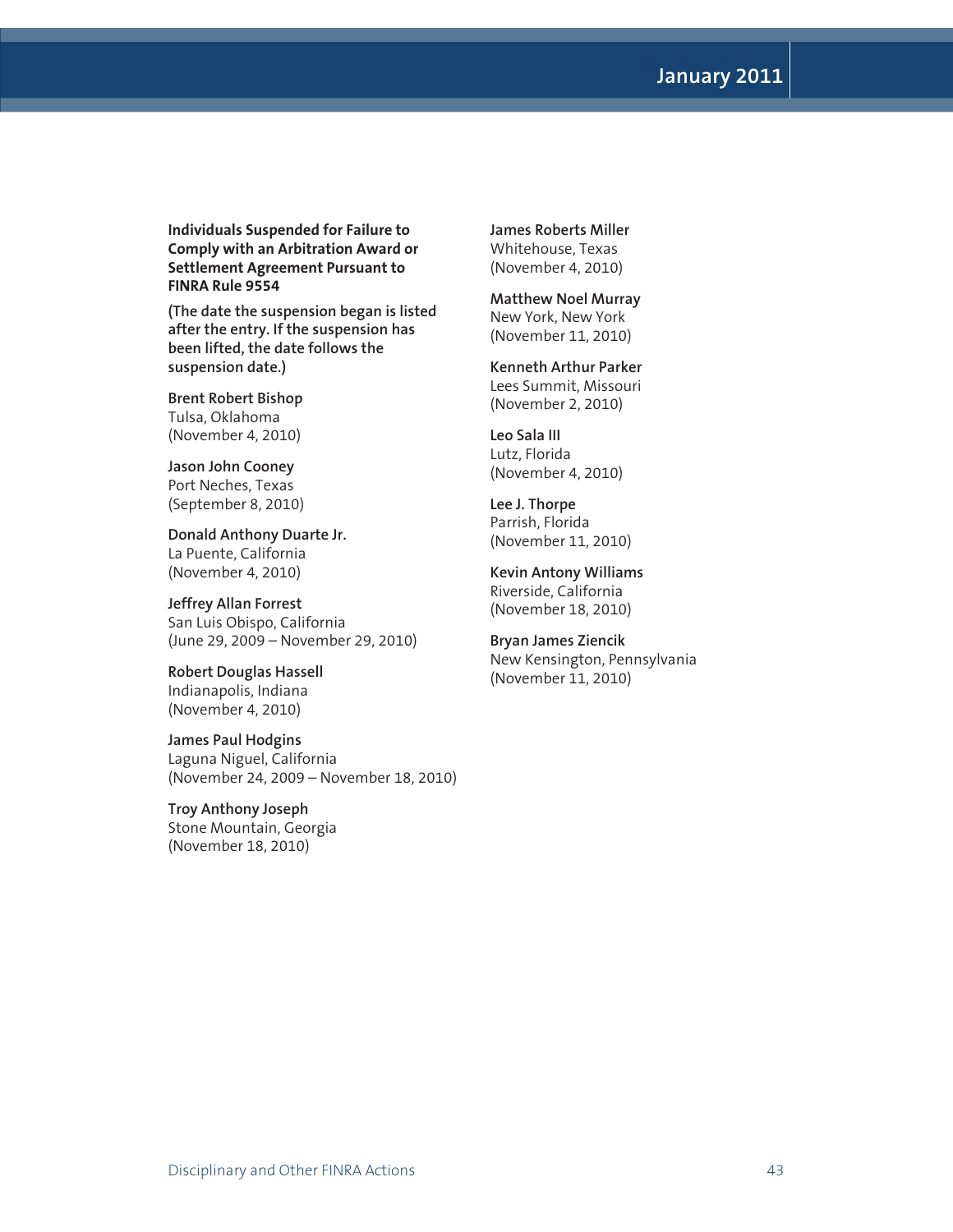**Individuals Suspended for Failure to Comply with an Arbitration Award or Settlement Agreement Pursuant to FINRA Rule 9554**

**(The date the suspension began is listed after the entry. If the suspension has been lifted, the date follows the suspension date.)**

**Brent Robert Bishop**
Tulsa, Oklahoma
(November 4, 2010)

**Jason John Cooney**
Port Neches, Texas
(September 8, 2010)

**Donald Anthony Duarte Jr.**
La Puente, California
(November 4, 2010)

**Jeffrey Allan Forrest**
San Luis Obispo, California
(June 29, 2009 – November 29, 2010)

**Robert Douglas Hassell**
Indianapolis, Indiana
(November 4, 2010)

**James Paul Hodgins**
Laguna Niguel, California
(November 24, 2009 – November 18, 2010)

**Troy Anthony Joseph**
Stone Mountain, Georgia
(November 18, 2010)

**James Roberts Miller**
Whitehouse, Texas
(November 4, 2010)

**Matthew Noel Murray**
New York, New York
(November 11, 2010)

**Kenneth Arthur Parker**
Lees Summit, Missouri
(November 2, 2010)

**Leo Sala III**
Lutz, Florida
(November 4, 2010)

**Lee J. Thorpe**
Parrish, Florida
(November 11, 2010)

**Kevin Antony Williams**
Riverside, California
(November 18, 2010)

**Bryan James Ziencik**
New Kensington, Pennsylvania
(November 11, 2010)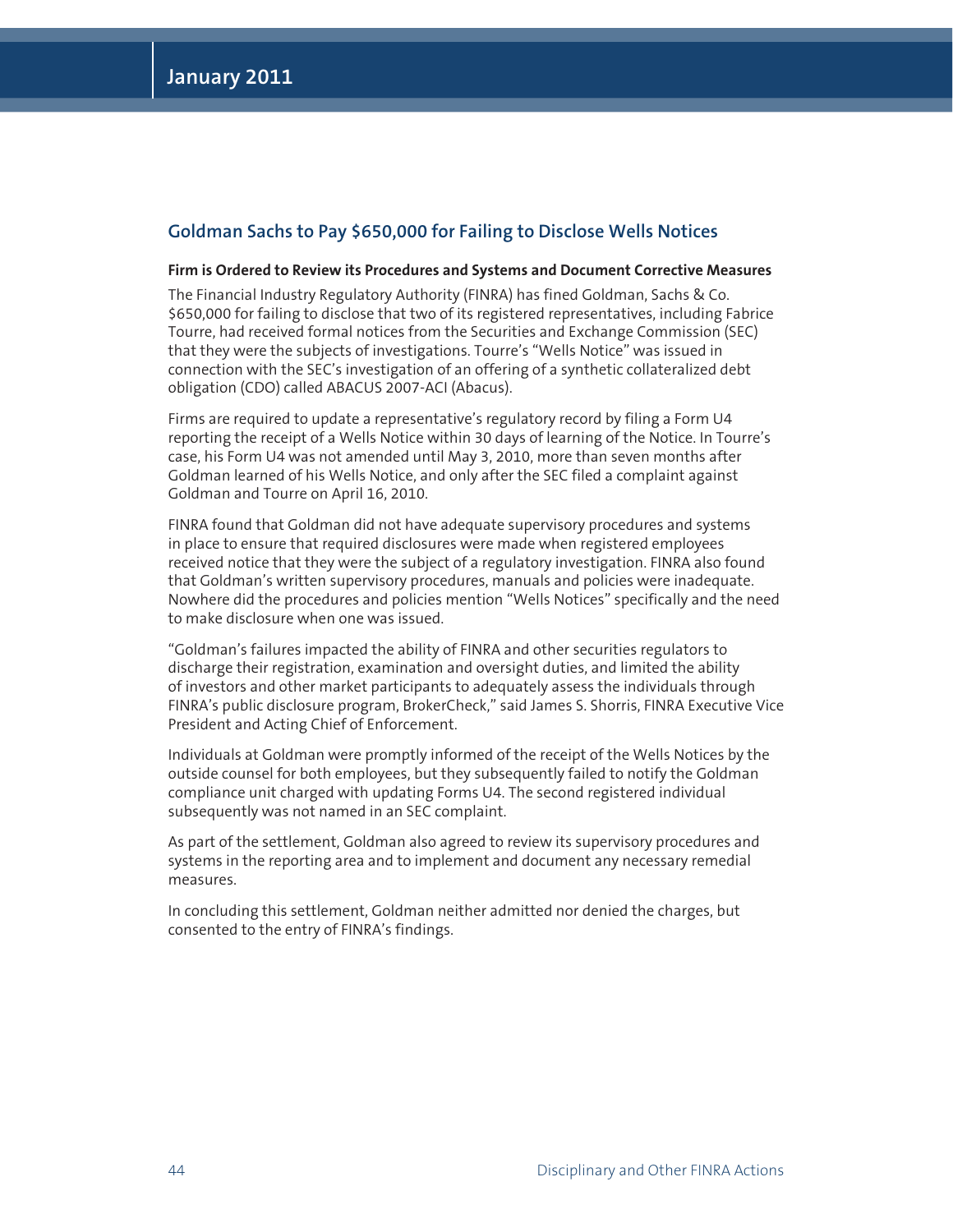## Goldman Sachs to Pay $650,000 for Failing to Disclose Wells Notices

**Firm is Ordered to Review its Procedures and Systems and Document Corrective Measures**

The Financial Industry Regulatory Authority (FINRA) has fined Goldman, Sachs & Co. $650,000 for failing to disclose that two of its registered representatives, including Fabrice Tourre, had received formal notices from the Securities and Exchange Commission (SEC) that they were the subjects of investigations. Tourre's "Wells Notice" was issued in connection with the SEC's investigation of an offering of a synthetic collateralized debt obligation (CDO) called ABACUS 2007-ACI (Abacus).

Firms are required to update a representative's regulatory record by filing a Form U4 reporting the receipt of a Wells Notice within 30 days of learning of the Notice. In Tourre's case, his Form U4 was not amended until May 3, 2010, more than seven months after Goldman learned of his Wells Notice, and only after the SEC filed a complaint against Goldman and Tourre on April 16, 2010.

FINRA found that Goldman did not have adequate supervisory procedures and systems in place to ensure that required disclosures were made when registered employees received notice that they were the subject of a regulatory investigation. FINRA also found that Goldman's written supervisory procedures, manuals and policies were inadequate. Nowhere did the procedures and policies mention "Wells Notices" specifically and the need to make disclosure when one was issued.

"Goldman's failures impacted the ability of FINRA and other securities regulators to discharge their registration, examination and oversight duties, and limited the ability of investors and other market participants to adequately assess the individuals through FINRA's public disclosure program, BrokerCheck," said James S. Shorris, FINRA Executive Vice President and Acting Chief of Enforcement.

Individuals at Goldman were promptly informed of the receipt of the Wells Notices by the outside counsel for both employees, but they subsequently failed to notify the Goldman compliance unit charged with updating Forms U4. The second registered individual subsequently was not named in an SEC complaint.

As part of the settlement, Goldman also agreed to review its supervisory procedures and systems in the reporting area and to implement and document any necessary remedial measures.

In concluding this settlement, Goldman neither admitted nor denied the charges, but consented to the entry of FINRA's findings.